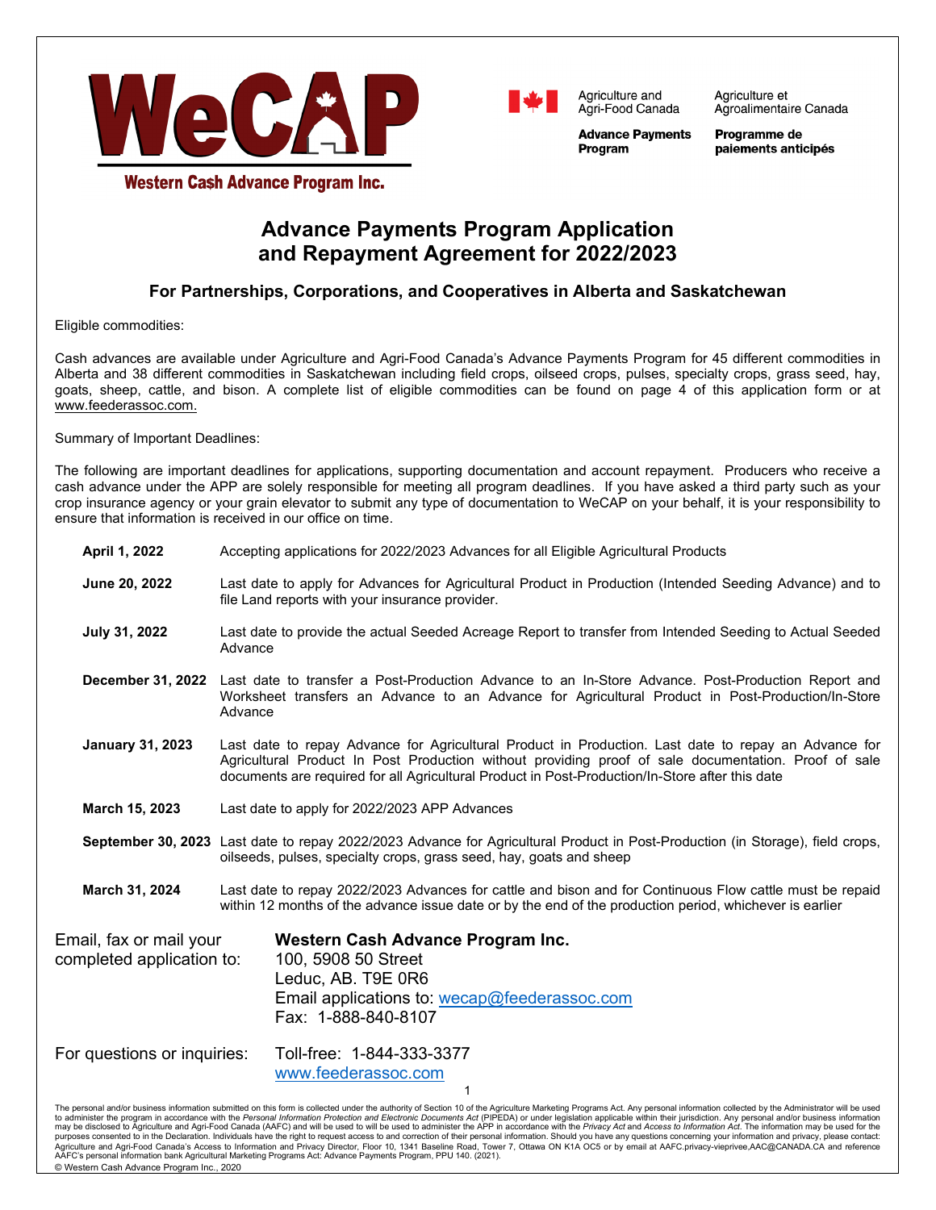WeCAP

Western Cash Advance Program Inc.

Agriculture and Agri-Food Canada | Agriculture et Agroalimentaire Canada

**Advance Payments Program** | **Programme de paiements anticipés**

# Advance Payments Program Application and Repayment Agreement for 2022/2023

### For Partnerships, Corporations, and Cooperatives in Alberta and Saskatchewan

Eligible commodities:

Cash advances are available under Agriculture and Agri-Food Canada's Advance Payments Program for 45 different commodities in Alberta and 38 different commodities in Saskatchewan including field crops, oilseed crops, pulses, specialty crops, grass seed, hay, goats, sheep, cattle, and bison. A complete list of eligible commodities can be found on page 4 of this application form or at www.feederassoc.com.

Summary of Important Deadlines:

The following are important deadlines for applications, supporting documentation and account repayment. Producers who receive a cash advance under the APP are solely responsible for meeting all program deadlines. If you have asked a third party such as your crop insurance agency or your grain elevator to submit any type of documentation to WeCAP on your behalf, it is your responsibility to ensure that information is received in our office on time.

**April 1, 2022** Accepting applications for 2022/2023 Advances for all Eligible Agricultural Products

**June 20, 2022** Last date to apply for Advances for Agricultural Product in Production (Intended Seeding Advance) and to file Land reports with your insurance provider.

**July 31, 2022** Last date to provide the actual Seeded Acreage Report to transfer from Intended Seeding to Actual Seeded Advance

**December 31, 2022** Last date to transfer a Post-Production Advance to an In-Store Advance. Post-Production Report and Worksheet transfers an Advance to an Advance for Agricultural Product in Post-Production/In-Store Advance

**January 31, 2023** Last date to repay Advance for Agricultural Product in Production. Last date to repay an Advance for Agricultural Product In Post Production without providing proof of sale documentation. Proof of sale documents are required for all Agricultural Product in Post-Production/In-Store after this date

**March 15, 2023** Last date to apply for 2022/2023 APP Advances

**September 30, 2023** Last date to repay 2022/2023 Advance for Agricultural Product in Post-Production (in Storage), field crops, oilseeds, pulses, specialty crops, grass seed, hay, goats and sheep

**March 31, 2024** Last date to repay 2022/2023 Advances for cattle and bison and for Continuous Flow cattle must be repaid within 12 months of the advance issue date or by the end of the production period, whichever is earlier

Email, fax or mail your completed application to:

**Western Cash Advance Program Inc.**
100, 5908 50 Street
Leduc, AB. T9E 0R6
Email applications to: wecap@feederassoc.com
Fax: 1-888-840-8107

For questions or inquiries: Toll-free: 1-844-333-3377
www.feederassoc.com

The personal and/or business information submitted on this form is collected under the authority of Section 10 of the Agriculture Marketing Programs Act. Any personal information collected by the Administrator will be used to administer the program in accordance with the *Personal Information Protection and Electronic Documents Act* (PIPEDA) or under legislation applicable within their jurisdiction. Any personal and/or business information may be disclosed to Agriculture and Agri-Food Canada (AAFC) and will be used to will be used to administer the APP in accordance with the *Privacy Act* and *Access to Information Act*. The information may be used for the purposes consented to in the Declaration. Individuals have the right to request access to and correction of their personal information. Should you have any questions concerning your information and privacy, please contact: Agriculture and Agri-Food Canada's Access to Information and Privacy Director, Floor 10, 1341 Baseline Road, Tower 7, Ottawa ON K1A OC5 or by email at AAFC.privacy-vieprivee,AAC@CANADA.CA and reference AAFC's personal information bank Agricultural Marketing Programs Act: Advance Payments Program, PPU 140. (2021).

© Western Cash Advance Program Inc., 2020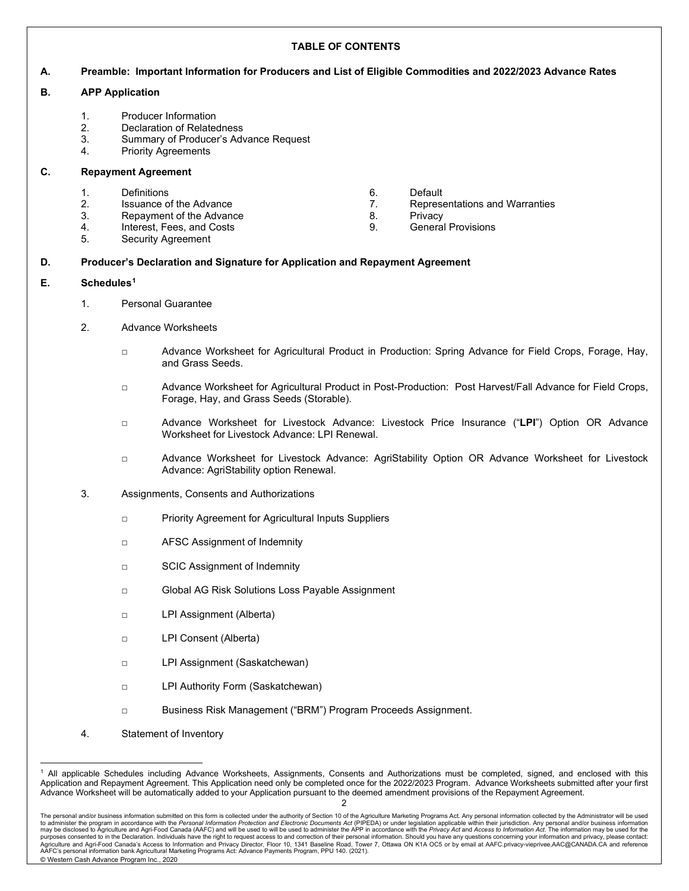# TABLE OF CONTENTS

**A. Preamble: Important Information for Producers and List of Eligible Commodities and 2022/2023 Advance Rates**

**B. APP Application**

1. Producer Information
2. Declaration of Relatedness
3. Summary of Producer's Advance Request
4. Priority Agreements

**C. Repayment Agreement**

1. Definitions
2. Issuance of the Advance
3. Repayment of the Advance
4. Interest, Fees, and Costs
5. Security Agreement
6. Default
7. Representations and Warranties
8. Privacy
9. General Provisions

**D. Producer's Declaration and Signature for Application and Repayment Agreement**

**E. Schedules[1]**

1. Personal Guarantee

2. Advance Worksheets

   - □ Advance Worksheet for Agricultural Product in Production: Spring Advance for Field Crops, Forage, Hay, and Grass Seeds.
   - □ Advance Worksheet for Agricultural Product in Post-Production: Post Harvest/Fall Advance for Field Crops, Forage, Hay, and Grass Seeds (Storable).
   - □ Advance Worksheet for Livestock Advance: Livestock Price Insurance ("**LPI**") Option OR Advance Worksheet for Livestock Advance: LPI Renewal.
   - □ Advance Worksheet for Livestock Advance: AgriStability Option OR Advance Worksheet for Livestock Advance: AgriStability option Renewal.

3. Assignments, Consents and Authorizations

   - □ Priority Agreement for Agricultural Inputs Suppliers
   - □ AFSC Assignment of Indemnity
   - □ SCIC Assignment of Indemnity
   - □ Global AG Risk Solutions Loss Payable Assignment
   - □ LPI Assignment (Alberta)
   - □ LPI Consent (Alberta)
   - □ LPI Assignment (Saskatchewan)
   - □ LPI Authority Form (Saskatchewan)
   - □ Business Risk Management ("BRM") Program Proceeds Assignment.

4. Statement of Inventory

---

[1] All applicable Schedules including Advance Worksheets, Assignments, Consents and Authorizations must be completed, signed, and enclosed with this Application and Repayment Agreement. This Application need only be completed once for the 2022/2023 Program. Advance Worksheets submitted after your first Advance Worksheet will be automatically added to your Application pursuant to the deemed amendment provisions of the Repayment Agreement.

The personal and/or business information submitted on this form is collected under the authority of Section 10 of the Agriculture Marketing Programs Act. Any personal information collected by the Administrator will be used to administer the program in accordance with the *Personal Information Protection and Electronic Documents Act* (PIPEDA) or under legislation applicable within their jurisdiction. Any personal and/or business information may be disclosed to Agriculture and Agri-Food Canada (AAFC) and will be used to will be used to administer the APP in accordance with the *Privacy Act* and *Access to Information Act*. The information may be used for the purposes consented to in the Declaration. Individuals have the right to request access to and correction of their personal information. Should you have any questions concerning your information and privacy, please contact: Agriculture and Agri-Food Canada's Access to Information and Privacy Director, Floor 10, 1341 Baseline Road, Tower 7, Ottawa ON K1A OC5 or by email at AAFC.privacy-vieprivee,AAC@CANADA.CA and reference AAFC's personal information bank Agricultural Marketing Programs Act: Advance Payments Program, PPU 140. (2021).

© Western Cash Advance Program Inc., 2020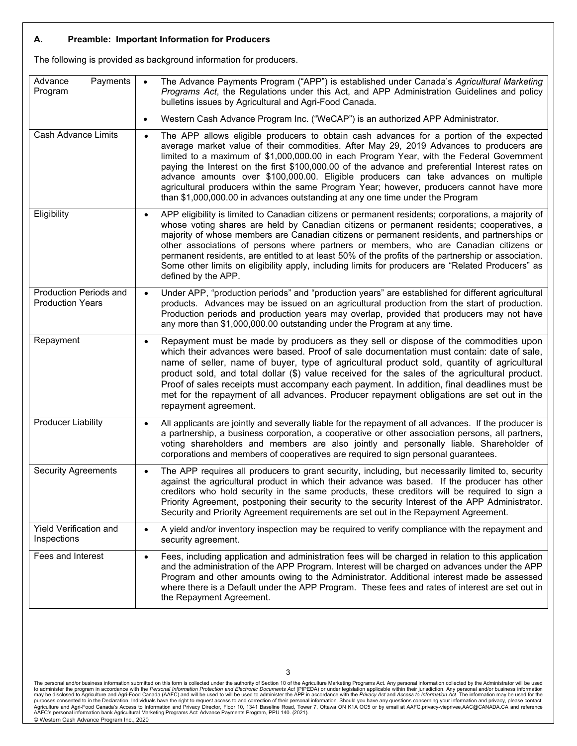## A. Preamble: Important Information for Producers

The following is provided as background information for producers.

| | |
|---|---|
| Advance Payments Program | • The Advance Payments Program ("APP") is established under Canada's *Agricultural Marketing Programs Act*, the Regulations under this Act, and APP Administration Guidelines and policy bulletins issues by Agricultural and Agri-Food Canada.<br>• Western Cash Advance Program Inc. ("WeCAP") is an authorized APP Administrator. |
| Cash Advance Limits | • The APP allows eligible producers to obtain cash advances for a portion of the expected average market value of their commodities. After May 29, 2019 Advances to producers are limited to a maximum of $1,000,000.00 in each Program Year, with the Federal Government paying the Interest on the first $100,000.00 of the advance and preferential Interest rates on advance amounts over $100,000.00. Eligible producers can take advances on multiple agricultural producers within the same Program Year; however, producers cannot have more than $1,000,000.00 in advances outstanding at any one time under the Program |
| Eligibility | • APP eligibility is limited to Canadian citizens or permanent residents; corporations, a majority of whose voting shares are held by Canadian citizens or permanent residents; cooperatives, a majority of whose members are Canadian citizens or permanent residents, and partnerships or other associations of persons where partners or members, who are Canadian citizens or permanent residents, are entitled to at least 50% of the profits of the partnership or association. Some other limits on eligibility apply, including limits for producers are "Related Producers" as defined by the APP. |
| Production Periods and Production Years | • Under APP, "production periods" and "production years" are established for different agricultural products. Advances may be issued on an agricultural production from the start of production. Production periods and production years may overlap, provided that producers may not have any more than $1,000,000.00 outstanding under the Program at any time. |
| Repayment | • Repayment must be made by producers as they sell or dispose of the commodities upon which their advances were based. Proof of sale documentation must contain: date of sale, name of seller, name of buyer, type of agricultural product sold, quantity of agricultural product sold, and total dollar ($) value received for the sales of the agricultural product. Proof of sales receipts must accompany each payment. In addition, final deadlines must be met for the repayment of all advances. Producer repayment obligations are set out in the repayment agreement. |
| Producer Liability | • All applicants are jointly and severally liable for the repayment of all advances. If the producer is a partnership, a business corporation, a cooperative or other association persons, all partners, voting shareholders and members are also jointly and personally liable. Shareholder of corporations and members of cooperatives are required to sign personal guarantees. |
| Security Agreements | • The APP requires all producers to grant security, including, but necessarily limited to, security against the agricultural product in which their advance was based. If the producer has other creditors who hold security in the same products, these creditors will be required to sign a Priority Agreement, postponing their security to the security Interest of the APP Administrator. Security and Priority Agreement requirements are set out in the Repayment Agreement. |
| Yield Verification and Inspections | • A yield and/or inventory inspection may be required to verify compliance with the repayment and security agreement. |
| Fees and Interest | • Fees, including application and administration fees will be charged in relation to this application and the administration of the APP Program. Interest will be charged on advances under the APP Program and other amounts owing to the Administrator. Additional interest made be assessed where there is a Default under the APP Program. These fees and rates of interest are set out in the Repayment Agreement. |

The personal and/or business information submitted on this form is collected under the authority of Section 10 of the Agriculture Marketing Programs Act. Any personal information collected by the Administrator will be used to administer the program in accordance with the *Personal Information Protection and Electronic Documents Act* (PIPEDA) or under legislation applicable within their jurisdiction. Any personal and/or business information may be disclosed to Agriculture and Agri-Food Canada (AAFC) and will be used to will be used to administer the APP in accordance with the *Privacy Act* and *Access to Information Act*. The information may be used for the purposes consented to in the Declaration. Individuals have the right to request access to and correction of their personal information. Should you have any questions concerning your information and privacy, please contact: Agriculture and Agri-Food Canada's Access to Information and Privacy Director, Floor 10, 1341 Baseline Road, Tower 7, Ottawa ON K1A OC5 or by email at AAFC.privacy-vieprivee,AAC@CANADA.CA and reference AAFC's personal information bank Agricultural Marketing Programs Act: Advance Payments Program, PPU 140. (2021).

© Western Cash Advance Program Inc., 2020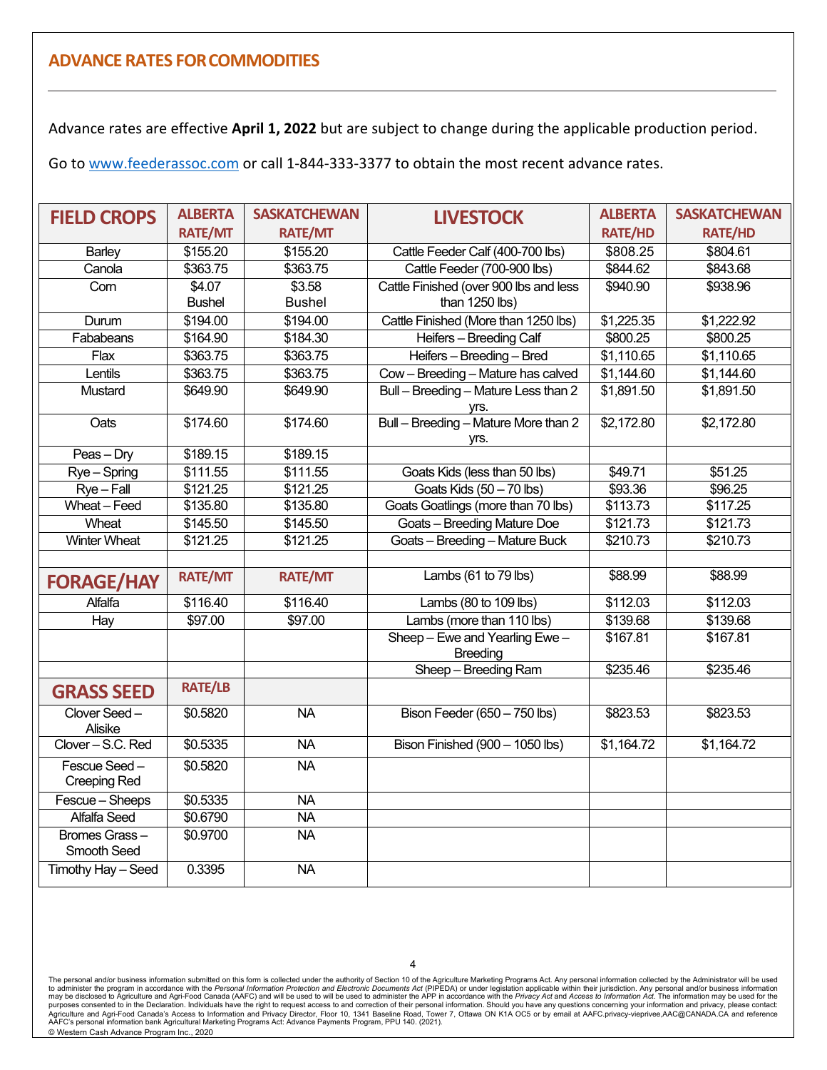## ADVANCE RATES FOR COMMODITIES

Advance rates are effective **April 1, 2022** but are subject to change during the applicable production period.

Go to www.feederassoc.com or call 1-844-333-3377 to obtain the most recent advance rates.

| FIELD CROPS | ALBERTA RATE/MT | SASKATCHEWAN RATE/MT | LIVESTOCK | ALBERTA RATE/HD | SASKATCHEWAN RATE/HD |
|---|---|---|---|---|---|
| Barley | $155.20 | $155.20 | Cattle Feeder Calf (400-700 lbs) | $808.25 | $804.61 |
| Canola | $363.75 | $363.75 | Cattle Feeder (700-900 lbs) | $844.62 | $843.68 |
| Corn | $4.07 Bushel | $3.58 Bushel | Cattle Finished (over 900 lbs and less than 1250 lbs) | $940.90 | $938.96 |
| Durum | $194.00 | $194.00 | Cattle Finished (More than 1250 lbs) | $1,225.35 | $1,222.92 |
| Fababeans | $164.90 | $184.30 | Heifers – Breeding Calf | $800.25 | $800.25 |
| Flax | $363.75 | $363.75 | Heifers – Breeding – Bred | $1,110.65 | $1,110.65 |
| Lentils | $363.75 | $363.75 | Cow – Breeding – Mature has calved | $1,144.60 | $1,144.60 |
| Mustard | $649.90 | $649.90 | Bull – Breeding – Mature Less than 2 yrs. | $1,891.50 | $1,891.50 |
| Oats | $174.60 | $174.60 | Bull – Breeding – Mature More than 2 yrs. | $2,172.80 | $2,172.80 |
| Peas – Dry | $189.15 | $189.15 | | | |
| Rye – Spring | $111.55 | $111.55 | Goats Kids (less than 50 lbs) | $49.71 | $51.25 |
| Rye – Fall | $121.25 | $121.25 | Goats Kids (50 – 70 lbs) | $93.36 | $96.25 |
| Wheat – Feed | $135.80 | $135.80 | Goats Goatlings (more than 70 lbs) | $113.73 | $117.25 |
| Wheat | $145.50 | $145.50 | Goats – Breeding Mature Doe | $121.73 | $121.73 |
| Winter Wheat | $121.25 | $121.25 | Goats – Breeding – Mature Buck | $210.73 | $210.73 |
| | | | | | |
| **FORAGE/HAY** | **RATE/MT** | **RATE/MT** | Lambs (61 to 79 lbs) | $88.99 | $88.99 |
| Alfalfa | $116.40 | $116.40 | Lambs (80 to 109 lbs) | $112.03 | $112.03 |
| Hay | $97.00 | $97.00 | Lambs (more than 110 lbs) | $139.68 | $139.68 |
| | | | Sheep – Ewe and Yearling Ewe – Breeding | $167.81 | $167.81 |
| | | | Sheep – Breeding Ram | $235.46 | $235.46 |
| **GRASS SEED** | **RATE/LB** | | | | |
| Clover Seed – Alisike | $0.5820 | NA | Bison Feeder (650 – 750 lbs) | $823.53 | $823.53 |
| Clover – S.C. Red | $0.5335 | NA | Bison Finished (900 – 1050 lbs) | $1,164.72 | $1,164.72 |
| Fescue Seed – Creeping Red | $0.5820 | NA | | | |
| Fescue – Sheeps | $0.5335 | NA | | | |
| Alfalfa Seed | $0.6790 | NA | | | |
| Bromes Grass – Smooth Seed | $0.9700 | NA | | | |
| Timothy Hay – Seed | 0.3395 | NA | | | |

The personal and/or business information submitted on this form is collected under the authority of Section 10 of the Agriculture Marketing Programs Act. Any personal information collected by the Administrator will be used to administer the program in accordance with the *Personal Information Protection and Electronic Documents Act* (PIPEDA) or under legislation applicable within their jurisdiction. Any personal and/or business information may be disclosed to Agriculture and Agri-Food Canada (AAFC) and will be used to will be used to administer the APP in accordance with the *Privacy Act* and *Access to Information Act*. The information may be used for the purposes consented to in the Declaration. Individuals have the right to request access to and correction of their personal information. Should you have any questions concerning your information and privacy, please contact: Agriculture and Agri-Food Canada's Access to Information and Privacy Director, Floor 10, 1341 Baseline Road, Tower 7, Ottawa ON K1A OC5 or by email at AAFC.privacy-vieprivee,AAC@CANADA.CA and reference AAFC's personal information bank Agricultural Marketing Programs Act: Advance Payments Program, PPU 140. (2021).

© Western Cash Advance Program Inc., 2020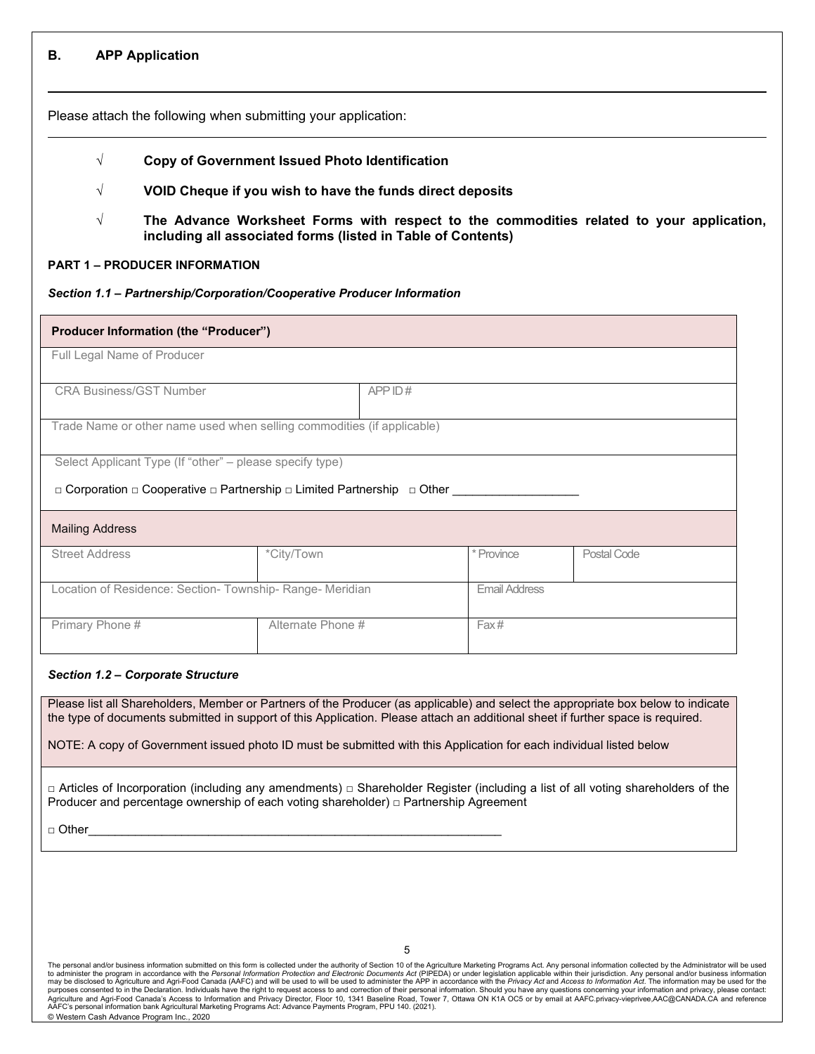## B. APP Application

Please attach the following when submitting your application:

- √ **Copy of Government Issued Photo Identification**
- √ **VOID Cheque if you wish to have the funds direct deposits**
- √ **The Advance Worksheet Forms with respect to the commodities related to your application, including all associated forms (listed in Table of Contents)**

**PART 1 – PRODUCER INFORMATION**

***Section 1.1 – Partnership/Corporation/Cooperative Producer Information***

| **Producer Information (the "Producer")** | | | |
|---|---|---|---|
| Full Legal Name of Producer | | | |
| CRA Business/GST Number | | APP ID # | |
| Trade Name or other name used when selling commodities (if applicable) | | | |
| Select Applicant Type (If "other" – please specify type)<br>□ Corporation □ Cooperative □ Partnership □ Limited Partnership □ Other __________________ | | | |
| Mailing Address | | | |
| Street Address | *City/Town | * Province | Postal Code |
| Location of Residence: Section- Township- Range- Meridian | | Email Address | |
| Primary Phone # | Alternate Phone # | Fax # | |

***Section 1.2 – Corporate Structure***

Please list all Shareholders, Member or Partners of the Producer (as applicable) and select the appropriate box below to indicate the type of documents submitted in support of this Application. Please attach an additional sheet if further space is required.

NOTE: A copy of Government issued photo ID must be submitted with this Application for each individual listed below

□ Articles of Incorporation (including any amendments) □ Shareholder Register (including a list of all voting shareholders of the Producer and percentage ownership of each voting shareholder) □ Partnership Agreement

□ Other_____________________________________________________________

The personal and/or business information submitted on this form is collected under the authority of Section 10 of the Agriculture Marketing Programs Act. Any personal information collected by the Administrator will be used to administer the program in accordance with the *Personal Information Protection and Electronic Documents Act* (PIPEDA) or under legislation applicable within their jurisdiction. Any personal and/or business information may be disclosed to Agriculture and Agri-Food Canada (AAFC) and will be used to will be used to administer the APP in accordance with the *Privacy Act* and *Access to Information Act*. The information may be used for the purposes consented to in the Declaration. Individuals have the right to request access to and correction of their personal information. Should you have any questions concerning your information and privacy, please contact: Agriculture and Agri-Food Canada's Access to Information and Privacy Director, Floor 10, 1341 Baseline Road, Tower 7, Ottawa ON K1A OC5 or by email at AAFC.privacy-vieprivee,AAC@CANADA.CA and reference AAFC's personal information bank Agricultural Marketing Programs Act: Advance Payments Program, PPU 140. (2021).

© Western Cash Advance Program Inc., 2020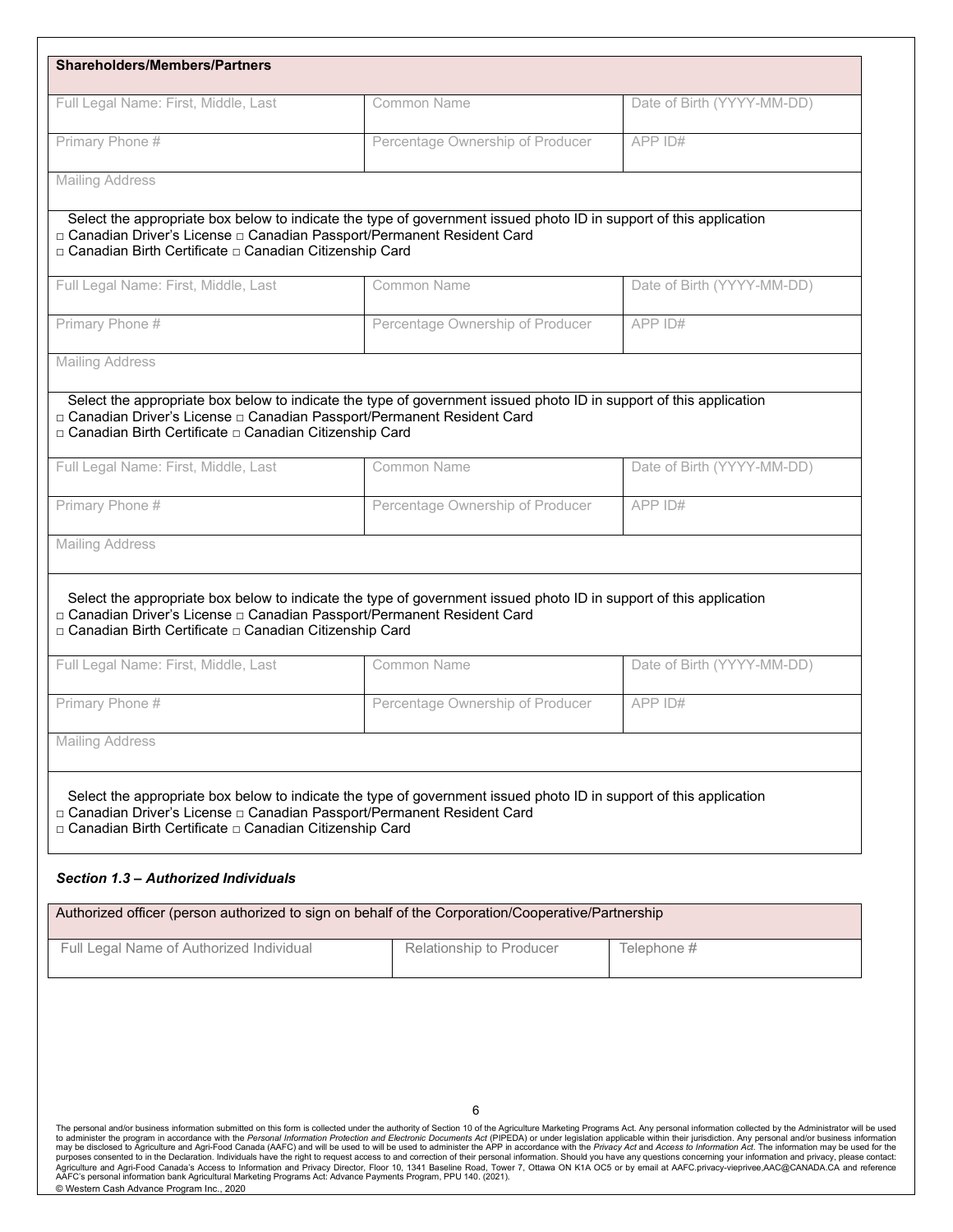**Shareholders/Members/Partners**

| Full Legal Name: First, Middle, Last | Common Name | Date of Birth (YYYY-MM-DD) |
|---|---|---|
| Primary Phone # | Percentage Ownership of Producer | APP ID# |
| Mailing Address | | |

Select the appropriate box below to indicate the type of government issued photo ID in support of this application
□ Canadian Driver's License □ Canadian Passport/Permanent Resident Card
□ Canadian Birth Certificate □ Canadian Citizenship Card

| Full Legal Name: First, Middle, Last | Common Name | Date of Birth (YYYY-MM-DD) |
|---|---|---|
| Primary Phone # | Percentage Ownership of Producer | APP ID# |
| Mailing Address | | |

Select the appropriate box below to indicate the type of government issued photo ID in support of this application
□ Canadian Driver's License □ Canadian Passport/Permanent Resident Card
□ Canadian Birth Certificate □ Canadian Citizenship Card

| Full Legal Name: First, Middle, Last | Common Name | Date of Birth (YYYY-MM-DD) |
|---|---|---|
| Primary Phone # | Percentage Ownership of Producer | APP ID# |
| Mailing Address | | |

Select the appropriate box below to indicate the type of government issued photo ID in support of this application
□ Canadian Driver's License □ Canadian Passport/Permanent Resident Card
□ Canadian Birth Certificate □ Canadian Citizenship Card

| Full Legal Name: First, Middle, Last | Common Name | Date of Birth (YYYY-MM-DD) |
|---|---|---|
| Primary Phone # | Percentage Ownership of Producer | APP ID# |
| Mailing Address | | |

Select the appropriate box below to indicate the type of government issued photo ID in support of this application
□ Canadian Driver's License □ Canadian Passport/Permanent Resident Card
□ Canadian Birth Certificate □ Canadian Citizenship Card

### *Section 1.3 – Authorized Individuals*

| Authorized officer (person authorized to sign on behalf of the Corporation/Cooperative/Partnership | | |
|---|---|---|
| Full Legal Name of Authorized Individual | Relationship to Producer | Telephone # |

The personal and/or business information submitted on this form is collected under the authority of Section 10 of the Agriculture Marketing Programs Act. Any personal information collected by the Administrator will be used to administer the program in accordance with the *Personal Information Protection and Electronic Documents Act* (PIPEDA) or under legislation applicable within their jurisdiction. Any personal and/or business information may be disclosed to Agriculture and Agri-Food Canada (AAFC) and will be used to will be used to administer the APP in accordance with the *Privacy Act* and *Access to Information Act*. The information may be used for the purposes consented to in the Declaration. Individuals have the right to request access to and correction of their personal information. Should you have any questions concerning your information and privacy, please contact: Agriculture and Agri-Food Canada's Access to Information and Privacy Director, Floor 10, 1341 Baseline Road, Tower 7, Ottawa ON K1A OC5 or by email at AAFC.privacy-vieprivee,AAC@CANADA.CA and reference AAFC's personal information bank Agricultural Marketing Programs Act: Advance Payments Program, PPU 140. (2021).
© Western Cash Advance Program Inc., 2020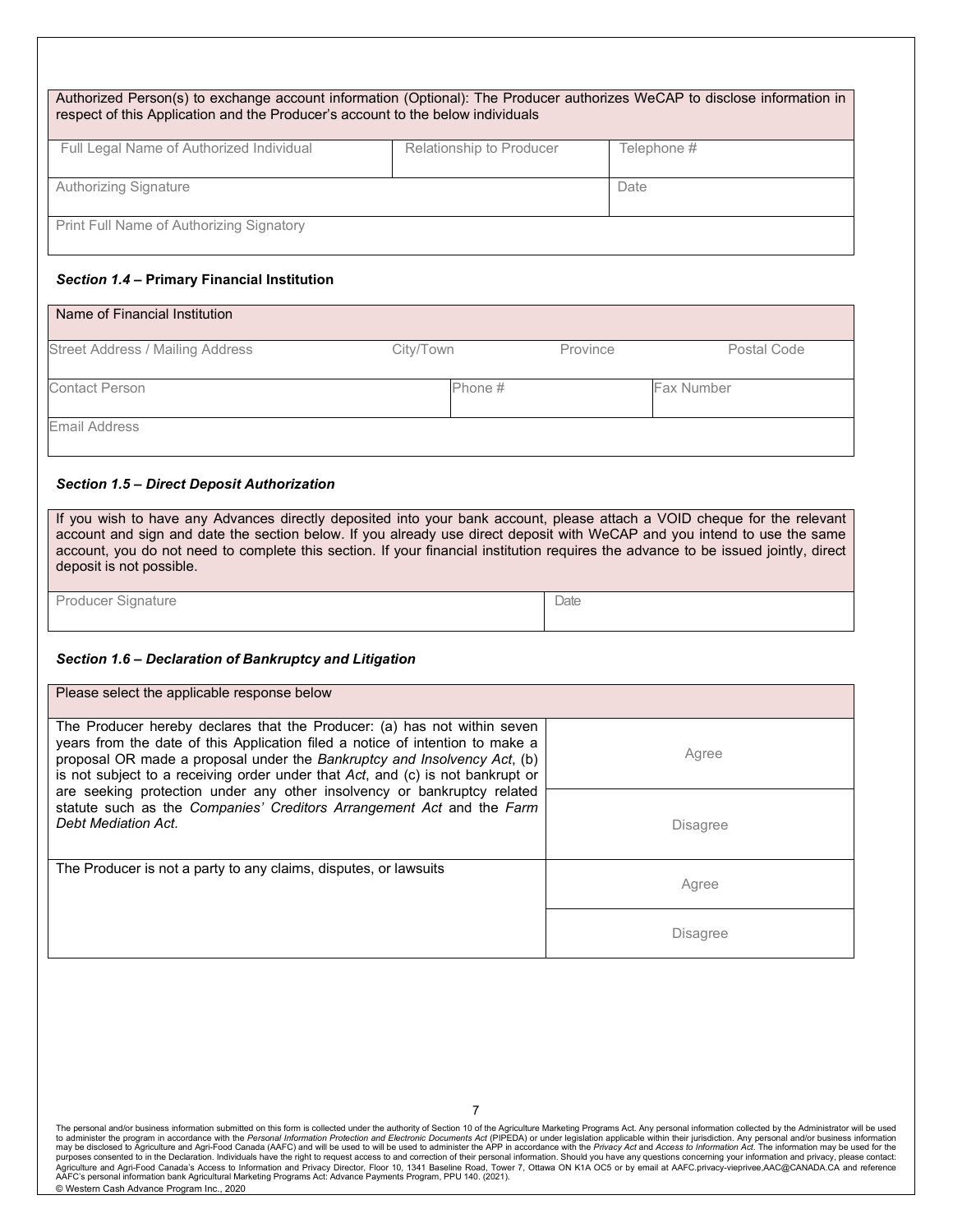| Authorized Person(s) to exchange account information (Optional): The Producer authorizes WeCAP to disclose information in respect of this Application and the Producer's account to the below individuals | | |
|---|---|---|
| Full Legal Name of Authorized Individual | Relationship to Producer | Telephone # |
| Authorizing Signature | | Date |
| Print Full Name of Authorizing Signatory | | |

### *Section 1.4* – Primary Financial Institution

| Name of Financial Institution | | | |
|---|---|---|---|
| Street Address / Mailing Address | City/Town | Province | Postal Code |
| Contact Person | Phone # | | Fax Number |
| Email Address | | | |

### *Section 1.5 – Direct Deposit Authorization*

| If you wish to have any Advances directly deposited into your bank account, please attach a VOID cheque for the relevant account and sign and date the section below. If you already use direct deposit with WeCAP and you intend to use the same account, you do not need to complete this section. If your financial institution requires the advance to be issued jointly, direct deposit is not possible. | |
|---|---|
| Producer Signature | Date |

### *Section 1.6 – Declaration of Bankruptcy and Litigation*

| Please select the applicable response below | |
|---|---|
| The Producer hereby declares that the Producer: (a) has not within seven years from the date of this Application filed a notice of intention to make a proposal OR made a proposal under the *Bankruptcy and Insolvency Act*, (b) is not subject to a receiving order under that *Act*, and (c) is not bankrupt or are seeking protection under any other insolvency or bankruptcy related statute such as the *Companies' Creditors Arrangement Act* and the *Farm Debt Mediation Act*. | Agree |
| | Disagree |
| The Producer is not a party to any claims, disputes, or lawsuits | Agree |
| | Disagree |

The personal and/or business information submitted on this form is collected under the authority of Section 10 of the Agriculture Marketing Programs Act. Any personal information collected by the Administrator will be used to administer the program in accordance with the *Personal Information Protection and Electronic Documents Act* (PIPEDA) or under legislation applicable within their jurisdiction. Any personal and/or business information may be disclosed to Agriculture and Agri-Food Canada (AAFC) and will be used to will be used to administer the APP in accordance with the *Privacy Act* and *Access to Information Act*. The information may be used for the purposes consented to in the Declaration. Individuals have the right to request access to and correction of their personal information. Should you have any questions concerning your information and privacy, please contact: Agriculture and Agri-Food Canada's Access to Information and Privacy Director, Floor 10, 1341 Baseline Road, Tower 7, Ottawa ON K1A OC5 or by email at AAFC.privacy-vieprivee,AAC@CANADA.CA and reference AAFC's personal information bank Agricultural Marketing Programs Act: Advance Payments Program, PPU 140. (2021).

© Western Cash Advance Program Inc., 2020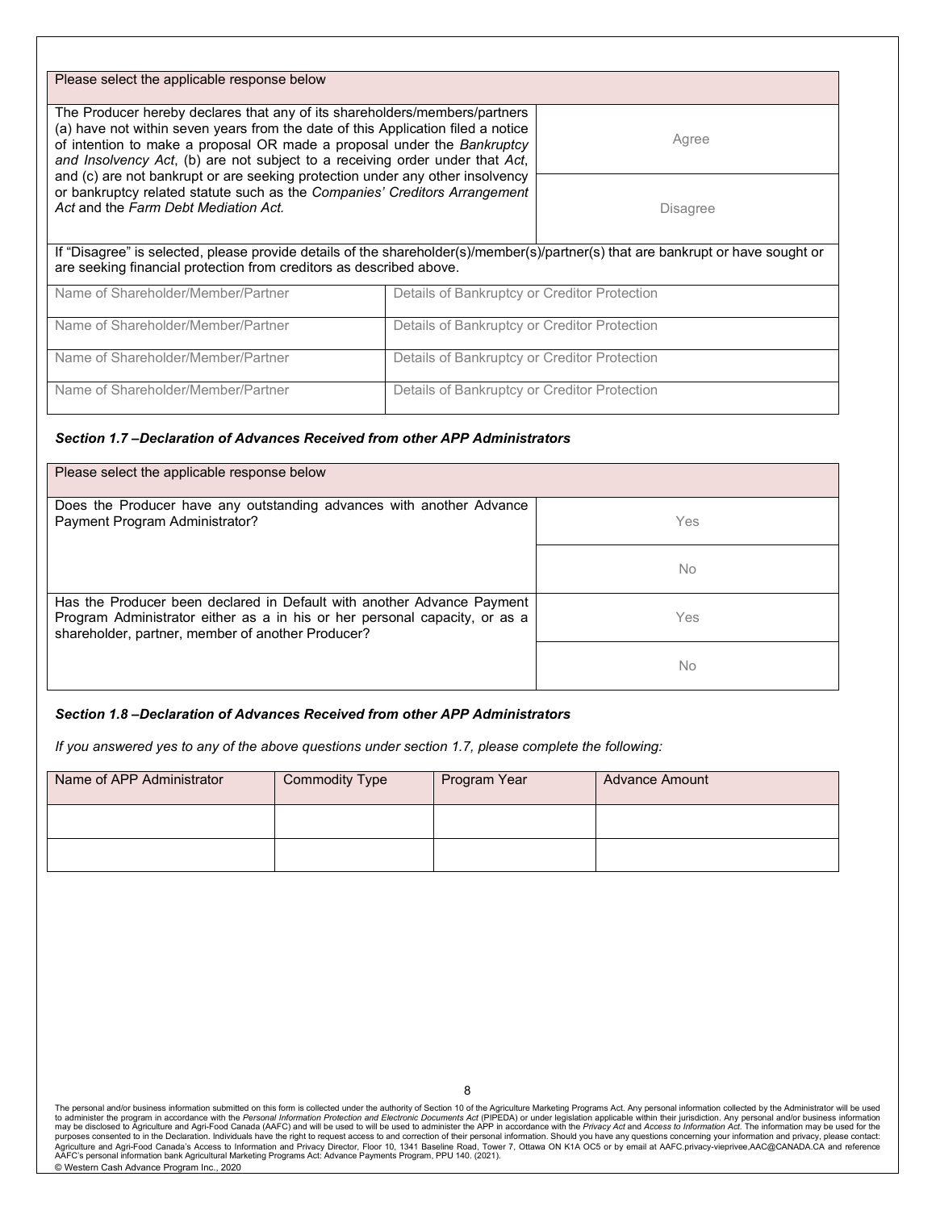| Please select the applicable response below | |
|---|---|
| The Producer hereby declares that any of its shareholders/members/partners (a) have not within seven years from the date of this Application filed a notice of intention to make a proposal OR made a proposal under the *Bankruptcy and Insolvency Act*, (b) are not subject to a receiving order under that *Act*, and (c) are not bankrupt or are seeking protection under any other insolvency or bankruptcy related statute such as the *Companies' Creditors Arrangement Act* and the *Farm Debt Mediation Act.* | Agree |
| | Disagree |

If "Disagree" is selected, please provide details of the shareholder(s)/member(s)/partner(s) that are bankrupt or have sought or are seeking financial protection from creditors as described above.

| Name of Shareholder/Member/Partner | Details of Bankruptcy or Creditor Protection |
|---|---|
| Name of Shareholder/Member/Partner | Details of Bankruptcy or Creditor Protection |
| Name of Shareholder/Member/Partner | Details of Bankruptcy or Creditor Protection |
| Name of Shareholder/Member/Partner | Details of Bankruptcy or Creditor Protection |

### *Section 1.7 –Declaration of Advances Received from other APP Administrators*

| Please select the applicable response below | |
|---|---|
| Does the Producer have any outstanding advances with another Advance Payment Program Administrator? | Yes |
| | No |
| Has the Producer been declared in Default with another Advance Payment Program Administrator either as a in his or her personal capacity, or as a shareholder, partner, member of another Producer? | Yes |
| | No |

### *Section 1.8 –Declaration of Advances Received from other APP Administrators*

*If you answered yes to any of the above questions under section 1.7, please complete the following:*

| Name of APP Administrator | Commodity Type | Program Year | Advance Amount |
|---|---|---|---|
| | | | |
| | | | |

The personal and/or business information submitted on this form is collected under the authority of Section 10 of the Agriculture Marketing Programs Act. Any personal information collected by the Administrator will be used to administer the program in accordance with the *Personal Information Protection and Electronic Documents Act* (PIPEDA) or under legislation applicable within their jurisdiction. Any personal and/or business information may be disclosed to Agriculture and Agri-Food Canada (AAFC) and will be used to will be used to administer the APP in accordance with the *Privacy Act* and *Access to Information Act*. The information may be used for the purposes consented to in the Declaration. Individuals have the right to request access to and correction of their personal information. Should you have any questions concerning your information and privacy, please contact: Agriculture and Agri-Food Canada's Access to Information and Privacy Director, Floor 10, 1341 Baseline Road, Tower 7, Ottawa ON K1A OC5 or by email at AAFC.privacy-vieprivee,AAC@CANADA.CA and reference AAFC's personal information bank Agricultural Marketing Programs Act: Advance Payments Program, PPU 140. (2021).

© Western Cash Advance Program Inc., 2020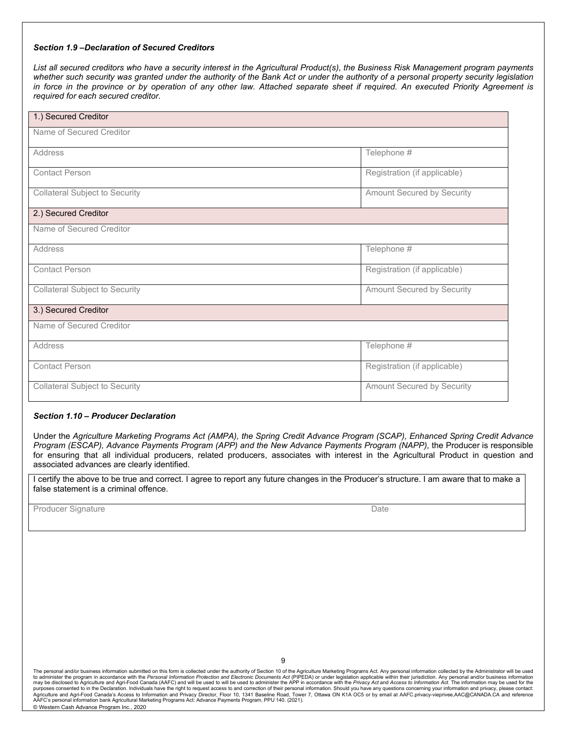***Section 1.9 –Declaration of Secured Creditors***

*List all secured creditors who have a security interest in the Agricultural Product(s), the Business Risk Management program payments whether such security was granted under the authority of the Bank Act or under the authority of a personal property security legislation in force in the province or by operation of any other law. Attached separate sheet if required. An executed Priority Agreement is required for each secured creditor.*

| 1.) Secured Creditor | |
|---|---|
| Name of Secured Creditor | |
| Address | Telephone # |
| Contact Person | Registration (if applicable) |
| Collateral Subject to Security | Amount Secured by Security |
| **2.) Secured Creditor** | |
| Name of Secured Creditor | |
| Address | Telephone # |
| Contact Person | Registration (if applicable) |
| Collateral Subject to Security | Amount Secured by Security |
| **3.) Secured Creditor** | |
| Name of Secured Creditor | |
| Address | Telephone # |
| Contact Person | Registration (if applicable) |
| Collateral Subject to Security | Amount Secured by Security |

***Section 1.10 – Producer Declaration***

Under the *Agriculture Marketing Programs Act (AMPA), the Spring Credit Advance Program (SCAP), Enhanced Spring Credit Advance Program (ESCAP), Advance Payments Program (APP) and the New Advance Payments Program (NAPP)*, the Producer is responsible for ensuring that all individual producers, related producers, associates with interest in the Agricultural Product in question and associated advances are clearly identified.

| I certify the above to be true and correct. I agree to report any future changes in the Producer's structure. I am aware that to make a false statement is a criminal offence. | |
|---|---|
| Producer Signature | Date |

The personal and/or business information submitted on this form is collected under the authority of Section 10 of the Agriculture Marketing Programs Act. Any personal information collected by the Administrator will be used to administer the program in accordance with the *Personal Information Protection and Electronic Documents Act* (PIPEDA) or under legislation applicable within their jurisdiction. Any personal and/or business information may be disclosed to Agriculture and Agri-Food Canada (AAFC) and will be used to will be used to administer the APP in accordance with the *Privacy Act* and *Access to Information Act*. The information may be used for the purposes consented to in the Declaration. Individuals have the right to request access to and correction of their personal information. Should you have any questions concerning your information and privacy, please contact: Agriculture and Agri-Food Canada's Access to Information and Privacy Director, Floor 10, 1341 Baseline Road, Tower 7, Ottawa ON K1A OC5 or by email at AAFC.privacy-vieprivee,AAC@CANADA.CA and reference AAFC's personal information bank Agricultural Marketing Programs Act: Advance Payments Program, PPU 140. (2021).

© Western Cash Advance Program Inc., 2020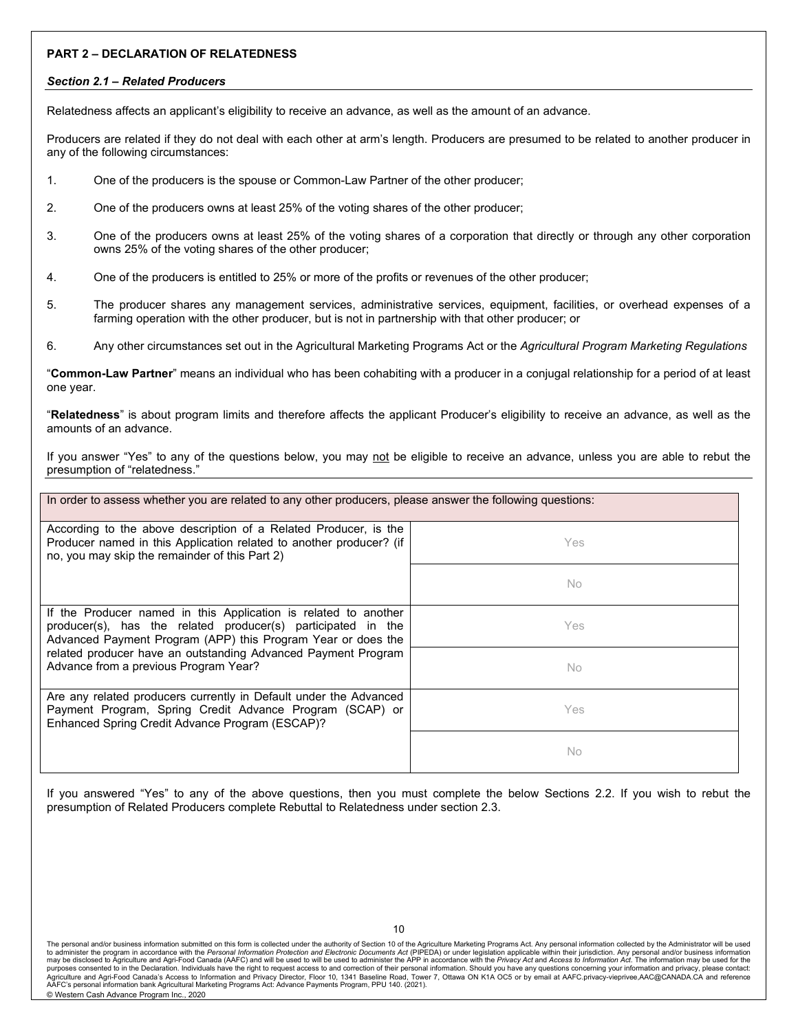**PART 2 – DECLARATION OF RELATEDNESS**

***Section 2.1 – Related Producers***

Relatedness affects an applicant's eligibility to receive an advance, as well as the amount of an advance.

Producers are related if they do not deal with each other at arm's length. Producers are presumed to be related to another producer in any of the following circumstances:

1. One of the producers is the spouse or Common-Law Partner of the other producer;
2. One of the producers owns at least 25% of the voting shares of the other producer;
3. One of the producers owns at least 25% of the voting shares of a corporation that directly or through any other corporation owns 25% of the voting shares of the other producer;
4. One of the producers is entitled to 25% or more of the profits or revenues of the other producer;
5. The producer shares any management services, administrative services, equipment, facilities, or overhead expenses of a farming operation with the other producer, but is not in partnership with that other producer; or
6. Any other circumstances set out in the Agricultural Marketing Programs Act or the *Agricultural Program Marketing Regulations*

"**Common-Law Partner**" means an individual who has been cohabiting with a producer in a conjugal relationship for a period of at least one year.

"**Relatedness**" is about program limits and therefore affects the applicant Producer's eligibility to receive an advance, as well as the amounts of an advance.

If you answer "Yes" to any of the questions below, you may not be eligible to receive an advance, unless you are able to rebut the presumption of "relatedness."

| In order to assess whether you are related to any other producers, please answer the following questions: | |
|---|---|
| According to the above description of a Related Producer, is the Producer named in this Application related to another producer? (if no, you may skip the remainder of this Part 2) | Yes |
| | No |
| If the Producer named in this Application is related to another producer(s), has the related producer(s) participated in the Advanced Payment Program (APP) this Program Year or does the related producer have an outstanding Advanced Payment Program Advance from a previous Program Year? | Yes |
| | No |
| Are any related producers currently in Default under the Advanced Payment Program, Spring Credit Advance Program (SCAP) or Enhanced Spring Credit Advance Program (ESCAP)? | Yes |
| | No |

If you answered "Yes" to any of the above questions, then you must complete the below Sections 2.2. If you wish to rebut the presumption of Related Producers complete Rebuttal to Relatedness under section 2.3.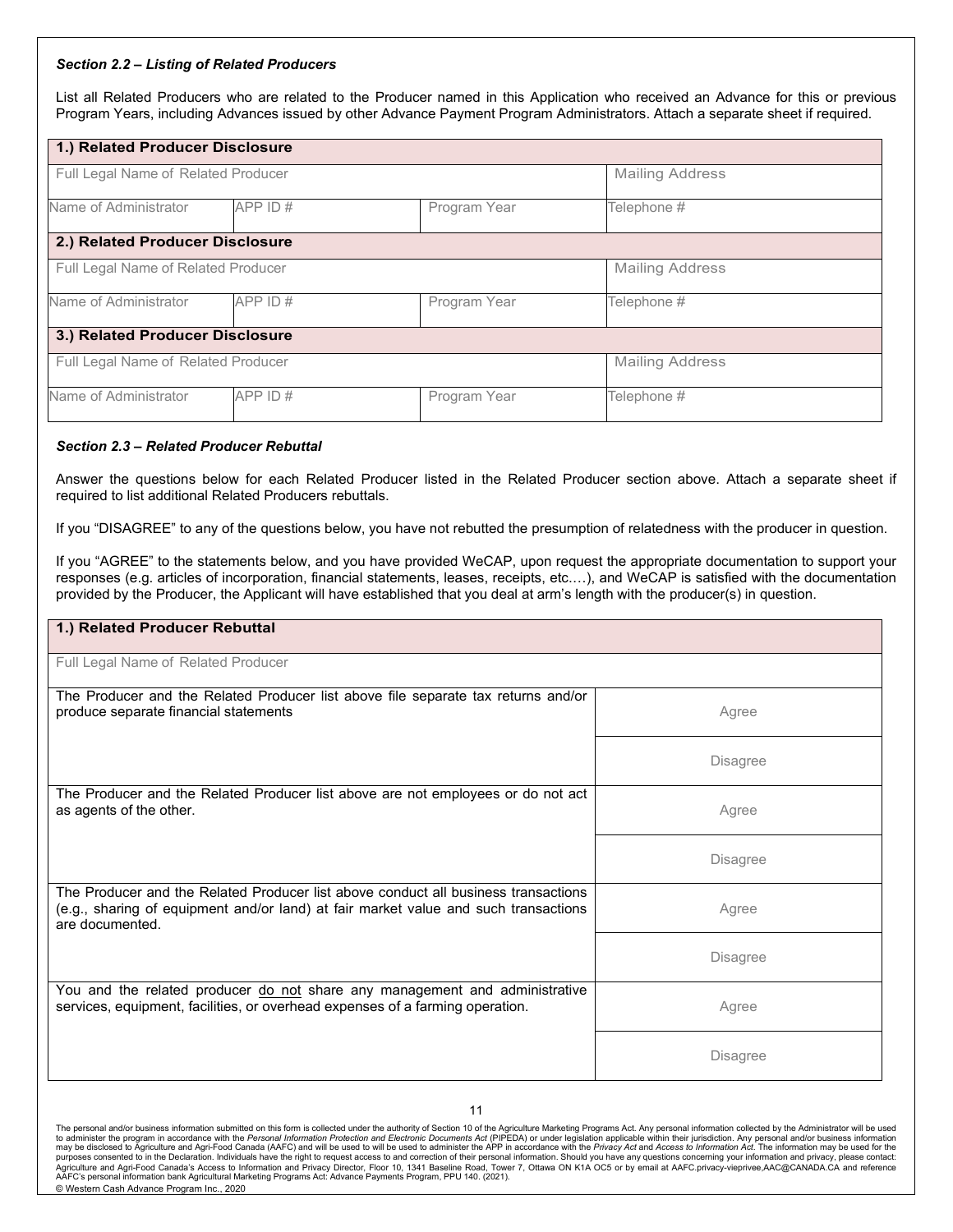#### *Section 2.2 – Listing of Related Producers*

List all Related Producers who are related to the Producer named in this Application who received an Advance for this or previous Program Years, including Advances issued by other Advance Payment Program Administrators. Attach a separate sheet if required.

| **1.) Related Producer Disclosure** | | | |
|---|---|---|---|
| Full Legal Name of Related Producer | | | Mailing Address |
| Name of Administrator | APP ID # | Program Year | Telephone # |
| **2.) Related Producer Disclosure** | | | |
| Full Legal Name of Related Producer | | | Mailing Address |
| Name of Administrator | APP ID # | Program Year | Telephone # |
| **3.) Related Producer Disclosure** | | | |
| Full Legal Name of Related Producer | | | Mailing Address |
| Name of Administrator | APP ID # | Program Year | Telephone # |

#### *Section 2.3 – Related Producer Rebuttal*

Answer the questions below for each Related Producer listed in the Related Producer section above. Attach a separate sheet if required to list additional Related Producers rebuttals.

If you "DISAGREE" to any of the questions below, you have not rebutted the presumption of relatedness with the producer in question.

If you "AGREE" to the statements below, and you have provided WeCAP, upon request the appropriate documentation to support your responses (e.g. articles of incorporation, financial statements, leases, receipts, etc.…), and WeCAP is satisfied with the documentation provided by the Producer, the Applicant will have established that you deal at arm's length with the producer(s) in question.

| **1.) Related Producer Rebuttal** | |
|---|---|
| Full Legal Name of Related Producer | |
| The Producer and the Related Producer list above file separate tax returns and/or produce separate financial statements | Agree |
| | Disagree |
| The Producer and the Related Producer list above are not employees or do not act as agents of the other. | Agree |
| | Disagree |
| The Producer and the Related Producer list above conduct all business transactions (e.g., sharing of equipment and/or land) at fair market value and such transactions are documented. | Agree |
| | Disagree |
| You and the related producer do not share any management and administrative services, equipment, facilities, or overhead expenses of a farming operation. | Agree |
| | Disagree |

The personal and/or business information submitted on this form is collected under the authority of Section 10 of the Agriculture Marketing Programs Act. Any personal information collected by the Administrator will be used to administer the program in accordance with the *Personal Information Protection and Electronic Documents Act* (PIPEDA) or under legislation applicable within their jurisdiction. Any personal and/or business information may be disclosed to Agriculture and Agri-Food Canada (AAFC) and will be used to will be used to administer the APP in accordance with the *Privacy Act* and *Access to Information Act*. The information may be used for the purposes consented to in the Declaration. Individuals have the right to request access to and correction of their personal information. Should you have any questions concerning your information and privacy, please contact: Agriculture and Agri-Food Canada's Access to Information and Privacy Director, Floor 10, 1341 Baseline Road, Tower 7, Ottawa ON K1A OC5 or by email at AAFC.privacy-vieprivee,AAC@CANADA.CA and reference AAFC's personal information bank Agricultural Marketing Programs Act: Advance Payments Program, PPU 140. (2021).

© Western Cash Advance Program Inc., 2020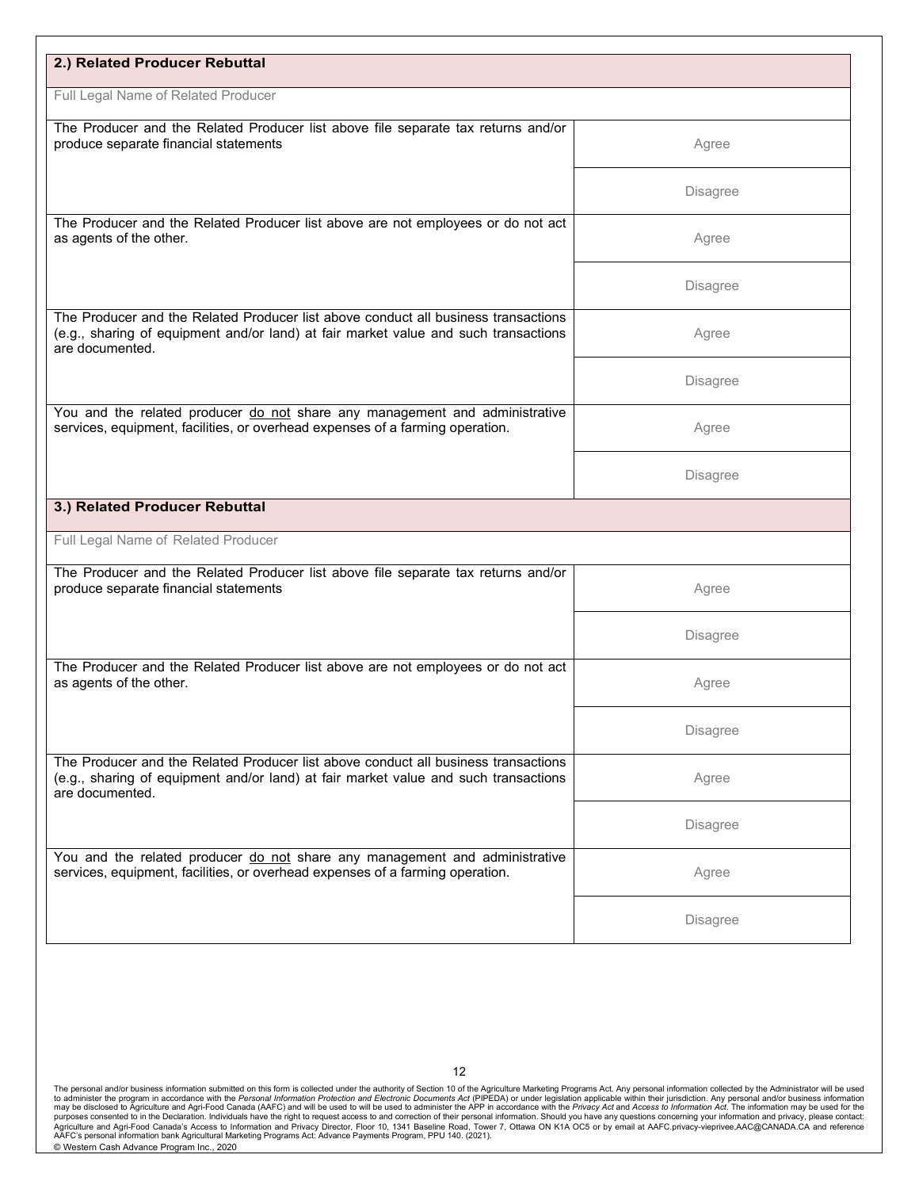## 2.) Related Producer Rebuttal

Full Legal Name of Related Producer

| Statement | Response |
|---|---|
| The Producer and the Related Producer list above file separate tax returns and/or produce separate financial statements | Agree |
| | Disagree |
| The Producer and the Related Producer list above are not employees or do not act as agents of the other. | Agree |
| | Disagree |
| The Producer and the Related Producer list above conduct all business transactions (e.g., sharing of equipment and/or land) at fair market value and such transactions are documented. | Agree |
| | Disagree |
| You and the related producer <u>do not</u> share any management and administrative services, equipment, facilities, or overhead expenses of a farming operation. | Agree |
| | Disagree |

## 3.) Related Producer Rebuttal

Full Legal Name of Related Producer

| Statement | Response |
|---|---|
| The Producer and the Related Producer list above file separate tax returns and/or produce separate financial statements | Agree |
| | Disagree |
| The Producer and the Related Producer list above are not employees or do not act as agents of the other. | Agree |
| | Disagree |
| The Producer and the Related Producer list above conduct all business transactions (e.g., sharing of equipment and/or land) at fair market value and such transactions are documented. | Agree |
| | Disagree |
| You and the related producer <u>do not</u> share any management and administrative services, equipment, facilities, or overhead expenses of a farming operation. | Agree |
| | Disagree |

The personal and/or business information submitted on this form is collected under the authority of Section 10 of the Agriculture Marketing Programs Act. Any personal information collected by the Administrator will be used to administer the program in accordance with the *Personal Information Protection and Electronic Documents Act* (PIPEDA) or under legislation applicable within their jurisdiction. Any personal and/or business information may be disclosed to Agriculture and Agri-Food Canada (AAFC) and will be used to will be used to administer the APP in accordance with the *Privacy Act* and *Access to Information Act*. The information may be used for the purposes consented to in the Declaration. Individuals have the right to request access to and correction of their personal information. Should you have any questions concerning your information and privacy, please contact: Agriculture and Agri-Food Canada's Access to Information and Privacy Director, Floor 10, 1341 Baseline Road, Tower 7, Ottawa ON K1A OC5 or by email at AAFC.privacy-vieprivee,AAC@CANADA.CA and reference AAFC's personal information bank Agricultural Marketing Programs Act: Advance Payments Program, PPU 140. (2021).

© Western Cash Advance Program Inc., 2020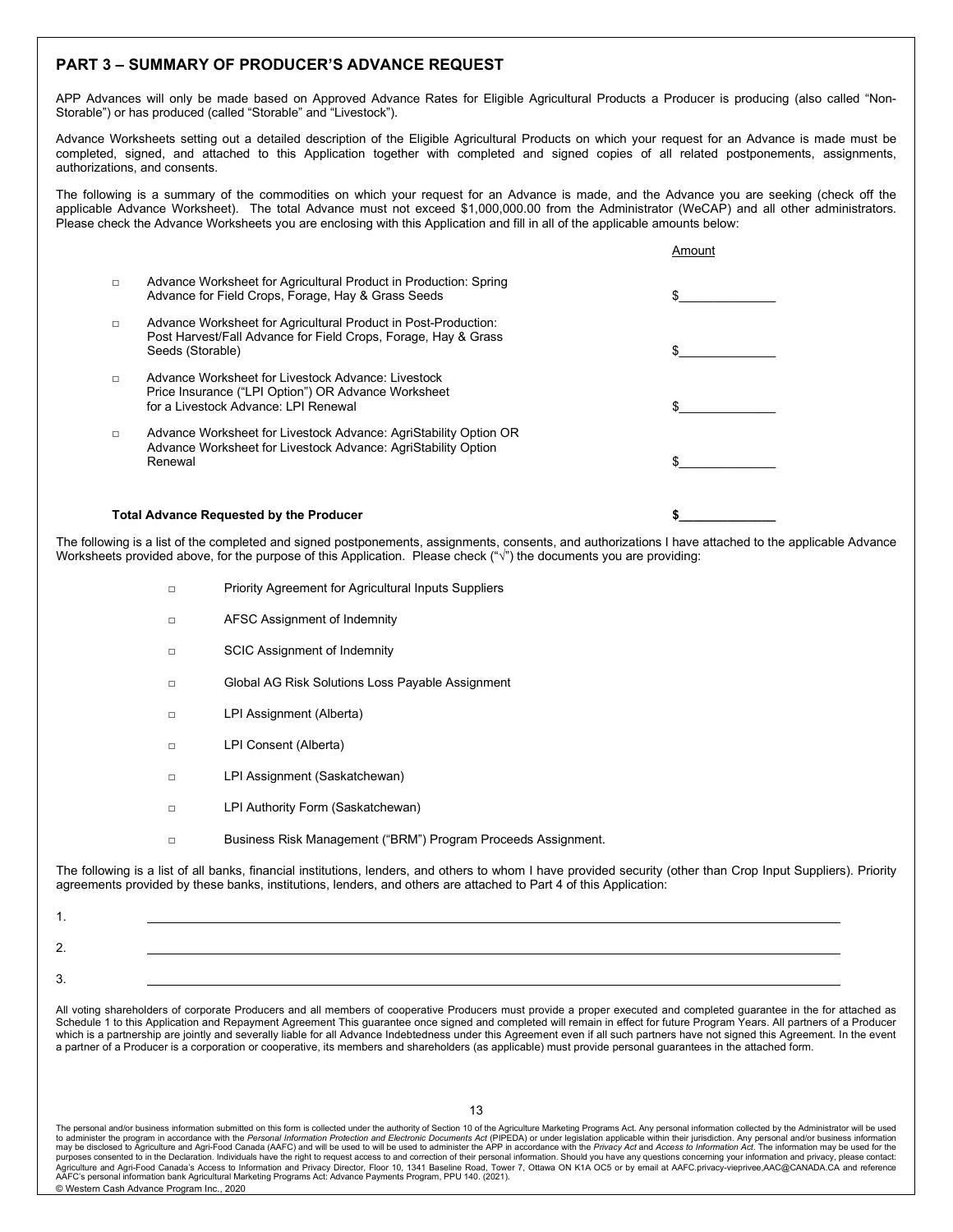## PART 3 – SUMMARY OF PRODUCER'S ADVANCE REQUEST

APP Advances will only be made based on Approved Advance Rates for Eligible Agricultural Products a Producer is producing (also called "Non-Storable") or has produced (called "Storable" and "Livestock").

Advance Worksheets setting out a detailed description of the Eligible Agricultural Products on which your request for an Advance is made must be completed, signed, and attached to this Application together with completed and signed copies of all related postponements, assignments, authorizations, and consents.

The following is a summary of the commodities on which your request for an Advance is made, and the Advance you are seeking (check off the applicable Advance Worksheet). The total Advance must not exceed $1,000,000.00 from the Administrator (WeCAP) and all other administrators. Please check the Advance Worksheets you are enclosing with this Application and fill in all of the applicable amounts below:

| | | Amount |
|---|---|---|
| □ | Advance Worksheet for Agricultural Product in Production: Spring Advance for Field Crops, Forage, Hay & Grass Seeds | $______________ |
| □ | Advance Worksheet for Agricultural Product in Post-Production: Post Harvest/Fall Advance for Field Crops, Forage, Hay & Grass Seeds (Storable) | $______________ |
| □ | Advance Worksheet for Livestock Advance: Livestock Price Insurance ("LPI Option") OR Advance Worksheet for a Livestock Advance: LPI Renewal | $______________ |
| □ | Advance Worksheet for Livestock Advance: AgriStability Option OR Advance Worksheet for Livestock Advance: AgriStability Option Renewal | $______________ |
| | **Total Advance Requested by the Producer** | **$______________** |

The following is a list of the completed and signed postponements, assignments, consents, and authorizations I have attached to the applicable Advance Worksheets provided above, for the purpose of this Application. Please check ("√") the documents you are providing:

- □ Priority Agreement for Agricultural Inputs Suppliers
- □ AFSC Assignment of Indemnity
- □ SCIC Assignment of Indemnity
- □ Global AG Risk Solutions Loss Payable Assignment
- □ LPI Assignment (Alberta)
- □ LPI Consent (Alberta)
- □ LPI Assignment (Saskatchewan)
- □ LPI Authority Form (Saskatchewan)
- □ Business Risk Management ("BRM") Program Proceeds Assignment.

The following is a list of all banks, financial institutions, lenders, and others to whom I have provided security (other than Crop Input Suppliers). Priority agreements provided by these banks, institutions, lenders, and others are attached to Part 4 of this Application:

1. ______________________________________________________________________
2. ______________________________________________________________________
3. ______________________________________________________________________

All voting shareholders of corporate Producers and all members of cooperative Producers must provide a proper executed and completed guarantee in the for attached as Schedule 1 to this Application and Repayment Agreement This guarantee once signed and completed will remain in effect for future Program Years. All partners of a Producer which is a partnership are jointly and severally liable for all Advance Indebtedness under this Agreement even if all such partners have not signed this Agreement. In the event a partner of a Producer is a corporation or cooperative, its members and shareholders (as applicable) must provide personal guarantees in the attached form.

The personal and/or business information submitted on this form is collected under the authority of Section 10 of the Agriculture Marketing Programs Act. Any personal information collected by the Administrator will be used to administer the program in accordance with the *Personal Information Protection and Electronic Documents Act* (PIPEDA) or under legislation applicable within their jurisdiction. Any personal and/or business information may be disclosed to Agriculture and Agri-Food Canada (AAFC) and will be used to will be used to administer the APP in accordance with the *Privacy Act* and *Access to Information Act*. The information may be used for the purposes consented to in the Declaration. Individuals have the right to request access to and correction of their personal information. Should you have any questions concerning your information and privacy, please contact: Agriculture and Agri-Food Canada's Access to Information and Privacy Director, Floor 10, 1341 Baseline Road, Tower 7, Ottawa ON K1A OC5 or by email at AAFC.privacy-vieprivee,AAC@CANADA.CA and reference AAFC's personal information bank Agricultural Marketing Programs Act: Advance Payments Program, PPU 140. (2021).

© Western Cash Advance Program Inc., 2020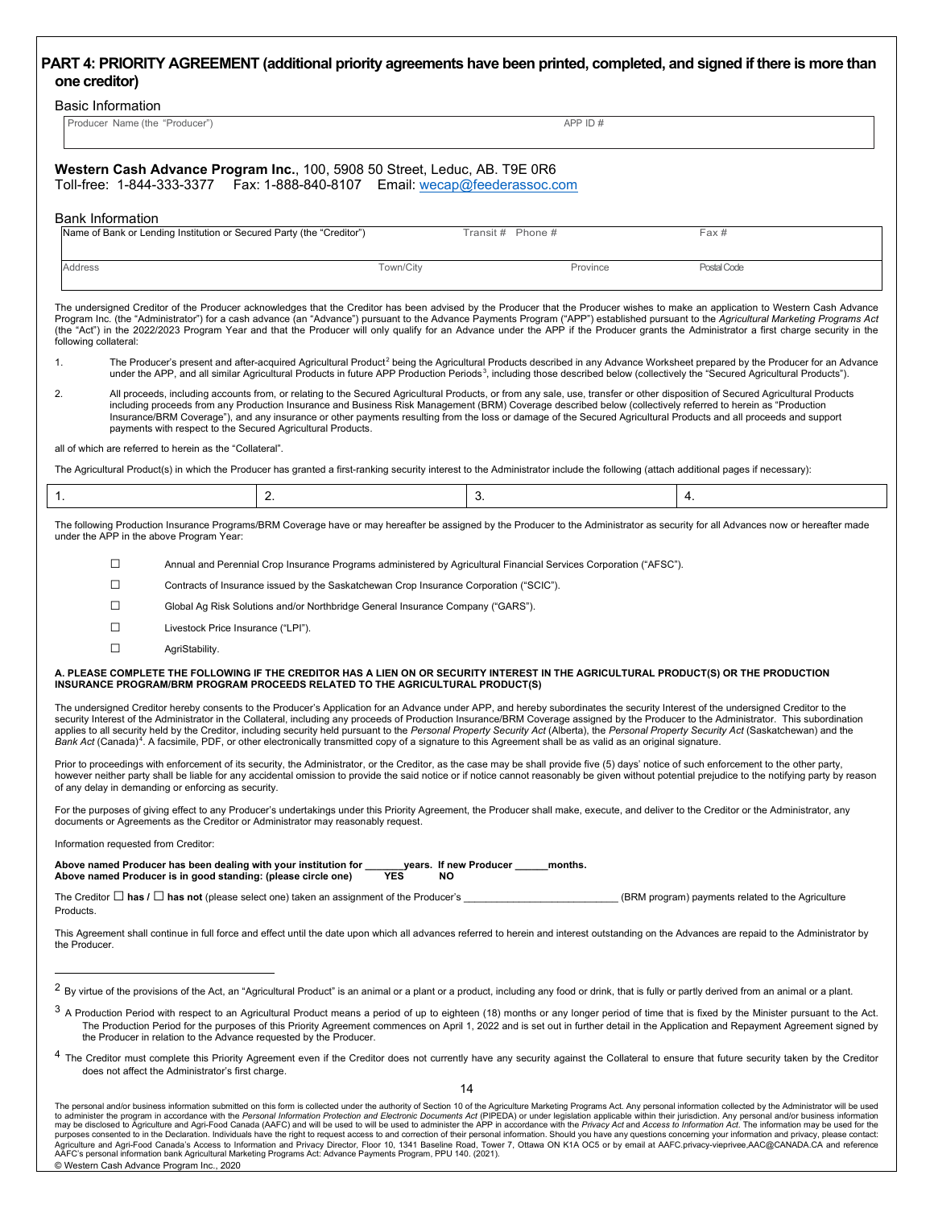## PART 4: PRIORITY AGREEMENT (additional priority agreements have been printed, completed, and signed if there is more than one creditor)

Basic Information

| Producer Name (the "Producer") | APP ID # |
|---|---|
| | |

**Western Cash Advance Program Inc.**, 100, 5908 50 Street, Leduc, AB. T9E 0R6
Toll-free: 1-844-333-3377 Fax: 1-888-840-8107 Email: wecap@feederassoc.com

Bank Information

| Name of Bank or Lending Institution or Secured Party (the "Creditor") | Transit # | Phone # | Fax # |
|---|---|---|---|
| | | | |
| Address | Town/City | Province | Postal Code |
| | | | |

The undersigned Creditor of the Producer acknowledges that the Creditor has been advised by the Producer that the Producer wishes to make an application to Western Cash Advance Program Inc. (the "Administrator") for a cash advance (an "Advance") pursuant to the Advance Payments Program ("APP") established pursuant to the *Agricultural Marketing Programs Act* (the "Act") in the 2022/2023 Program Year and that the Producer will only qualify for an Advance under the APP if the Producer grants the Administrator a first charge security in the following collateral:

1. The Producer's present and after-acquired Agricultural Product[2] being the Agricultural Products described in any Advance Worksheet prepared by the Producer for an Advance under the APP, and all similar Agricultural Products in future APP Production Periods[3], including those described below (collectively the "Secured Agricultural Products").
2. All proceeds, including accounts from, or relating to the Secured Agricultural Products, or from any sale, use, transfer or other disposition of Secured Agricultural Products including proceeds from any Production Insurance and Business Risk Management (BRM) Coverage described below (collectively referred to herein as "Production Insurance/BRM Coverage"), and any insurance or other payments resulting from the loss or damage of the Secured Agricultural Products and all proceeds and support payments with respect to the Secured Agricultural Products.

all of which are referred to herein as the "Collateral".

The Agricultural Product(s) in which the Producer has granted a first-ranking security interest to the Administrator include the following (attach additional pages if necessary):

| 1. | 2. | 3. | 4. |
|---|---|---|---|

The following Production Insurance Programs/BRM Coverage have or may hereafter be assigned by the Producer to the Administrator as security for all Advances now or hereafter made under the APP in the above Program Year:

- ☐ Annual and Perennial Crop Insurance Programs administered by Agricultural Financial Services Corporation ("AFSC").
- ☐ Contracts of Insurance issued by the Saskatchewan Crop Insurance Corporation ("SCIC").
- ☐ Global Ag Risk Solutions and/or Northbridge General Insurance Company ("GARS").
- ☐ Livestock Price Insurance ("LPI").
- ☐ AgriStability.

**A. PLEASE COMPLETE THE FOLLOWING IF THE CREDITOR HAS A LIEN ON OR SECURITY INTEREST IN THE AGRICULTURAL PRODUCT(S) OR THE PRODUCTION INSURANCE PROGRAM/BRM PROGRAM PROCEEDS RELATED TO THE AGRICULTURAL PRODUCT(S)**

The undersigned Creditor hereby consents to the Producer's Application for an Advance under APP, and hereby subordinates the security Interest of the undersigned Creditor to the security Interest of the Administrator in the Collateral, including any proceeds of Production Insurance/BRM Coverage assigned by the Producer to the Administrator. This subordination applies to all security held by the Creditor, including security held pursuant to the *Personal Property Security Act* (Alberta), the *Personal Property Security Act* (Saskatchewan) and the *Bank Act* (Canada)[4]. A facsimile, PDF, or other electronically transmitted copy of a signature to this Agreement shall be as valid as an original signature.

Prior to proceedings with enforcement of its security, the Administrator, or the Creditor, as the case may be shall provide five (5) days' notice of such enforcement to the other party, however neither party shall be liable for any accidental omission to provide the said notice or if notice cannot reasonably be given without potential prejudice to the notifying party by reason of any delay in demanding or enforcing as security.

For the purposes of giving effect to any Producer's undertakings under this Priority Agreement, the Producer shall make, execute, and deliver to the Creditor or the Administrator, any documents or Agreements as the Creditor or Administrator may reasonably request.

Information requested from Creditor:

**Above named Producer has been dealing with your institution for _______years. If new Producer ______months.**
**Above named Producer is in good standing: (please circle one) YES NO**

The Creditor ☐ **has /** ☐ **has not** (please select one) taken an assignment of the Producer's ___________________________ (BRM program) payments related to the Agriculture Products.

This Agreement shall continue in full force and effect until the date upon which all advances referred to herein and interest outstanding on the Advances are repaid to the Administrator by the Producer.

---

[2] By virtue of the provisions of the Act, an "Agricultural Product" is an animal or a plant or a product, including any food or drink, that is fully or partly derived from an animal or a plant.

[3] A Production Period with respect to an Agricultural Product means a period of up to eighteen (18) months or any longer period of time that is fixed by the Minister pursuant to the Act. The Production Period for the purposes of this Priority Agreement commences on April 1, 2022 and is set out in further detail in the Application and Repayment Agreement signed by the Producer in relation to the Advance requested by the Producer.

[4] The Creditor must complete this Priority Agreement even if the Creditor does not currently have any security against the Collateral to ensure that future security taken by the Creditor does not affect the Administrator's first charge.

The personal and/or business information submitted on this form is collected under the authority of Section 10 of the Agriculture Marketing Programs Act. Any personal information collected by the Administrator will be used to administer the program in accordance with the *Personal Information Protection and Electronic Documents Act* (PIPEDA) or under legislation applicable within their jurisdiction. Any personal and/or business information may be disclosed to Agriculture and Agri-Food Canada (AAFC) and will be used to will be used to administer the APP in accordance with the *Privacy Act* and *Access to Information Act*. The information may be used for the purposes consented to in the Declaration. Individuals have the right to request access to and correction of their personal information. Should you have any questions concerning your information and privacy, please contact: Agriculture and Agri-Food Canada's Access to Information and Privacy Director, Floor 10, 1341 Baseline Road, Tower 7, Ottawa ON K1A OC5 or by email at AAFC.privacy-vieprivee,AAC@CANADA.CA and reference AAFC's personal information bank Agricultural Marketing Programs Act: Advance Payments Program, PPU 140. (2021).

© Western Cash Advance Program Inc., 2020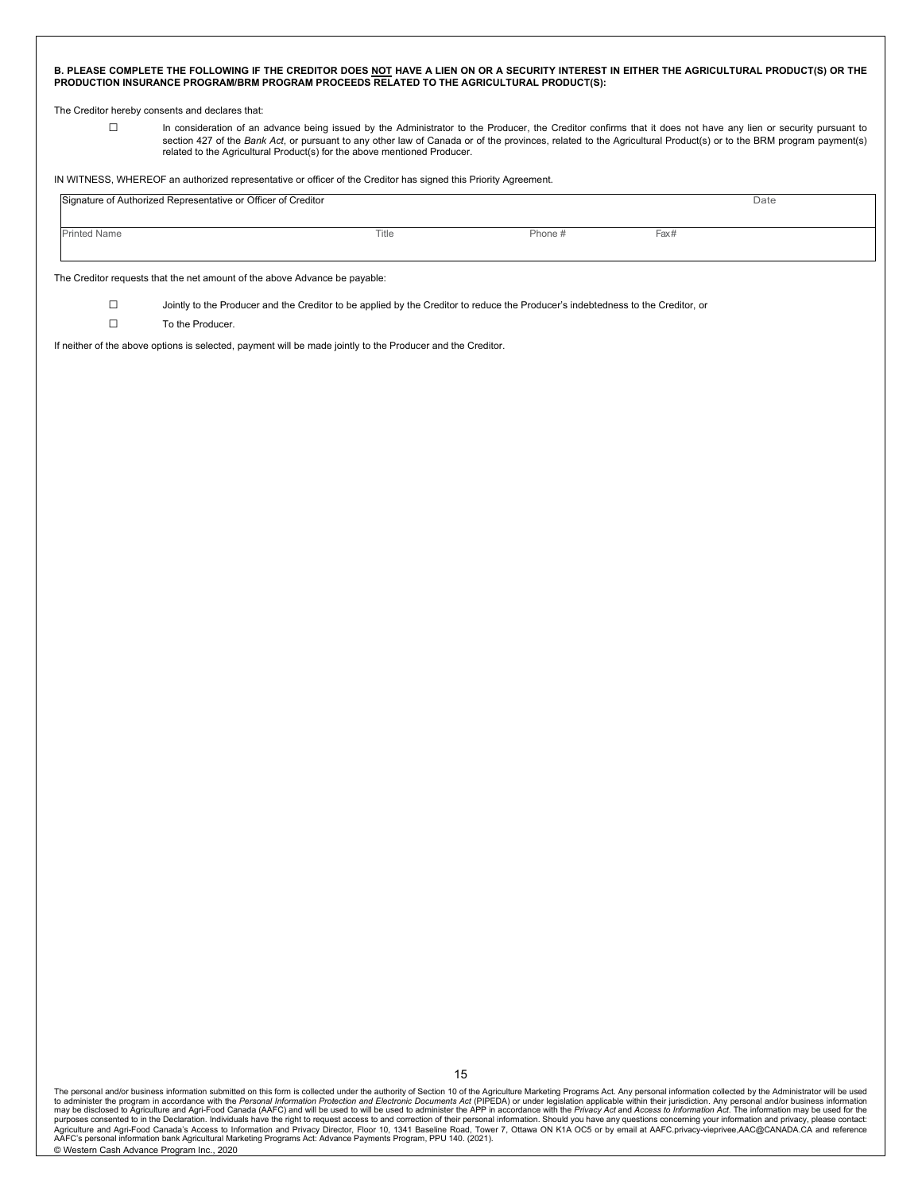**B. PLEASE COMPLETE THE FOLLOWING IF THE CREDITOR DOES NOT HAVE A LIEN ON OR A SECURITY INTEREST IN EITHER THE AGRICULTURAL PRODUCT(S) OR THE PRODUCTION INSURANCE PROGRAM/BRM PROGRAM PROCEEDS RELATED TO THE AGRICULTURAL PRODUCT(S):**

The Creditor hereby consents and declares that:

☐ In consideration of an advance being issued by the Administrator to the Producer, the Creditor confirms that it does not have any lien or security pursuant to section 427 of the *Bank Act*, or pursuant to any other law of Canada or of the provinces, related to the Agricultural Product(s) or to the BRM program payment(s) related to the Agricultural Product(s) for the above mentioned Producer.

IN WITNESS, WHEREOF an authorized representative or officer of the Creditor has signed this Priority Agreement.

| Signature of Authorized Representative or Officer of Creditor | | | Date |
|---|---|---|---|
| Printed Name | Title | Phone # | Fax# |

The Creditor requests that the net amount of the above Advance be payable:

☐ Jointly to the Producer and the Creditor to be applied by the Creditor to reduce the Producer's indebtedness to the Creditor, or

☐ To the Producer.

If neither of the above options is selected, payment will be made jointly to the Producer and the Creditor.

The personal and/or business information submitted on this form is collected under the authority of Section 10 of the Agriculture Marketing Programs Act. Any personal information collected by the Administrator will be used to administer the program in accordance with the *Personal Information Protection and Electronic Documents Act* (PIPEDA) or under legislation applicable within their jurisdiction. Any personal and/or business information may be disclosed to Agriculture and Agri-Food Canada (AAFC) and will be used to will be used to administer the APP in accordance with the *Privacy Act* and *Access to Information Act*. The information may be used for the purposes consented to in the Declaration. Individuals have the right to request access to and correction of their personal information. Should you have any questions concerning your information and privacy, please contact: Agriculture and Agri-Food Canada's Access to Information and Privacy Director, Floor 10, 1341 Baseline Road, Tower 7, Ottawa ON K1A OC5 or by email at AAFC.privacy-vieprivee.AAC@CANADA.CA and reference AAFC's personal information bank Agricultural Marketing Programs Act: Advance Payments Program, PPU 140. (2021).

© Western Cash Advance Program Inc., 2020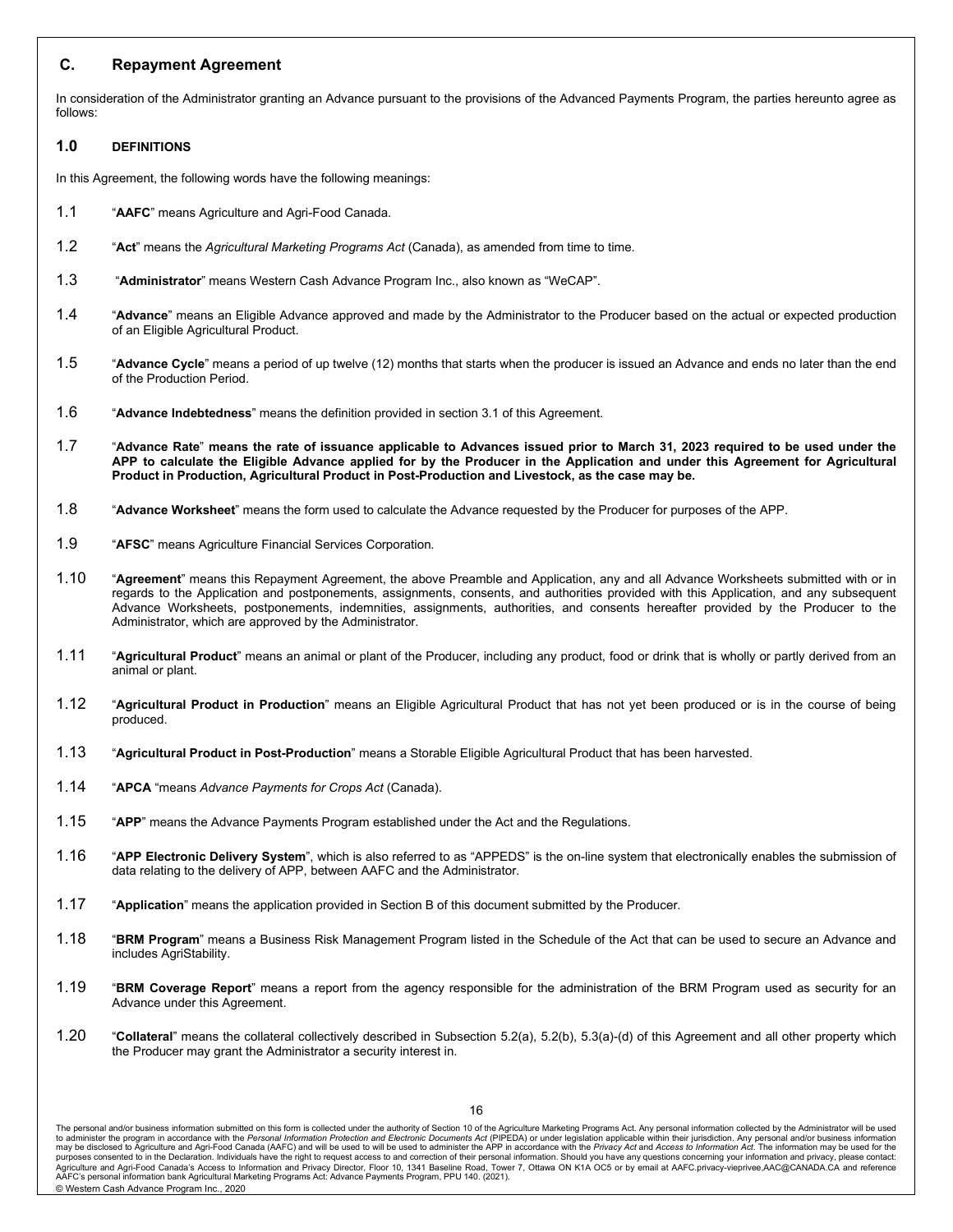## C. Repayment Agreement

In consideration of the Administrator granting an Advance pursuant to the provisions of the Advanced Payments Program, the parties hereunto agree as follows:

### 1.0 DEFINITIONS

In this Agreement, the following words have the following meanings:

1.1 "**AAFC**" means Agriculture and Agri-Food Canada.

1.2 "**Act**" means the *Agricultural Marketing Programs Act* (Canada), as amended from time to time.

1.3 "**Administrator**" means Western Cash Advance Program Inc., also known as "WeCAP".

1.4 "**Advance**" means an Eligible Advance approved and made by the Administrator to the Producer based on the actual or expected production of an Eligible Agricultural Product.

1.5 "**Advance Cycle**" means a period of up twelve (12) months that starts when the producer is issued an Advance and ends no later than the end of the Production Period.

1.6 "**Advance Indebtedness**" means the definition provided in section 3.1 of this Agreement.

1.7 "**Advance Rate**" **means the rate of issuance applicable to Advances issued prior to March 31, 2023 required to be used under the APP to calculate the Eligible Advance applied for by the Producer in the Application and under this Agreement for Agricultural Product in Production, Agricultural Product in Post-Production and Livestock, as the case may be.**

1.8 "**Advance Worksheet**" means the form used to calculate the Advance requested by the Producer for purposes of the APP.

1.9 "**AFSC**" means Agriculture Financial Services Corporation.

1.10 "**Agreement**" means this Repayment Agreement, the above Preamble and Application, any and all Advance Worksheets submitted with or in regards to the Application and postponements, assignments, consents, and authorities provided with this Application, and any subsequent Advance Worksheets, postponements, indemnities, assignments, authorities, and consents hereafter provided by the Producer to the Administrator, which are approved by the Administrator.

1.11 "**Agricultural Product**" means an animal or plant of the Producer, including any product, food or drink that is wholly or partly derived from an animal or plant.

1.12 "**Agricultural Product in Production**" means an Eligible Agricultural Product that has not yet been produced or is in the course of being produced.

1.13 "**Agricultural Product in Post-Production**" means a Storable Eligible Agricultural Product that has been harvested.

1.14 "**APCA** "means *Advance Payments for Crops Act* (Canada).

1.15 "**APP**" means the Advance Payments Program established under the Act and the Regulations.

1.16 "**APP Electronic Delivery System**", which is also referred to as "APPEDS" is the on-line system that electronically enables the submission of data relating to the delivery of APP, between AAFC and the Administrator.

1.17 "**Application**" means the application provided in Section B of this document submitted by the Producer.

1.18 "**BRM Program**" means a Business Risk Management Program listed in the Schedule of the Act that can be used to secure an Advance and includes AgriStability.

1.19 "**BRM Coverage Report**" means a report from the agency responsible for the administration of the BRM Program used as security for an Advance under this Agreement.

1.20 "**Collateral**" means the collateral collectively described in Subsection 5.2(a), 5.2(b), 5.3(a)-(d) of this Agreement and all other property which the Producer may grant the Administrator a security interest in.

The personal and/or business information submitted on this form is collected under the authority of Section 10 of the Agriculture Marketing Programs Act. Any personal information collected by the Administrator will be used to administer the program in accordance with the *Personal Information Protection and Electronic Documents Act* (PIPEDA) or under legislation applicable within their jurisdiction. Any personal and/or business information may be disclosed to Agriculture and Agri-Food Canada (AAFC) and will be used to will be used to administer the APP in accordance with the *Privacy Act* and *Access to Information Act*. The information may be used for the purposes consented to in the Declaration. Individuals have the right to request access to and correction of their personal information. Should you have any questions concerning your information and privacy, please contact: Agriculture and Agri-Food Canada's Access to Information and Privacy Director, Floor 10, 1341 Baseline Road, Tower 7, Ottawa ON K1A OC5 or by email at AAFC.privacy-vieprivee,AAC@CANADA.CA and reference AAFC's personal information bank Agricultural Marketing Programs Act: Advance Payments Program, PPU 140. (2021).

© Western Cash Advance Program Inc., 2020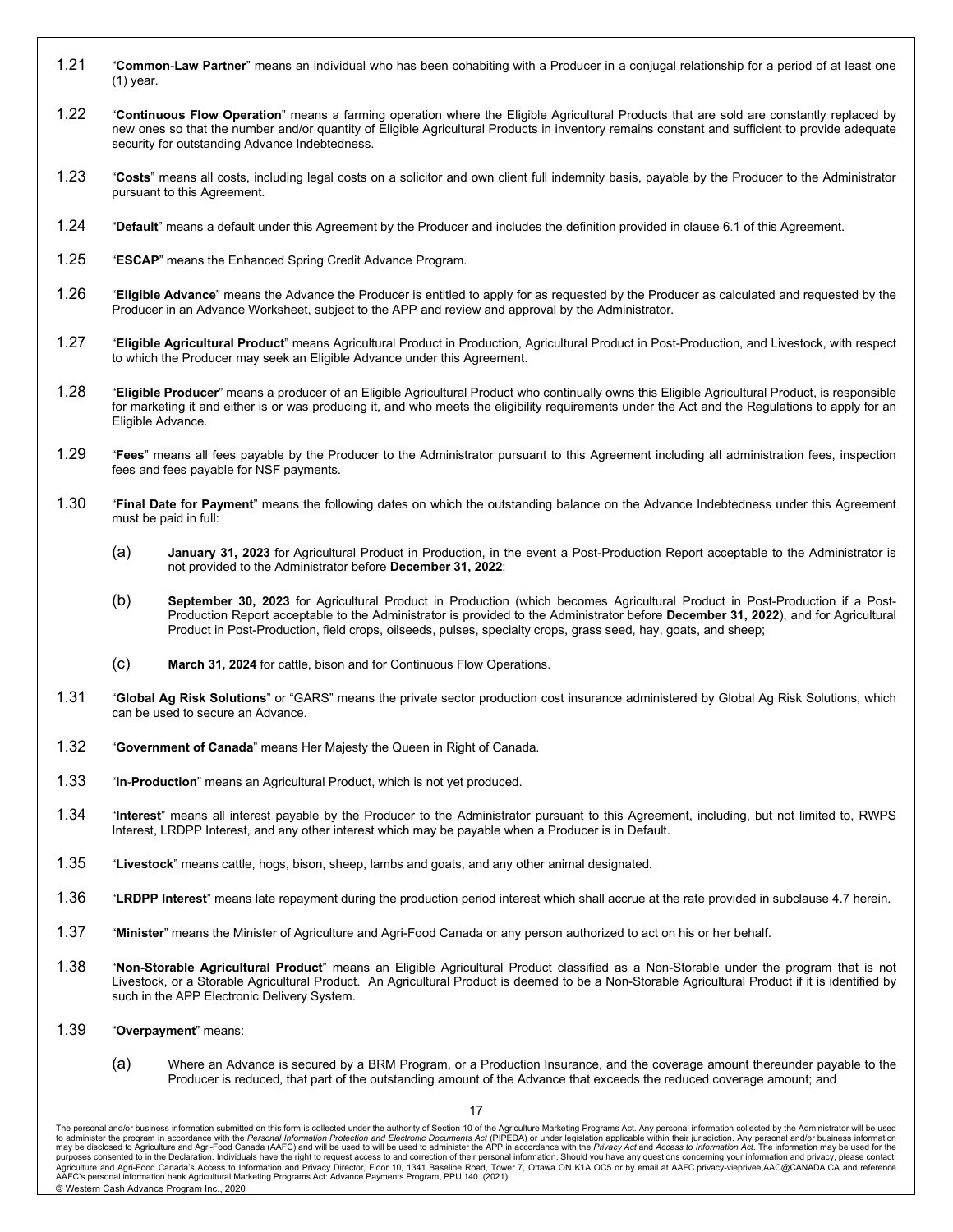1.21 "**Common-Law Partner**" means an individual who has been cohabiting with a Producer in a conjugal relationship for a period of at least one (1) year.

1.22 "**Continuous Flow Operation**" means a farming operation where the Eligible Agricultural Products that are sold are constantly replaced by new ones so that the number and/or quantity of Eligible Agricultural Products in inventory remains constant and sufficient to provide adequate security for outstanding Advance Indebtedness.

1.23 "**Costs**" means all costs, including legal costs on a solicitor and own client full indemnity basis, payable by the Producer to the Administrator pursuant to this Agreement.

1.24 "**Default**" means a default under this Agreement by the Producer and includes the definition provided in clause 6.1 of this Agreement.

1.25 "**ESCAP**" means the Enhanced Spring Credit Advance Program.

1.26 "**Eligible Advance**" means the Advance the Producer is entitled to apply for as requested by the Producer as calculated and requested by the Producer in an Advance Worksheet, subject to the APP and review and approval by the Administrator.

1.27 "**Eligible Agricultural Product**" means Agricultural Product in Production, Agricultural Product in Post-Production, and Livestock, with respect to which the Producer may seek an Eligible Advance under this Agreement.

1.28 "**Eligible Producer**" means a producer of an Eligible Agricultural Product who continually owns this Eligible Agricultural Product, is responsible for marketing it and either is or was producing it, and who meets the eligibility requirements under the Act and the Regulations to apply for an Eligible Advance.

1.29 "**Fees**" means all fees payable by the Producer to the Administrator pursuant to this Agreement including all administration fees, inspection fees and fees payable for NSF payments.

1.30 "**Final Date for Payment**" means the following dates on which the outstanding balance on the Advance Indebtedness under this Agreement must be paid in full:

(a) **January 31, 2023** for Agricultural Product in Production, in the event a Post-Production Report acceptable to the Administrator is not provided to the Administrator before **December 31, 2022**;

(b) **September 30, 2023** for Agricultural Product in Production (which becomes Agricultural Product in Post-Production if a Post-Production Report acceptable to the Administrator is provided to the Administrator before **December 31, 2022**), and for Agricultural Product in Post-Production, field crops, oilseeds, pulses, specialty crops, grass seed, hay, goats, and sheep;

(c) **March 31, 2024** for cattle, bison and for Continuous Flow Operations.

1.31 "**Global Ag Risk Solutions**" or "GARS" means the private sector production cost insurance administered by Global Ag Risk Solutions, which can be used to secure an Advance.

1.32 "**Government of Canada**" means Her Majesty the Queen in Right of Canada.

1.33 "**In-Production**" means an Agricultural Product, which is not yet produced.

1.34 "**Interest**" means all interest payable by the Producer to the Administrator pursuant to this Agreement, including, but not limited to, RWPS Interest, LRDPP Interest, and any other interest which may be payable when a Producer is in Default.

1.35 "**Livestock**" means cattle, hogs, bison, sheep, lambs and goats, and any other animal designated.

1.36 "**LRDPP Interest**" means late repayment during the production period interest which shall accrue at the rate provided in subclause 4.7 herein.

1.37 "**Minister**" means the Minister of Agriculture and Agri-Food Canada or any person authorized to act on his or her behalf.

1.38 "**Non-Storable Agricultural Product**" means an Eligible Agricultural Product classified as a Non-Storable under the program that is not Livestock, or a Storable Agricultural Product. An Agricultural Product is deemed to be a Non-Storable Agricultural Product if it is identified by such in the APP Electronic Delivery System.

1.39 "**Overpayment**" means:

(a) Where an Advance is secured by a BRM Program, or a Production Insurance, and the coverage amount thereunder payable to the Producer is reduced, that part of the outstanding amount of the Advance that exceeds the reduced coverage amount; and

The personal and/or business information submitted on this form is collected under the authority of Section 10 of the Agriculture Marketing Programs Act. Any personal information collected by the Administrator will be used to administer the program in accordance with the *Personal Information Protection and Electronic Documents Act* (PIPEDA) or under legislation applicable within their jurisdiction. Any personal and/or business information may be disclosed to Agriculture and Agri-Food Canada (AAFC) and will be used to will be used to administer the APP in accordance with the *Privacy Act* and *Access to Information Act*. The information may be used for the purposes consented to in the Declaration. Individuals have the right to request access to and correction of their personal information. Should you have any questions concerning your information and privacy, please contact: Agriculture and Agri-Food Canada's Access to Information and Privacy Director, Floor 10, 1341 Baseline Road, Tower 7, Ottawa ON K1A OC5 or by email at AAFC.privacy-vieprivee,AAC@CANADA.CA and reference AAFC's personal information bank Agricultural Marketing Programs Act: Advance Payments Program, PPU 140. (2021).

© Western Cash Advance Program Inc., 2020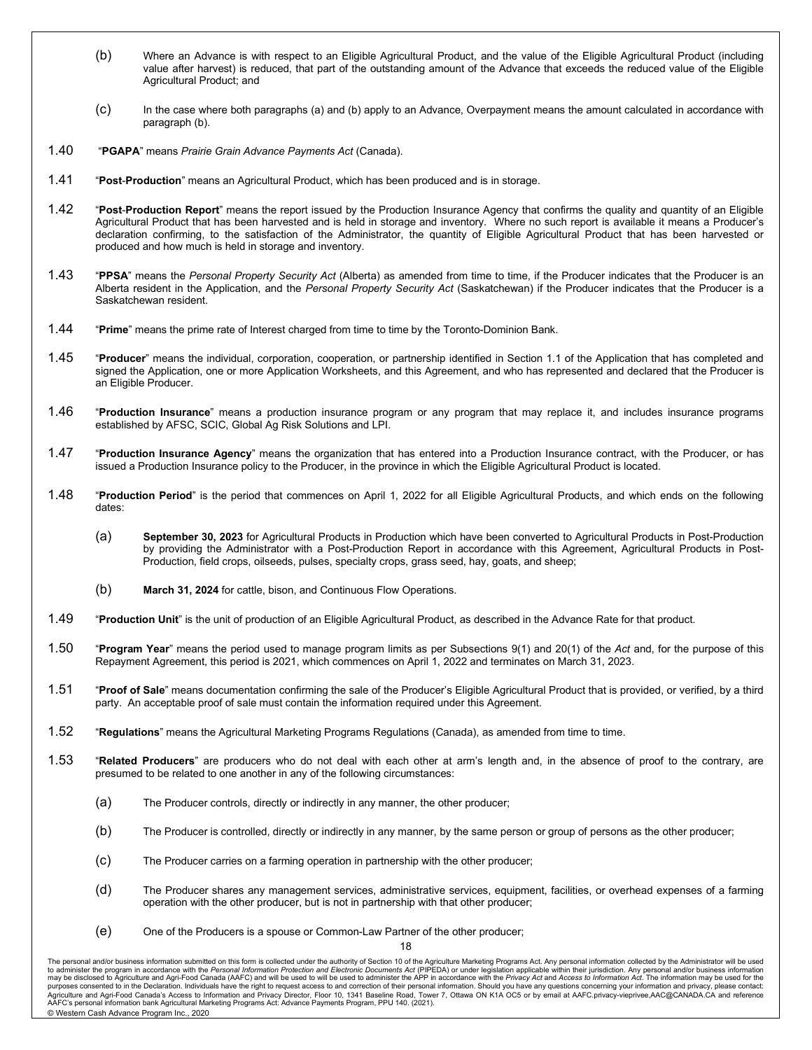(b) Where an Advance is with respect to an Eligible Agricultural Product, and the value of the Eligible Agricultural Product (including value after harvest) is reduced, that part of the outstanding amount of the Advance that exceeds the reduced value of the Eligible Agricultural Product; and

(c) In the case where both paragraphs (a) and (b) apply to an Advance, Overpayment means the amount calculated in accordance with paragraph (b).

1.40 "**PGAPA**" means *Prairie Grain Advance Payments Act* (Canada).

1.41 "**Post-Production**" means an Agricultural Product, which has been produced and is in storage.

1.42 "**Post-Production Report**" means the report issued by the Production Insurance Agency that confirms the quality and quantity of an Eligible Agricultural Product that has been harvested and is held in storage and inventory. Where no such report is available it means a Producer's declaration confirming, to the satisfaction of the Administrator, the quantity of Eligible Agricultural Product that has been harvested or produced and how much is held in storage and inventory.

1.43 "**PPSA**" means the *Personal Property Security Act* (Alberta) as amended from time to time, if the Producer indicates that the Producer is an Alberta resident in the Application, and the *Personal Property Security Act* (Saskatchewan) if the Producer indicates that the Producer is a Saskatchewan resident.

1.44 "**Prime**" means the prime rate of Interest charged from time to time by the Toronto-Dominion Bank.

1.45 "**Producer**" means the individual, corporation, cooperation, or partnership identified in Section 1.1 of the Application that has completed and signed the Application, one or more Application Worksheets, and this Agreement, and who has represented and declared that the Producer is an Eligible Producer.

1.46 "**Production Insurance**" means a production insurance program or any program that may replace it, and includes insurance programs established by AFSC, SCIC, Global Ag Risk Solutions and LPI.

1.47 "**Production Insurance Agency**" means the organization that has entered into a Production Insurance contract, with the Producer, or has issued a Production Insurance policy to the Producer, in the province in which the Eligible Agricultural Product is located.

1.48 "**Production Period**" is the period that commences on April 1, 2022 for all Eligible Agricultural Products, and which ends on the following dates:

(a) **September 30, 2023** for Agricultural Products in Production which have been converted to Agricultural Products in Post-Production by providing the Administrator with a Post-Production Report in accordance with this Agreement, Agricultural Products in Post-Production, field crops, oilseeds, pulses, specialty crops, grass seed, hay, goats, and sheep;

(b) **March 31, 2024** for cattle, bison, and Continuous Flow Operations.

1.49 "**Production Unit**" is the unit of production of an Eligible Agricultural Product, as described in the Advance Rate for that product.

1.50 "**Program Year**" means the period used to manage program limits as per Subsections 9(1) and 20(1) of the *Act* and, for the purpose of this Repayment Agreement, this period is 2021, which commences on April 1, 2022 and terminates on March 31, 2023.

1.51 "**Proof of Sale**" means documentation confirming the sale of the Producer's Eligible Agricultural Product that is provided, or verified, by a third party. An acceptable proof of sale must contain the information required under this Agreement.

1.52 "**Regulations**" means the Agricultural Marketing Programs Regulations (Canada), as amended from time to time.

1.53 "**Related Producers**" are producers who do not deal with each other at arm's length and, in the absence of proof to the contrary, are presumed to be related to one another in any of the following circumstances:

(a) The Producer controls, directly or indirectly in any manner, the other producer;

(b) The Producer is controlled, directly or indirectly in any manner, by the same person or group of persons as the other producer;

(c) The Producer carries on a farming operation in partnership with the other producer;

(d) The Producer shares any management services, administrative services, equipment, facilities, or overhead expenses of a farming operation with the other producer, but is not in partnership with that other producer;

(e) One of the Producers is a spouse or Common-Law Partner of the other producer;

The personal and/or business information submitted on this form is collected under the authority of Section 10 of the Agriculture Marketing Programs Act. Any personal information collected by the Administrator will be used to administer the program in accordance with the *Personal Information Protection and Electronic Documents Act* (PIPEDA) or under legislation applicable within their jurisdiction. Any personal and/or business information may be disclosed to Agriculture and Agri-Food Canada (AAFC) and will be used to will be used to administer the APP in accordance with the *Privacy Act* and *Access to Information Act*. The information may be used for the purposes consented to in the Declaration. Individuals have the right to request access to and correction of their personal information. Should you have any questions concerning your information and privacy, please contact: Agriculture and Agri-Food Canada's Access to Information and Privacy Director, Floor 10, 1341 Baseline Road, Tower 7, Ottawa ON K1A OC5 or by email at AAFC.privacy-vieprivee,AAC@CANADA.CA and reference AAFC's personal information bank Agricultural Marketing Programs Act: Advance Payments Program, PPU 140. (2021).

© Western Cash Advance Program Inc., 2020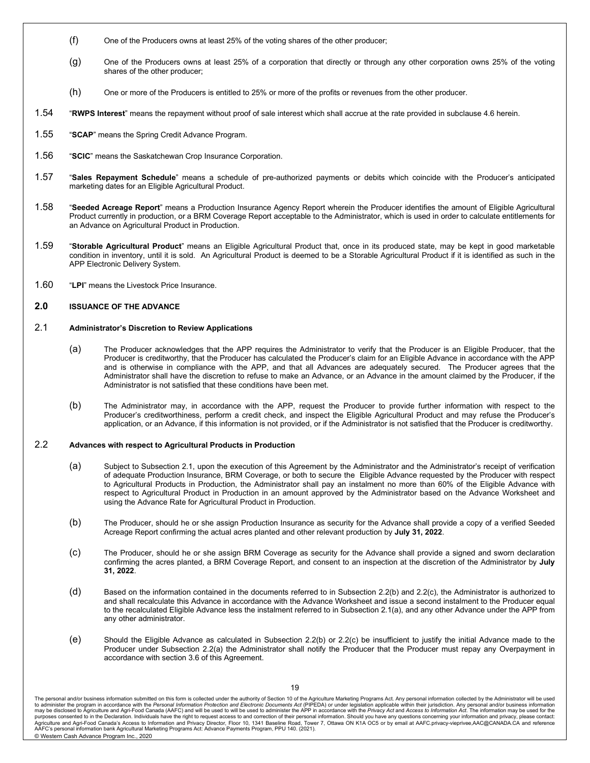(f) One of the Producers owns at least 25% of the voting shares of the other producer;

(g) One of the Producers owns at least 25% of a corporation that directly or through any other corporation owns 25% of the voting shares of the other producer;

(h) One or more of the Producers is entitled to 25% or more of the profits or revenues from the other producer.

1.54 "**RWPS Interest**" means the repayment without proof of sale interest which shall accrue at the rate provided in subclause 4.6 herein.

1.55 "**SCAP**" means the Spring Credit Advance Program.

1.56 "**SCIC**" means the Saskatchewan Crop Insurance Corporation.

1.57 "**Sales Repayment Schedule**" means a schedule of pre-authorized payments or debits which coincide with the Producer's anticipated marketing dates for an Eligible Agricultural Product.

1.58 "**Seeded Acreage Report**" means a Production Insurance Agency Report wherein the Producer identifies the amount of Eligible Agricultural Product currently in production, or a BRM Coverage Report acceptable to the Administrator, which is used in order to calculate entitlements for an Advance on Agricultural Product in Production.

1.59 "**Storable Agricultural Product**" means an Eligible Agricultural Product that, once in its produced state, may be kept in good marketable condition in inventory, until it is sold. An Agricultural Product is deemed to be a Storable Agricultural Product if it is identified as such in the APP Electronic Delivery System.

1.60 "**LPI**" means the Livestock Price Insurance.

## 2.0 ISSUANCE OF THE ADVANCE

### 2.1 Administrator's Discretion to Review Applications

(a) The Producer acknowledges that the APP requires the Administrator to verify that the Producer is an Eligible Producer, that the Producer is creditworthy, that the Producer has calculated the Producer's claim for an Eligible Advance in accordance with the APP and is otherwise in compliance with the APP, and that all Advances are adequately secured. The Producer agrees that the Administrator shall have the discretion to refuse to make an Advance, or an Advance in the amount claimed by the Producer, if the Administrator is not satisfied that these conditions have been met.

(b) The Administrator may, in accordance with the APP, request the Producer to provide further information with respect to the Producer's creditworthiness, perform a credit check, and inspect the Eligible Agricultural Product and may refuse the Producer's application, or an Advance, if this information is not provided, or if the Administrator is not satisfied that the Producer is creditworthy.

### 2.2 Advances with respect to Agricultural Products in Production

(a) Subject to Subsection 2.1, upon the execution of this Agreement by the Administrator and the Administrator's receipt of verification of adequate Production Insurance, BRM Coverage, or both to secure the Eligible Advance requested by the Producer with respect to Agricultural Products in Production, the Administrator shall pay an instalment no more than 60% of the Eligible Advance with respect to Agricultural Product in Production in an amount approved by the Administrator based on the Advance Worksheet and using the Advance Rate for Agricultural Product in Production.

(b) The Producer, should he or she assign Production Insurance as security for the Advance shall provide a copy of a verified Seeded Acreage Report confirming the actual acres planted and other relevant production by **July 31, 2022**.

(c) The Producer, should he or she assign BRM Coverage as security for the Advance shall provide a signed and sworn declaration confirming the acres planted, a BRM Coverage Report, and consent to an inspection at the discretion of the Administrator by **July 31, 2022**.

(d) Based on the information contained in the documents referred to in Subsection 2.2(b) and 2.2(c), the Administrator is authorized to and shall recalculate this Advance in accordance with the Advance Worksheet and issue a second instalment to the Producer equal to the recalculated Eligible Advance less the instalment referred to in Subsection 2.1(a), and any other Advance under the APP from any other administrator.

(e) Should the Eligible Advance as calculated in Subsection 2.2(b) or 2.2(c) be insufficient to justify the initial Advance made to the Producer under Subsection 2.2(a) the Administrator shall notify the Producer that the Producer must repay any Overpayment in accordance with section 3.6 of this Agreement.

The personal and/or business information submitted on this form is collected under the authority of Section 10 of the Agriculture Marketing Programs Act. Any personal information collected by the Administrator will be used to administer the program in accordance with the *Personal Information Protection and Electronic Documents Act* (PIPEDA) or under legislation applicable within their jurisdiction. Any personal and/or business information may be disclosed to Agriculture and Agri-Food Canada (AAFC) and will be used to will be used to administer the APP in accordance with the *Privacy Act* and *Access to Information Act*. The information may be used for the purposes consented to in the Declaration. Individuals have the right to request access to and correction of their personal information. Should you have any questions concerning your information and privacy, please contact: Agriculture and Agri-Food Canada's Access to Information and Privacy Director, Floor 10, 1341 Baseline Road, Tower 7, Ottawa ON K1A OC5 or by email at AAFC.privacy-vieprivee,AAC@CANADA.CA and reference AAFC's personal information bank Agricultural Marketing Programs Act: Advance Payments Program, PPU 140. (2021).

© Western Cash Advance Program Inc., 2020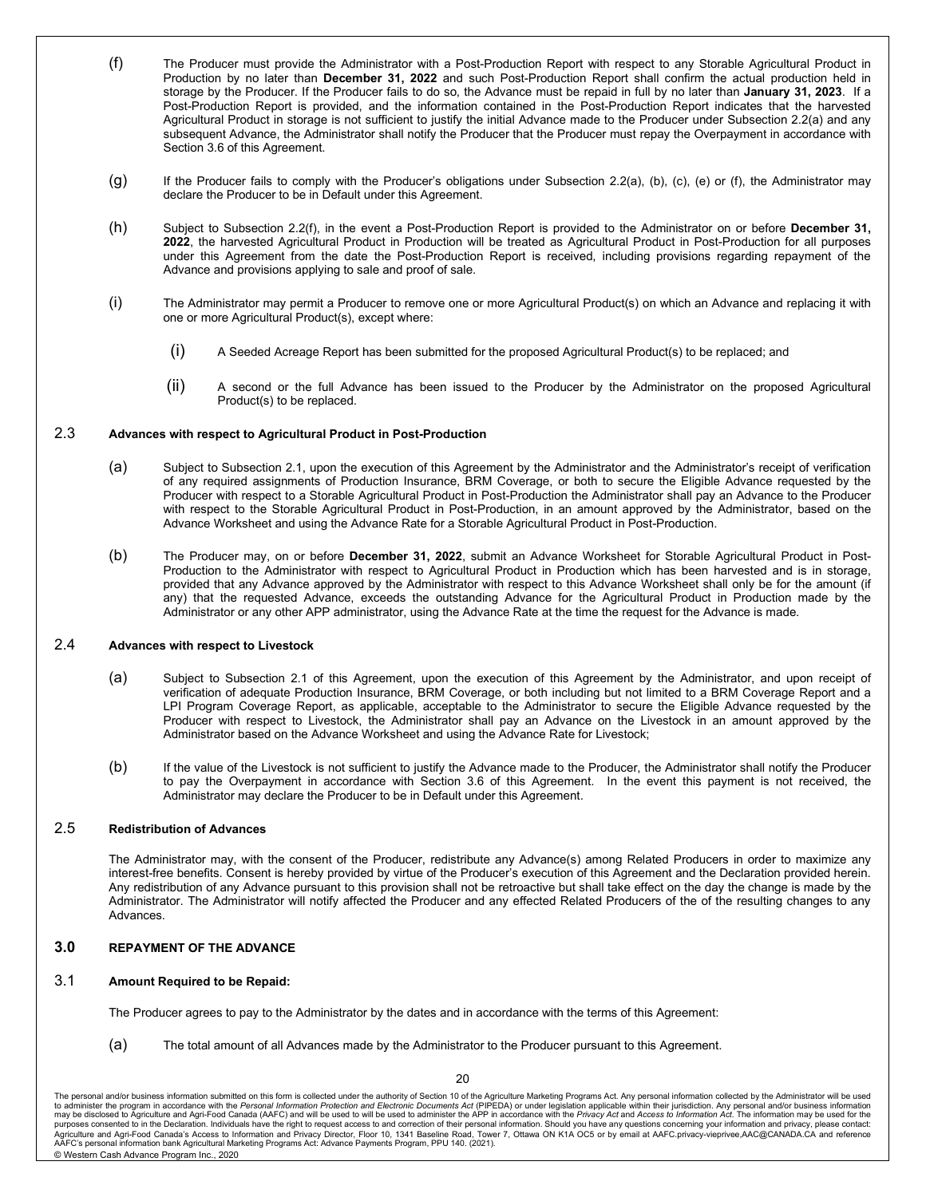(f) The Producer must provide the Administrator with a Post-Production Report with respect to any Storable Agricultural Product in Production by no later than **December 31, 2022** and such Post-Production Report shall confirm the actual production held in storage by the Producer. If the Producer fails to do so, the Advance must be repaid in full by no later than **January 31, 2023**. If a Post-Production Report is provided, and the information contained in the Post-Production Report indicates that the harvested Agricultural Product in storage is not sufficient to justify the initial Advance made to the Producer under Subsection 2.2(a) and any subsequent Advance, the Administrator shall notify the Producer that the Producer must repay the Overpayment in accordance with Section 3.6 of this Agreement.

(g) If the Producer fails to comply with the Producer's obligations under Subsection 2.2(a), (b), (c), (e) or (f), the Administrator may declare the Producer to be in Default under this Agreement.

(h) Subject to Subsection 2.2(f), in the event a Post-Production Report is provided to the Administrator on or before **December 31, 2022**, the harvested Agricultural Product in Production will be treated as Agricultural Product in Post-Production for all purposes under this Agreement from the date the Post-Production Report is received, including provisions regarding repayment of the Advance and provisions applying to sale and proof of sale.

(i) The Administrator may permit a Producer to remove one or more Agricultural Product(s) on which an Advance and replacing it with one or more Agricultural Product(s), except where:

(i) A Seeded Acreage Report has been submitted for the proposed Agricultural Product(s) to be replaced; and

(ii) A second or the full Advance has been issued to the Producer by the Administrator on the proposed Agricultural Product(s) to be replaced.

## 2.3 Advances with respect to Agricultural Product in Post-Production

(a) Subject to Subsection 2.1, upon the execution of this Agreement by the Administrator and the Administrator's receipt of verification of any required assignments of Production Insurance, BRM Coverage, or both to secure the Eligible Advance requested by the Producer with respect to a Storable Agricultural Product in Post-Production the Administrator shall pay an Advance to the Producer with respect to the Storable Agricultural Product in Post-Production, in an amount approved by the Administrator, based on the Advance Worksheet and using the Advance Rate for a Storable Agricultural Product in Post-Production.

(b) The Producer may, on or before **December 31, 2022**, submit an Advance Worksheet for Storable Agricultural Product in Post-Production to the Administrator with respect to Agricultural Product in Production which has been harvested and is in storage, provided that any Advance approved by the Administrator with respect to this Advance Worksheet shall only be for the amount (if any) that the requested Advance, exceeds the outstanding Advance for the Agricultural Product in Production made by the Administrator or any other APP administrator, using the Advance Rate at the time the request for the Advance is made.

## 2.4 Advances with respect to Livestock

(a) Subject to Subsection 2.1 of this Agreement, upon the execution of this Agreement by the Administrator, and upon receipt of verification of adequate Production Insurance, BRM Coverage, or both including but not limited to a BRM Coverage Report and a LPI Program Coverage Report, as applicable, acceptable to the Administrator to secure the Eligible Advance requested by the Producer with respect to Livestock, the Administrator shall pay an Advance on the Livestock in an amount approved by the Administrator based on the Advance Worksheet and using the Advance Rate for Livestock;

(b) If the value of the Livestock is not sufficient to justify the Advance made to the Producer, the Administrator shall notify the Producer to pay the Overpayment in accordance with Section 3.6 of this Agreement. In the event this payment is not received, the Administrator may declare the Producer to be in Default under this Agreement.

## 2.5 Redistribution of Advances

The Administrator may, with the consent of the Producer, redistribute any Advance(s) among Related Producers in order to maximize any interest-free benefits. Consent is hereby provided by virtue of the Producer's execution of this Agreement and the Declaration provided herein. Any redistribution of any Advance pursuant to this provision shall not be retroactive but shall take effect on the day the change is made by the Administrator. The Administrator will notify affected the Producer and any effected Related Producers of the of the resulting changes to any Advances.

# 3.0 REPAYMENT OF THE ADVANCE

## 3.1 Amount Required to be Repaid:

The Producer agrees to pay to the Administrator by the dates and in accordance with the terms of this Agreement:

(a) The total amount of all Advances made by the Administrator to the Producer pursuant to this Agreement.

The personal and/or business information submitted on this form is collected under the authority of Section 10 of the Agriculture Marketing Programs Act. Any personal information collected by the Administrator will be used to administer the program in accordance with the *Personal Information Protection and Electronic Documents Act* (PIPEDA) or under legislation applicable within their jurisdiction. Any personal and/or business information may be disclosed to Agriculture and Agri-Food Canada (AAFC) and will be used to will be used to administer the APP in accordance with the *Privacy Act* and *Access to Information Act*. The information may be used for the purposes consented to in the Declaration. Individuals have the right to request access to and correction of their personal information. Should you have any questions concerning your information and privacy, please contact: Agriculture and Agri-Food Canada's Access to Information and Privacy Director, Floor 10, 1341 Baseline Road, Tower 7, Ottawa ON K1A OC5 or by email at AAFC.privacy-vieprivee,AAC@CANADA.CA and reference AAFC's personal information bank Agricultural Marketing Programs Act: Advance Payments Program, PPU 140. (2021).
© Western Cash Advance Program Inc., 2020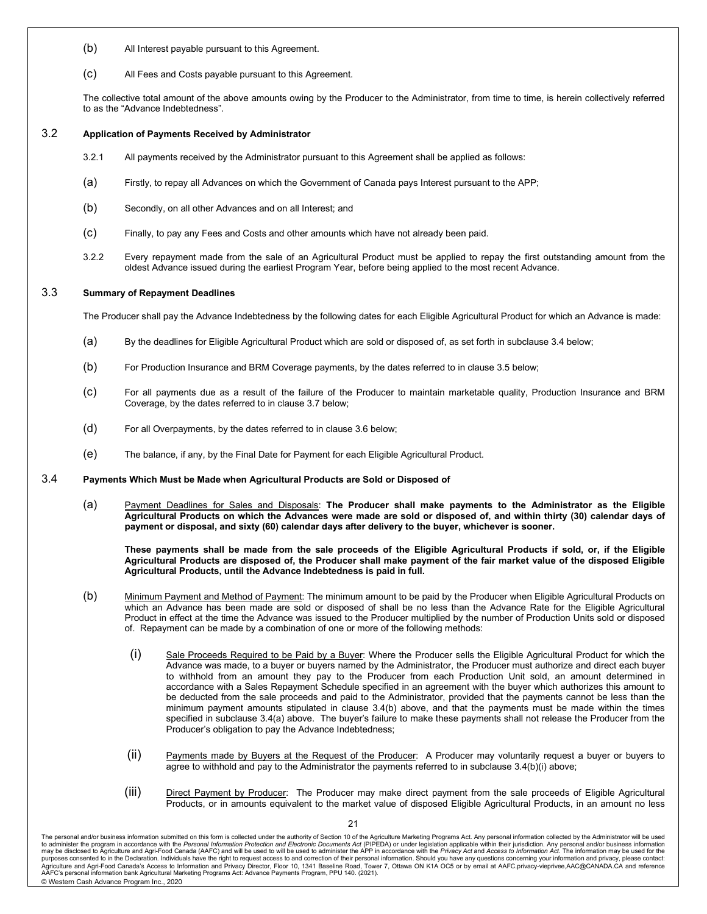(b) All Interest payable pursuant to this Agreement.

(c) All Fees and Costs payable pursuant to this Agreement.

The collective total amount of the above amounts owing by the Producer to the Administrator, from time to time, is herein collectively referred to as the "Advance Indebtedness".

### 3.2 Application of Payments Received by Administrator

3.2.1 All payments received by the Administrator pursuant to this Agreement shall be applied as follows:

(a) Firstly, to repay all Advances on which the Government of Canada pays Interest pursuant to the APP;

(b) Secondly, on all other Advances and on all Interest; and

(c) Finally, to pay any Fees and Costs and other amounts which have not already been paid.

3.2.2 Every repayment made from the sale of an Agricultural Product must be applied to repay the first outstanding amount from the oldest Advance issued during the earliest Program Year, before being applied to the most recent Advance.

### 3.3 Summary of Repayment Deadlines

The Producer shall pay the Advance Indebtedness by the following dates for each Eligible Agricultural Product for which an Advance is made:

(a) By the deadlines for Eligible Agricultural Product which are sold or disposed of, as set forth in subclause 3.4 below;

(b) For Production Insurance and BRM Coverage payments, by the dates referred to in clause 3.5 below;

(c) For all payments due as a result of the failure of the Producer to maintain marketable quality, Production Insurance and BRM Coverage, by the dates referred to in clause 3.7 below;

(d) For all Overpayments, by the dates referred to in clause 3.6 below;

(e) The balance, if any, by the Final Date for Payment for each Eligible Agricultural Product.

### 3.4 Payments Which Must be Made when Agricultural Products are Sold or Disposed of

(a) Payment Deadlines for Sales and Disposals: **The Producer shall make payments to the Administrator as the Eligible Agricultural Products on which the Advances were made are sold or disposed of, and within thirty (30) calendar days of payment or disposal, and sixty (60) calendar days after delivery to the buyer, whichever is sooner.**

**These payments shall be made from the sale proceeds of the Eligible Agricultural Products if sold, or, if the Eligible Agricultural Products are disposed of, the Producer shall make payment of the fair market value of the disposed Eligible Agricultural Products, until the Advance Indebtedness is paid in full.**

(b) Minimum Payment and Method of Payment: The minimum amount to be paid by the Producer when Eligible Agricultural Products on which an Advance has been made are sold or disposed of shall be no less than the Advance Rate for the Eligible Agricultural Product in effect at the time the Advance was issued to the Producer multiplied by the number of Production Units sold or disposed of. Repayment can be made by a combination of one or more of the following methods:

(i) Sale Proceeds Required to be Paid by a Buyer: Where the Producer sells the Eligible Agricultural Product for which the Advance was made, to a buyer or buyers named by the Administrator, the Producer must authorize and direct each buyer to withhold from an amount they pay to the Producer from each Production Unit sold, an amount determined in accordance with a Sales Repayment Schedule specified in an agreement with the buyer which authorizes this amount to be deducted from the sale proceeds and paid to the Administrator, provided that the payments cannot be less than the minimum payment amounts stipulated in clause 3.4(b) above, and that the payments must be made within the times specified in subclause 3.4(a) above. The buyer's failure to make these payments shall not release the Producer from the Producer's obligation to pay the Advance Indebtedness;

(ii) Payments made by Buyers at the Request of the Producer: A Producer may voluntarily request a buyer or buyers to agree to withhold and pay to the Administrator the payments referred to in subclause 3.4(b)(i) above;

(iii) Direct Payment by Producer: The Producer may make direct payment from the sale proceeds of Eligible Agricultural Products, or in amounts equivalent to the market value of disposed Eligible Agricultural Products, in an amount no less

The personal and/or business information submitted on this form is collected under the authority of Section 10 of the Agriculture Marketing Programs Act. Any personal information collected by the Administrator will be used to administer the program in accordance with the *Personal Information Protection and Electronic Documents Act* (PIPEDA) or under legislation applicable within their jurisdiction. Any personal and/or business information may be disclosed to Agriculture and Agri-Food Canada (AAFC) and will be used to will be used to administer the APP in accordance with the *Privacy Act* and *Access to Information Act*. The information may be used for the purposes consented to in the Declaration. Individuals have the right to request access to and correction of their personal information. Should you have any questions concerning your information and privacy, please contact: Agriculture and Agri-Food Canada's Access to Information and Privacy Director, Floor 10, 1341 Baseline Road, Tower 7, Ottawa ON K1A OC5 or by email at AAFC.privacy-vieprivee,AAC@CANADA.CA and reference AAFC's personal information bank Agricultural Marketing Programs Act: Advance Payments Program, PPU 140. (2021).

© Western Cash Advance Program Inc., 2020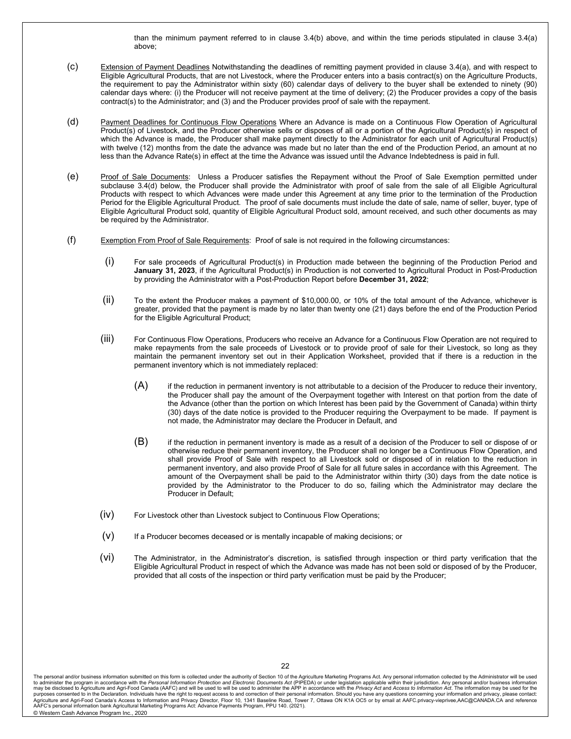than the minimum payment referred to in clause 3.4(b) above, and within the time periods stipulated in clause 3.4(a) above;

(c) Extension of Payment Deadlines Notwithstanding the deadlines of remitting payment provided in clause 3.4(a), and with respect to Eligible Agricultural Products, that are not Livestock, where the Producer enters into a basis contract(s) on the Agriculture Products, the requirement to pay the Administrator within sixty (60) calendar days of delivery to the buyer shall be extended to ninety (90) calendar days where: (i) the Producer will not receive payment at the time of delivery; (2) the Producer provides a copy of the basis contract(s) to the Administrator; and (3) and the Producer provides proof of sale with the repayment.

(d) Payment Deadlines for Continuous Flow Operations Where an Advance is made on a Continuous Flow Operation of Agricultural Product(s) of Livestock, and the Producer otherwise sells or disposes of all or a portion of the Agricultural Product(s) in respect of which the Advance is made, the Producer shall make payment directly to the Administrator for each unit of Agricultural Product(s) with twelve (12) months from the date the advance was made but no later than the end of the Production Period, an amount at no less than the Advance Rate(s) in effect at the time the Advance was issued until the Advance Indebtedness is paid in full.

(e) Proof of Sale Documents: Unless a Producer satisfies the Repayment without the Proof of Sale Exemption permitted under subclause 3.4(d) below, the Producer shall provide the Administrator with proof of sale from the sale of all Eligible Agricultural Products with respect to which Advances were made under this Agreement at any time prior to the termination of the Production Period for the Eligible Agricultural Product. The proof of sale documents must include the date of sale, name of seller, buyer, type of Eligible Agricultural Product sold, quantity of Eligible Agricultural Product sold, amount received, and such other documents as may be required by the Administrator.

(f) Exemption From Proof of Sale Requirements: Proof of sale is not required in the following circumstances:

(i) For sale proceeds of Agricultural Product(s) in Production made between the beginning of the Production Period and **January 31, 2023**, if the Agricultural Product(s) in Production is not converted to Agricultural Product in Post-Production by providing the Administrator with a Post-Production Report before **December 31, 2022**;

(ii) To the extent the Producer makes a payment of $10,000.00, or 10% of the total amount of the Advance, whichever is greater, provided that the payment is made by no later than twenty one (21) days before the end of the Production Period for the Eligible Agricultural Product;

(iii) For Continuous Flow Operations, Producers who receive an Advance for a Continuous Flow Operation are not required to make repayments from the sale proceeds of Livestock or to provide proof of sale for their Livestock, so long as they maintain the permanent inventory set out in their Application Worksheet, provided that if there is a reduction in the permanent inventory which is not immediately replaced:

(A) if the reduction in permanent inventory is not attributable to a decision of the Producer to reduce their inventory, the Producer shall pay the amount of the Overpayment together with Interest on that portion from the date of the Advance (other than the portion on which Interest has been paid by the Government of Canada) within thirty (30) days of the date notice is provided to the Producer requiring the Overpayment to be made. If payment is not made, the Administrator may declare the Producer in Default, and

(B) if the reduction in permanent inventory is made as a result of a decision of the Producer to sell or dispose of or otherwise reduce their permanent inventory, the Producer shall no longer be a Continuous Flow Operation, and shall provide Proof of Sale with respect to all Livestock sold or disposed of in relation to the reduction in permanent inventory, and also provide Proof of Sale for all future sales in accordance with this Agreement. The amount of the Overpayment shall be paid to the Administrator within thirty (30) days from the date notice is provided by the Administrator to the Producer to do so, failing which the Administrator may declare the Producer in Default;

(iv) For Livestock other than Livestock subject to Continuous Flow Operations;

(v) If a Producer becomes deceased or is mentally incapable of making decisions; or

(vi) The Administrator, in the Administrator's discretion, is satisfied through inspection or third party verification that the Eligible Agricultural Product in respect of which the Advance was made has not been sold or disposed of by the Producer, provided that all costs of the inspection or third party verification must be paid by the Producer;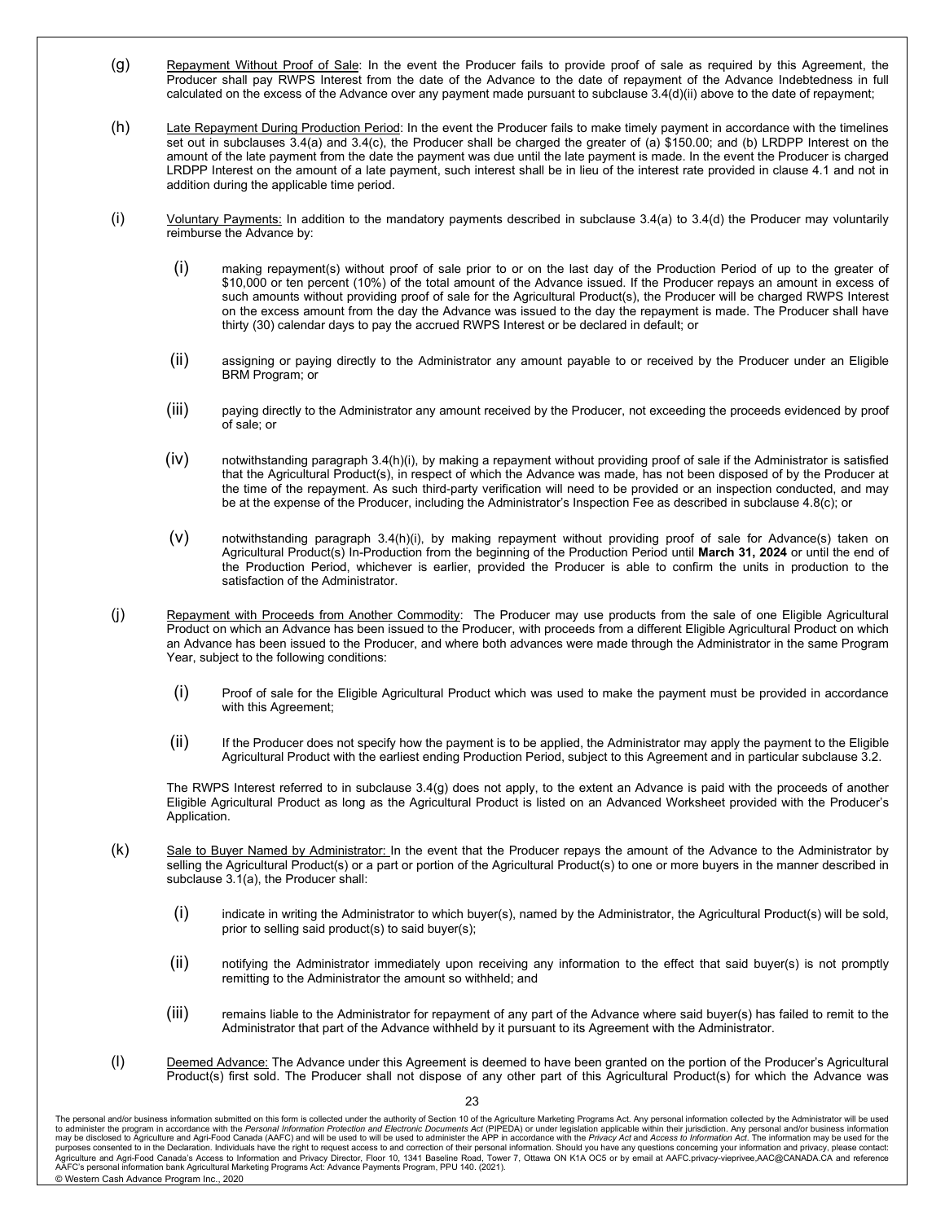(g) Repayment Without Proof of Sale: In the event the Producer fails to provide proof of sale as required by this Agreement, the Producer shall pay RWPS Interest from the date of the Advance to the date of repayment of the Advance Indebtedness in full calculated on the excess of the Advance over any payment made pursuant to subclause 3.4(d)(ii) above to the date of repayment;

(h) Late Repayment During Production Period: In the event the Producer fails to make timely payment in accordance with the timelines set out in subclauses 3.4(a) and 3.4(c), the Producer shall be charged the greater of (a) $150.00; and (b) LRDPP Interest on the amount of the late payment from the date the payment was due until the late payment is made. In the event the Producer is charged LRDPP Interest on the amount of a late payment, such interest shall be in lieu of the interest rate provided in clause 4.1 and not in addition during the applicable time period.

(i) Voluntary Payments: In addition to the mandatory payments described in subclause 3.4(a) to 3.4(d) the Producer may voluntarily reimburse the Advance by:

(i) making repayment(s) without proof of sale prior to or on the last day of the Production Period of up to the greater of $10,000 or ten percent (10%) of the total amount of the Advance issued. If the Producer repays an amount in excess of such amounts without providing proof of sale for the Agricultural Product(s), the Producer will be charged RWPS Interest on the excess amount from the day the Advance was issued to the day the repayment is made. The Producer shall have thirty (30) calendar days to pay the accrued RWPS Interest or be declared in default; or

(ii) assigning or paying directly to the Administrator any amount payable to or received by the Producer under an Eligible BRM Program; or

(iii) paying directly to the Administrator any amount received by the Producer, not exceeding the proceeds evidenced by proof of sale; or

(iv) notwithstanding paragraph 3.4(h)(i), by making a repayment without providing proof of sale if the Administrator is satisfied that the Agricultural Product(s), in respect of which the Advance was made, has not been disposed of by the Producer at the time of the repayment. As such third-party verification will need to be provided or an inspection conducted, and may be at the expense of the Producer, including the Administrator's Inspection Fee as described in subclause 4.8(c); or

(v) notwithstanding paragraph 3.4(h)(i), by making repayment without providing proof of sale for Advance(s) taken on Agricultural Product(s) In-Production from the beginning of the Production Period until **March 31, 2024** or until the end of the Production Period, whichever is earlier, provided the Producer is able to confirm the units in production to the satisfaction of the Administrator.

(j) Repayment with Proceeds from Another Commodity: The Producer may use products from the sale of one Eligible Agricultural Product on which an Advance has been issued to the Producer, with proceeds from a different Eligible Agricultural Product on which an Advance has been issued to the Producer, and where both advances were made through the Administrator in the same Program Year, subject to the following conditions:

(i) Proof of sale for the Eligible Agricultural Product which was used to make the payment must be provided in accordance with this Agreement;

(ii) If the Producer does not specify how the payment is to be applied, the Administrator may apply the payment to the Eligible Agricultural Product with the earliest ending Production Period, subject to this Agreement and in particular subclause 3.2.

The RWPS Interest referred to in subclause 3.4(g) does not apply, to the extent an Advance is paid with the proceeds of another Eligible Agricultural Product as long as the Agricultural Product is listed on an Advanced Worksheet provided with the Producer's Application.

(k) Sale to Buyer Named by Administrator: In the event that the Producer repays the amount of the Advance to the Administrator by selling the Agricultural Product(s) or a part or portion of the Agricultural Product(s) to one or more buyers in the manner described in subclause 3.1(a), the Producer shall:

(i) indicate in writing the Administrator to which buyer(s), named by the Administrator, the Agricultural Product(s) will be sold, prior to selling said product(s) to said buyer(s);

(ii) notifying the Administrator immediately upon receiving any information to the effect that said buyer(s) is not promptly remitting to the Administrator the amount so withheld; and

(iii) remains liable to the Administrator for repayment of any part of the Advance where said buyer(s) has failed to remit to the Administrator that part of the Advance withheld by it pursuant to its Agreement with the Administrator.

(l) Deemed Advance: The Advance under this Agreement is deemed to have been granted on the portion of the Producer's Agricultural Product(s) first sold. The Producer shall not dispose of any other part of this Agricultural Product(s) for which the Advance was

The personal and/or business information submitted on this form is collected under the authority of Section 10 of the Agriculture Marketing Programs Act. Any personal information collected by the Administrator will be used to administer the program in accordance with the *Personal Information Protection and Electronic Documents Act* (PIPEDA) or under legislation applicable within their jurisdiction. Any personal and/or business information may be disclosed to Agriculture and Agri-Food Canada (AAFC) and will be used to will be used to administer the APP in accordance with the *Privacy Act* and *Access to Information Act*. The information may be used for the purposes consented to in the Declaration. Individuals have the right to request access to and correction of their personal information. Should you have any questions concerning your information and privacy, please contact: Agriculture and Agri-Food Canada's Access to Information and Privacy Director, Floor 10, 1341 Baseline Road, Tower 7, Ottawa ON K1A OC5 or by email at AAFC.privacy-vieprivee,AAC@CANADA.CA and reference AAFC's personal information bank Agricultural Marketing Programs Act: Advance Payments Program, PPU 140. (2021).

© Western Cash Advance Program Inc., 2020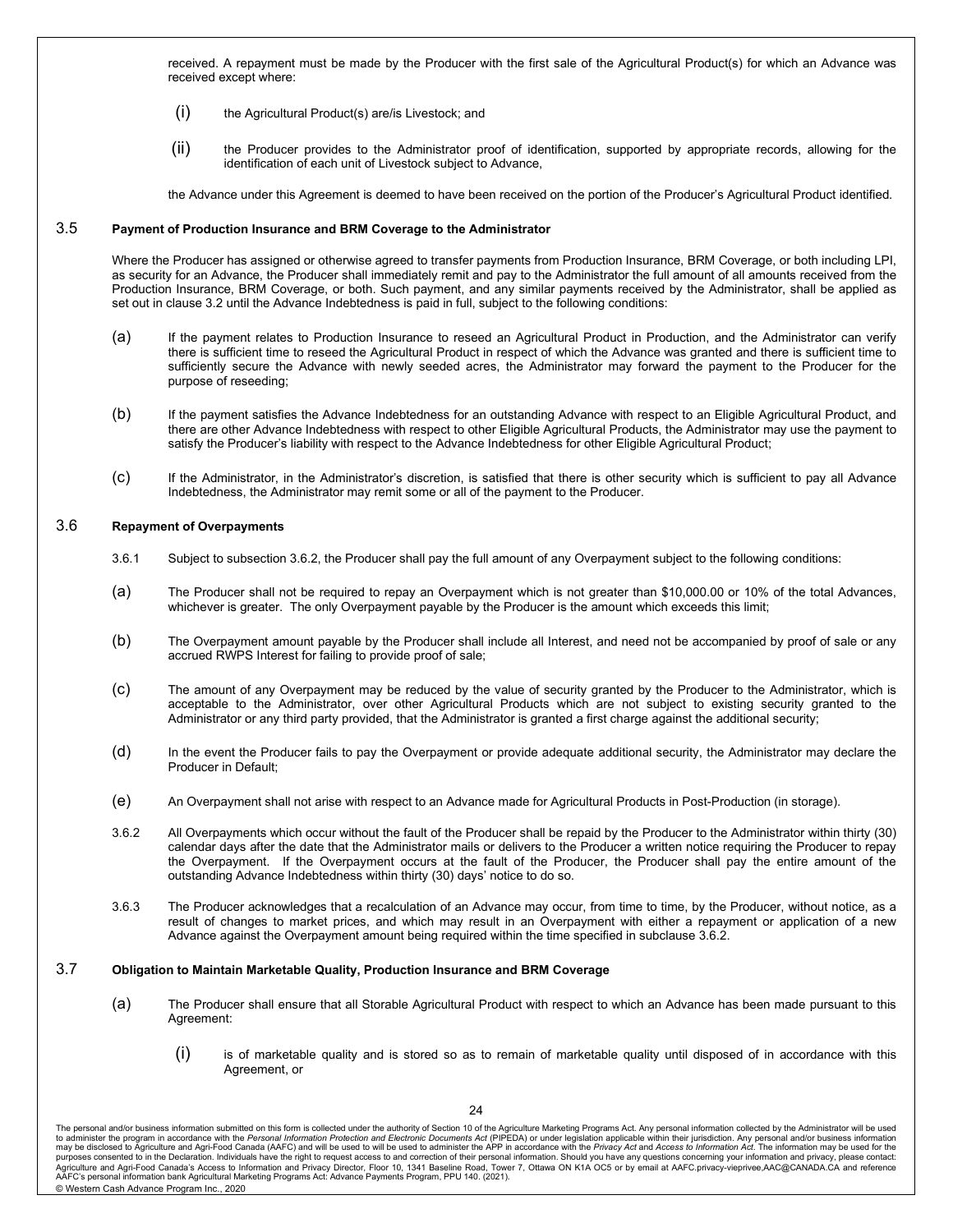received. A repayment must be made by the Producer with the first sale of the Agricultural Product(s) for which an Advance was received except where:

(i) the Agricultural Product(s) are/is Livestock; and

(ii) the Producer provides to the Administrator proof of identification, supported by appropriate records, allowing for the identification of each unit of Livestock subject to Advance,

the Advance under this Agreement is deemed to have been received on the portion of the Producer's Agricultural Product identified.

### 3.5 Payment of Production Insurance and BRM Coverage to the Administrator

Where the Producer has assigned or otherwise agreed to transfer payments from Production Insurance, BRM Coverage, or both including LPI, as security for an Advance, the Producer shall immediately remit and pay to the Administrator the full amount of all amounts received from the Production Insurance, BRM Coverage, or both. Such payment, and any similar payments received by the Administrator, shall be applied as set out in clause 3.2 until the Advance Indebtedness is paid in full, subject to the following conditions:

(a) If the payment relates to Production Insurance to reseed an Agricultural Product in Production, and the Administrator can verify there is sufficient time to reseed the Agricultural Product in respect of which the Advance was granted and there is sufficient time to sufficiently secure the Advance with newly seeded acres, the Administrator may forward the payment to the Producer for the purpose of reseeding;

(b) If the payment satisfies the Advance Indebtedness for an outstanding Advance with respect to an Eligible Agricultural Product, and there are other Advance Indebtedness with respect to other Eligible Agricultural Products, the Administrator may use the payment to satisfy the Producer's liability with respect to the Advance Indebtedness for other Eligible Agricultural Product;

(c) If the Administrator, in the Administrator's discretion, is satisfied that there is other security which is sufficient to pay all Advance Indebtedness, the Administrator may remit some or all of the payment to the Producer.

### 3.6 Repayment of Overpayments

3.6.1 Subject to subsection 3.6.2, the Producer shall pay the full amount of any Overpayment subject to the following conditions:

(a) The Producer shall not be required to repay an Overpayment which is not greater than $10,000.00 or 10% of the total Advances, whichever is greater. The only Overpayment payable by the Producer is the amount which exceeds this limit;

(b) The Overpayment amount payable by the Producer shall include all Interest, and need not be accompanied by proof of sale or any accrued RWPS Interest for failing to provide proof of sale;

(c) The amount of any Overpayment may be reduced by the value of security granted by the Producer to the Administrator, which is acceptable to the Administrator, over other Agricultural Products which are not subject to existing security granted to the Administrator or any third party provided, that the Administrator is granted a first charge against the additional security;

(d) In the event the Producer fails to pay the Overpayment or provide adequate additional security, the Administrator may declare the Producer in Default;

(e) An Overpayment shall not arise with respect to an Advance made for Agricultural Products in Post-Production (in storage).

3.6.2 All Overpayments which occur without the fault of the Producer shall be repaid by the Producer to the Administrator within thirty (30) calendar days after the date that the Administrator mails or delivers to the Producer a written notice requiring the Producer to repay the Overpayment. If the Overpayment occurs at the fault of the Producer, the Producer shall pay the entire amount of the outstanding Advance Indebtedness within thirty (30) days' notice to do so.

3.6.3 The Producer acknowledges that a recalculation of an Advance may occur, from time to time, by the Producer, without notice, as a result of changes to market prices, and which may result in an Overpayment with either a repayment or application of a new Advance against the Overpayment amount being required within the time specified in subclause 3.6.2.

### 3.7 Obligation to Maintain Marketable Quality, Production Insurance and BRM Coverage

(a) The Producer shall ensure that all Storable Agricultural Product with respect to which an Advance has been made pursuant to this Agreement:

(i) is of marketable quality and is stored so as to remain of marketable quality until disposed of in accordance with this Agreement, or

The personal and/or business information submitted on this form is collected under the authority of Section 10 of the Agriculture Marketing Programs Act. Any personal information collected by the Administrator will be used to administer the program in accordance with the *Personal Information Protection and Electronic Documents Act* (PIPEDA) or under legislation applicable within their jurisdiction. Any personal and/or business information may be disclosed to Agriculture and Agri-Food Canada (AAFC) and will be used to will be used to administer the APP in accordance with the *Privacy Act* and *Access to Information Act*. The information may be used for the purposes consented to in the Declaration. Individuals have the right to request access to and correction of their personal information. Should you have any questions concerning your information and privacy, please contact: Agriculture and Agri-Food Canada's Access to Information and Privacy Director, Floor 10, 1341 Baseline Road, Tower 7, Ottawa ON K1A OC5 or by email at AAFC.privacy-vieprivee,AAC@CANADA.CA and reference AAFC's personal information bank Agricultural Marketing Programs Act: Advance Payments Program, PPU 140. (2021).

© Western Cash Advance Program Inc., 2020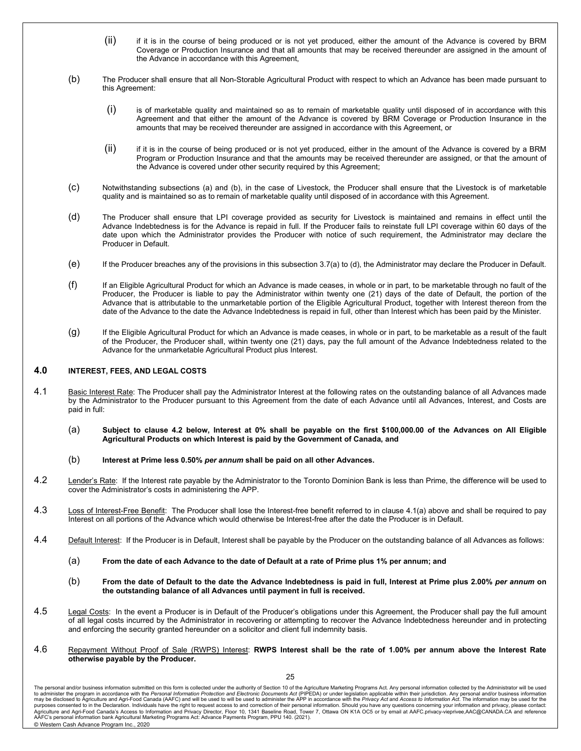(ii) if it is in the course of being produced or is not yet produced, either the amount of the Advance is covered by BRM Coverage or Production Insurance and that all amounts that may be received thereunder are assigned in the amount of the Advance in accordance with this Agreement,

(b) The Producer shall ensure that all Non-Storable Agricultural Product with respect to which an Advance has been made pursuant to this Agreement:

(i) is of marketable quality and maintained so as to remain of marketable quality until disposed of in accordance with this Agreement and that either the amount of the Advance is covered by BRM Coverage or Production Insurance in the amounts that may be received thereunder are assigned in accordance with this Agreement, or

(ii) if it is in the course of being produced or is not yet produced, either in the amount of the Advance is covered by a BRM Program or Production Insurance and that the amounts may be received thereunder are assigned, or that the amount of the Advance is covered under other security required by this Agreement;

(c) Notwithstanding subsections (a) and (b), in the case of Livestock, the Producer shall ensure that the Livestock is of marketable quality and is maintained so as to remain of marketable quality until disposed of in accordance with this Agreement.

(d) The Producer shall ensure that LPI coverage provided as security for Livestock is maintained and remains in effect until the Advance Indebtedness is for the Advance is repaid in full. If the Producer fails to reinstate full LPI coverage within 60 days of the date upon which the Administrator provides the Producer with notice of such requirement, the Administrator may declare the Producer in Default.

(e) If the Producer breaches any of the provisions in this subsection 3.7(a) to (d), the Administrator may declare the Producer in Default.

(f) If an Eligible Agricultural Product for which an Advance is made ceases, in whole or in part, to be marketable through no fault of the Producer, the Producer is liable to pay the Administrator within twenty one (21) days of the date of Default, the portion of the Advance that is attributable to the unmarketable portion of the Eligible Agricultural Product, together with Interest thereon from the date of the Advance to the date the Advance Indebtedness is repaid in full, other than Interest which has been paid by the Minister.

(g) If the Eligible Agricultural Product for which an Advance is made ceases, in whole or in part, to be marketable as a result of the fault of the Producer, the Producer shall, within twenty one (21) days, pay the full amount of the Advance Indebtedness related to the Advance for the unmarketable Agricultural Product plus Interest.

## 4.0 INTEREST, FEES, AND LEGAL COSTS

4.1 Basic Interest Rate: The Producer shall pay the Administrator Interest at the following rates on the outstanding balance of all Advances made by the Administrator to the Producer pursuant to this Agreement from the date of each Advance until all Advances, Interest, and Costs are paid in full:

(a) **Subject to clause 4.2 below, Interest at 0% shall be payable on the first $100,000.00 of the Advances on All Eligible Agricultural Products on which Interest is paid by the Government of Canada, and**

(b) **Interest at Prime less 0.50% *per annum* shall be paid on all other Advances.**

4.2 Lender's Rate: If the Interest rate payable by the Administrator to the Toronto Dominion Bank is less than Prime, the difference will be used to cover the Administrator's costs in administering the APP.

4.3 Loss of Interest-Free Benefit: The Producer shall lose the Interest-free benefit referred to in clause 4.1(a) above and shall be required to pay Interest on all portions of the Advance which would otherwise be Interest-free after the date the Producer is in Default.

4.4 Default Interest: If the Producer is in Default, Interest shall be payable by the Producer on the outstanding balance of all Advances as follows:

(a) **From the date of each Advance to the date of Default at a rate of Prime plus 1% per annum; and**

(b) **From the date of Default to the date the Advance Indebtedness is paid in full, Interest at Prime plus 2.00% *per annum* on the outstanding balance of all Advances until payment in full is received.**

4.5 Legal Costs: In the event a Producer is in Default of the Producer's obligations under this Agreement, the Producer shall pay the full amount of all legal costs incurred by the Administrator in recovering or attempting to recover the Advance Indebtedness hereunder and in protecting and enforcing the security granted hereunder on a solicitor and client full indemnity basis.

4.6 Repayment Without Proof of Sale (RWPS) Interest: **RWPS Interest shall be the rate of 1.00% per annum above the Interest Rate otherwise payable by the Producer.**

The personal and/or business information submitted on this form is collected under the authority of Section 10 of the Agriculture Marketing Programs Act. Any personal information collected by the Administrator will be used to administer the program in accordance with the *Personal Information Protection and Electronic Documents Act* (PIPEDA) or under legislation applicable within their jurisdiction. Any personal and/or business information may be disclosed to Agriculture and Agri-Food Canada (AAFC) and will be used to will be used to administer the APP in accordance with the *Privacy Act* and *Access to Information Act*. The information may be used for the purposes consented to in the Declaration. Individuals have the right to request access to and correction of their personal information. Should you have any questions concerning your information and privacy, please contact: Agriculture and Agri-Food Canada's Access to Information and Privacy Director, Floor 10, 1341 Baseline Road, Tower 7, Ottawa ON K1A OC5 or by email at AAFC.privacy-vieprivee.AAC@CANADA.CA and reference AAFC's personal information bank Agricultural Marketing Programs Act: Advance Payments Program, PPU 140. (2021).

© Western Cash Advance Program Inc., 2020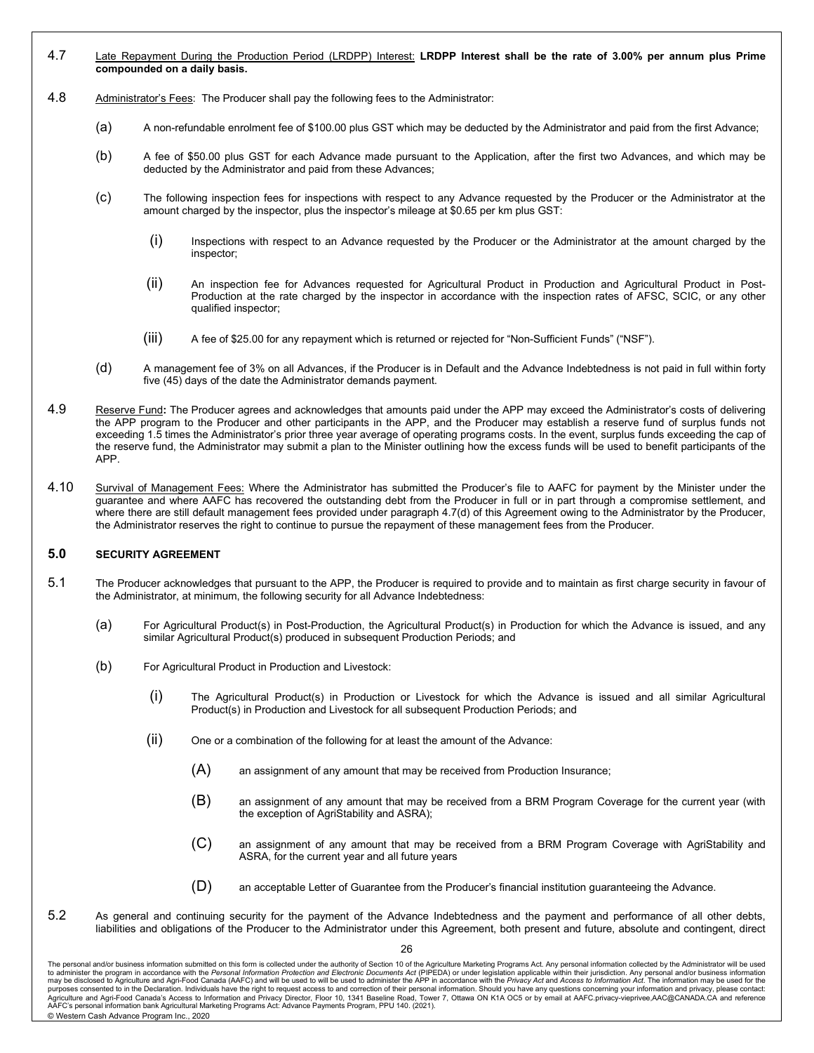4.7 Late Repayment During the Production Period (LRDPP) Interest: **LRDPP Interest shall be the rate of 3.00% per annum plus Prime compounded on a daily basis.**

4.8 Administrator's Fees: The Producer shall pay the following fees to the Administrator:

(a) A non-refundable enrolment fee of $100.00 plus GST which may be deducted by the Administrator and paid from the first Advance;

(b) A fee of $50.00 plus GST for each Advance made pursuant to the Application, after the first two Advances, and which may be deducted by the Administrator and paid from these Advances;

(c) The following inspection fees for inspections with respect to any Advance requested by the Producer or the Administrator at the amount charged by the inspector, plus the inspector's mileage at $0.65 per km plus GST:

(i) Inspections with respect to an Advance requested by the Producer or the Administrator at the amount charged by the inspector;

(ii) An inspection fee for Advances requested for Agricultural Product in Production and Agricultural Product in Post-Production at the rate charged by the inspector in accordance with the inspection rates of AFSC, SCIC, or any other qualified inspector;

(iii) A fee of $25.00 for any repayment which is returned or rejected for "Non-Sufficient Funds" ("NSF").

(d) A management fee of 3% on all Advances, if the Producer is in Default and the Advance Indebtedness is not paid in full within forty five (45) days of the date the Administrator demands payment.

4.9 Reserve Fund**:** The Producer agrees and acknowledges that amounts paid under the APP may exceed the Administrator's costs of delivering the APP program to the Producer and other participants in the APP, and the Producer may establish a reserve fund of surplus funds not exceeding 1.5 times the Administrator's prior three year average of operating programs costs. In the event, surplus funds exceeding the cap of the reserve fund, the Administrator may submit a plan to the Minister outlining how the excess funds will be used to benefit participants of the APP.

4.10 Survival of Management Fees: Where the Administrator has submitted the Producer's file to AAFC for payment by the Minister under the guarantee and where AAFC has recovered the outstanding debt from the Producer in full or in part through a compromise settlement, and where there are still default management fees provided under paragraph 4.7(d) of this Agreement owing to the Administrator by the Producer, the Administrator reserves the right to continue to pursue the repayment of these management fees from the Producer.

## 5.0 SECURITY AGREEMENT

5.1 The Producer acknowledges that pursuant to the APP, the Producer is required to provide and to maintain as first charge security in favour of the Administrator, at minimum, the following security for all Advance Indebtedness:

(a) For Agricultural Product(s) in Post-Production, the Agricultural Product(s) in Production for which the Advance is issued, and any similar Agricultural Product(s) produced in subsequent Production Periods; and

(b) For Agricultural Product in Production and Livestock:

(i) The Agricultural Product(s) in Production or Livestock for which the Advance is issued and all similar Agricultural Product(s) in Production and Livestock for all subsequent Production Periods; and

(ii) One or a combination of the following for at least the amount of the Advance:

(A) an assignment of any amount that may be received from Production Insurance;

(B) an assignment of any amount that may be received from a BRM Program Coverage for the current year (with the exception of AgriStability and ASRA);

(C) an assignment of any amount that may be received from a BRM Program Coverage with AgriStability and ASRA, for the current year and all future years

(D) an acceptable Letter of Guarantee from the Producer's financial institution guaranteeing the Advance.

5.2 As general and continuing security for the payment of the Advance Indebtedness and the payment and performance of all other debts, liabilities and obligations of the Producer to the Administrator under this Agreement, both present and future, absolute and contingent, direct

The personal and/or business information submitted on this form is collected under the authority of Section 10 of the Agriculture Marketing Programs Act. Any personal information collected by the Administrator will be used to administer the program in accordance with the *Personal Information Protection and Electronic Documents Act* (PIPEDA) or under legislation applicable within their jurisdiction. Any personal and/or business information may be disclosed to Agriculture and Agri-Food Canada (AAFC) and will be used to will be used to administer the APP in accordance with the *Privacy Act* and *Access to Information Act*. The information may be used for the purposes consented to in the Declaration. Individuals have the right to request access to and correction of their personal information. Should you have any questions concerning your information and privacy, please contact: Agriculture and Agri-Food Canada's Access to Information and Privacy Director, Floor 10, 1341 Baseline Road, Tower 7, Ottawa ON K1A OC5 or by email at AAFC.privacy-vieprivee,AAC@CANADA.CA and reference AAFC's personal information bank Agricultural Marketing Programs Act: Advance Payments Program, PPU 140. (2021).

© Western Cash Advance Program Inc., 2020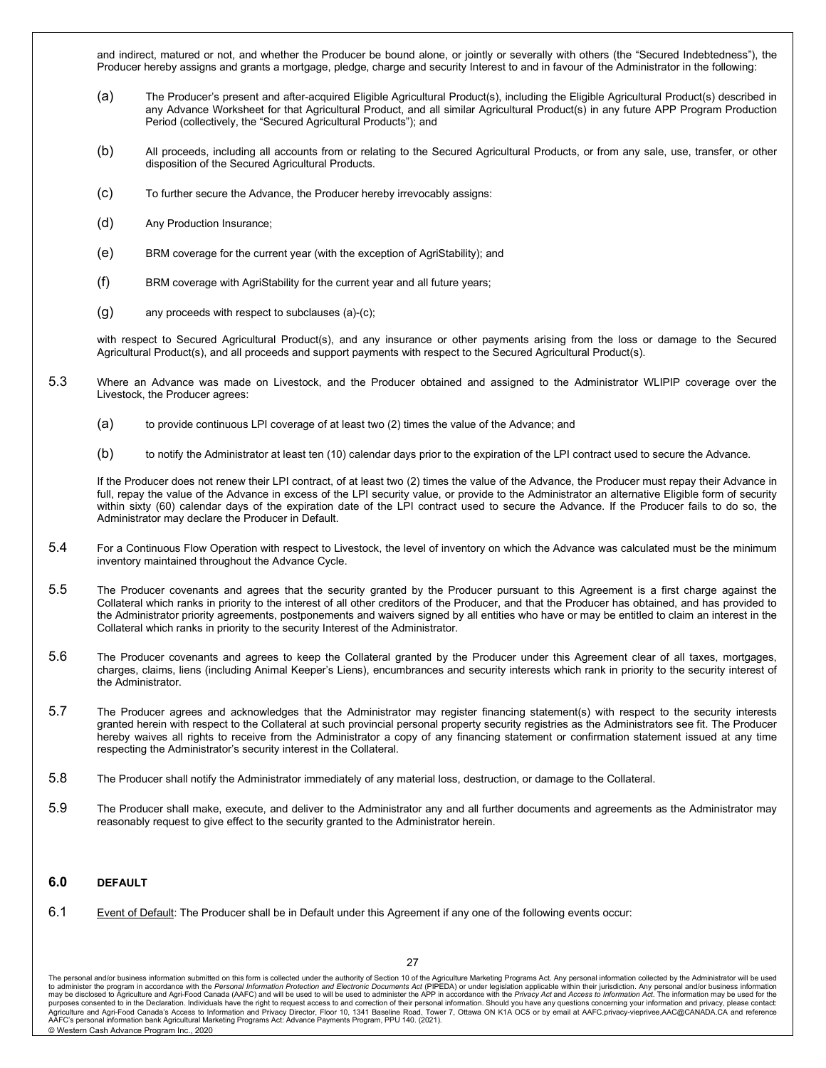and indirect, matured or not, and whether the Producer be bound alone, or jointly or severally with others (the "Secured Indebtedness"), the Producer hereby assigns and grants a mortgage, pledge, charge and security Interest to and in favour of the Administrator in the following:

(a) The Producer's present and after-acquired Eligible Agricultural Product(s), including the Eligible Agricultural Product(s) described in any Advance Worksheet for that Agricultural Product, and all similar Agricultural Product(s) in any future APP Program Production Period (collectively, the "Secured Agricultural Products"); and

(b) All proceeds, including all accounts from or relating to the Secured Agricultural Products, or from any sale, use, transfer, or other disposition of the Secured Agricultural Products.

(c) To further secure the Advance, the Producer hereby irrevocably assigns:

(d) Any Production Insurance;

(e) BRM coverage for the current year (with the exception of AgriStability); and

(f) BRM coverage with AgriStability for the current year and all future years;

(g) any proceeds with respect to subclauses (a)-(c);

with respect to Secured Agricultural Product(s), and any insurance or other payments arising from the loss or damage to the Secured Agricultural Product(s), and all proceeds and support payments with respect to the Secured Agricultural Product(s).

5.3 Where an Advance was made on Livestock, and the Producer obtained and assigned to the Administrator WLIPIP coverage over the Livestock, the Producer agrees:

(a) to provide continuous LPI coverage of at least two (2) times the value of the Advance; and

(b) to notify the Administrator at least ten (10) calendar days prior to the expiration of the LPI contract used to secure the Advance.

If the Producer does not renew their LPI contract, of at least two (2) times the value of the Advance, the Producer must repay their Advance in full, repay the value of the Advance in excess of the LPI security value, or provide to the Administrator an alternative Eligible form of security within sixty (60) calendar days of the expiration date of the LPI contract used to secure the Advance. If the Producer fails to do so, the Administrator may declare the Producer in Default.

5.4 For a Continuous Flow Operation with respect to Livestock, the level of inventory on which the Advance was calculated must be the minimum inventory maintained throughout the Advance Cycle.

5.5 The Producer covenants and agrees that the security granted by the Producer pursuant to this Agreement is a first charge against the Collateral which ranks in priority to the interest of all other creditors of the Producer, and that the Producer has obtained, and has provided to the Administrator priority agreements, postponements and waivers signed by all entities who have or may be entitled to claim an interest in the Collateral which ranks in priority to the security Interest of the Administrator.

5.6 The Producer covenants and agrees to keep the Collateral granted by the Producer under this Agreement clear of all taxes, mortgages, charges, claims, liens (including Animal Keeper's Liens), encumbrances and security interests which rank in priority to the security interest of the Administrator.

5.7 The Producer agrees and acknowledges that the Administrator may register financing statement(s) with respect to the security interests granted herein with respect to the Collateral at such provincial personal property security registries as the Administrators see fit. The Producer hereby waives all rights to receive from the Administrator a copy of any financing statement or confirmation statement issued at any time respecting the Administrator's security interest in the Collateral.

5.8 The Producer shall notify the Administrator immediately of any material loss, destruction, or damage to the Collateral.

5.9 The Producer shall make, execute, and deliver to the Administrator any and all further documents and agreements as the Administrator may reasonably request to give effect to the security granted to the Administrator herein.

## 6.0 DEFAULT

6.1 Event of Default: The Producer shall be in Default under this Agreement if any one of the following events occur:

The personal and/or business information submitted on this form is collected under the authority of Section 10 of the Agriculture Marketing Programs Act. Any personal information collected by the Administrator will be used to administer the program in accordance with the *Personal Information Protection and Electronic Documents Act* (PIPEDA) or under legislation applicable within their jurisdiction. Any personal and/or business information may be disclosed to Agriculture and Agri-Food Canada (AAFC) and will be used to will be used to administer the APP in accordance with the *Privacy Act* and *Access to Information Act*. The information may be used for the purposes consented to in the Declaration. Individuals have the right to request access to and correction of their personal information. Should you have any questions concerning your information and privacy, please contact: Agriculture and Agri-Food Canada's Access to Information and Privacy Director, Floor 10, 1341 Baseline Road, Tower 7, Ottawa ON K1A OC5 or by email at AAFC.privacy-vieprivee,AAC@CANADA.CA and reference AAFC's personal information bank Agricultural Marketing Programs Act: Advance Payments Program, PPU 140. (2021).

© Western Cash Advance Program Inc., 2020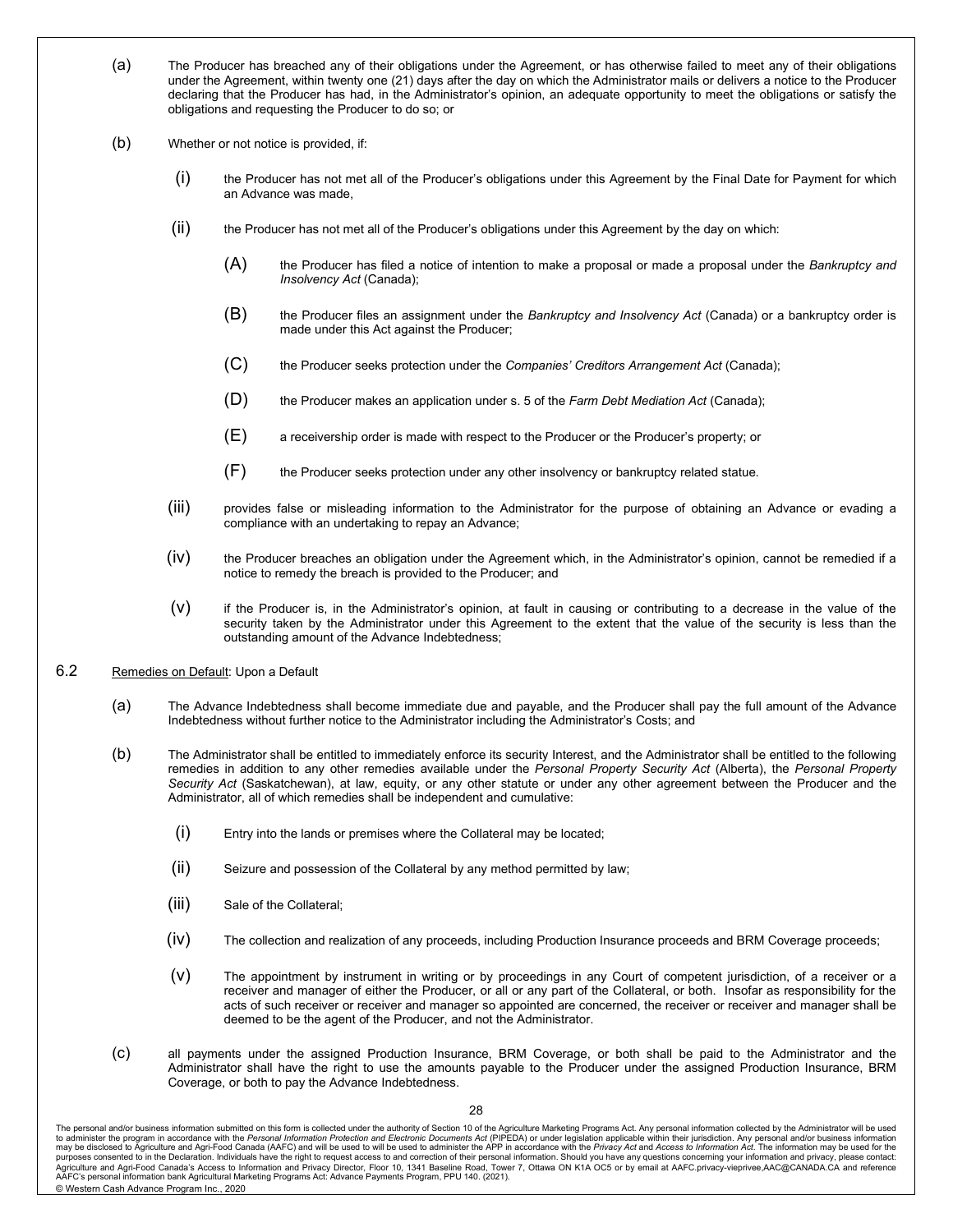(a) The Producer has breached any of their obligations under the Agreement, or has otherwise failed to meet any of their obligations under the Agreement, within twenty one (21) days after the day on which the Administrator mails or delivers a notice to the Producer declaring that the Producer has had, in the Administrator's opinion, an adequate opportunity to meet the obligations or satisfy the obligations and requesting the Producer to do so; or

(b) Whether or not notice is provided, if:

(i) the Producer has not met all of the Producer's obligations under this Agreement by the Final Date for Payment for which an Advance was made,

(ii) the Producer has not met all of the Producer's obligations under this Agreement by the day on which:

(A) the Producer has filed a notice of intention to make a proposal or made a proposal under the *Bankruptcy and Insolvency Act* (Canada);

(B) the Producer files an assignment under the *Bankruptcy and Insolvency Act* (Canada) or a bankruptcy order is made under this Act against the Producer;

(C) the Producer seeks protection under the *Companies' Creditors Arrangement Act* (Canada);

(D) the Producer makes an application under s. 5 of the *Farm Debt Mediation Act* (Canada);

(E) a receivership order is made with respect to the Producer or the Producer's property; or

(F) the Producer seeks protection under any other insolvency or bankruptcy related statue.

(iii) provides false or misleading information to the Administrator for the purpose of obtaining an Advance or evading a compliance with an undertaking to repay an Advance;

(iv) the Producer breaches an obligation under the Agreement which, in the Administrator's opinion, cannot be remedied if a notice to remedy the breach is provided to the Producer; and

(v) if the Producer is, in the Administrator's opinion, at fault in causing or contributing to a decrease in the value of the security taken by the Administrator under this Agreement to the extent that the value of the security is less than the outstanding amount of the Advance Indebtedness;

6.2 Remedies on Default: Upon a Default

(a) The Advance Indebtedness shall become immediate due and payable, and the Producer shall pay the full amount of the Advance Indebtedness without further notice to the Administrator including the Administrator's Costs; and

(b) The Administrator shall be entitled to immediately enforce its security Interest, and the Administrator shall be entitled to the following remedies in addition to any other remedies available under the *Personal Property Security Act* (Alberta), the *Personal Property Security Act* (Saskatchewan), at law, equity, or any other statute or under any other agreement between the Producer and the Administrator, all of which remedies shall be independent and cumulative:

(i) Entry into the lands or premises where the Collateral may be located;

(ii) Seizure and possession of the Collateral by any method permitted by law;

(iii) Sale of the Collateral;

(iv) The collection and realization of any proceeds, including Production Insurance proceeds and BRM Coverage proceeds;

(v) The appointment by instrument in writing or by proceedings in any Court of competent jurisdiction, of a receiver or a receiver and manager of either the Producer, or all or any part of the Collateral, or both. Insofar as responsibility for the acts of such receiver or receiver and manager so appointed are concerned, the receiver or receiver and manager shall be deemed to be the agent of the Producer, and not the Administrator.

(c) all payments under the assigned Production Insurance, BRM Coverage, or both shall be paid to the Administrator and the Administrator shall have the right to use the amounts payable to the Producer under the assigned Production Insurance, BRM Coverage, or both to pay the Advance Indebtedness.

The personal and/or business information submitted on this form is collected under the authority of Section 10 of the Agriculture Marketing Programs Act. Any personal information collected by the Administrator will be used to administer the program in accordance with the *Personal Information Protection and Electronic Documents Act* (PIPEDA) or under legislation applicable within their jurisdiction. Any personal and/or business information may be disclosed to Agriculture and Agri-Food Canada (AAFC) and will be used to will be used to administer the APP in accordance with the *Privacy Act* and *Access to Information Act*. The information may be used for the purposes consented to in the Declaration. Individuals have the right to request access to and correction of their personal information. Should you have any questions concerning your information and privacy, please contact: Agriculture and Agri-Food Canada's Access to Information and Privacy Director, Floor 10, 1341 Baseline Road, Tower 7, Ottawa ON K1A OC5 or by email at AAFC.privacy-vieprivee,AAC@CANADA.CA and reference AAFC's personal information bank Agricultural Marketing Programs Act: Advance Payments Program, PPU 140. (2021).

© Western Cash Advance Program Inc., 2020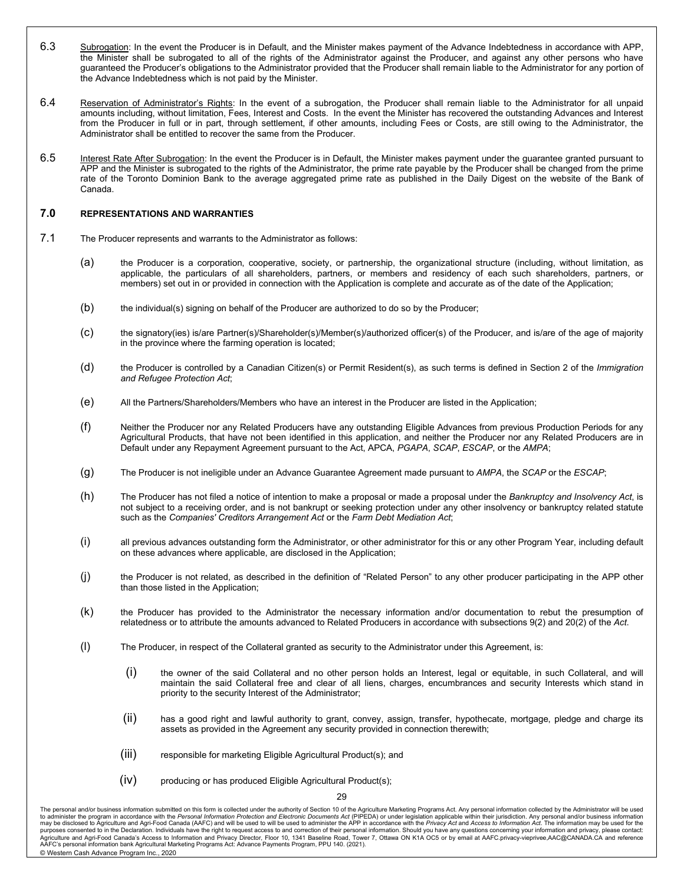6.3 Subrogation: In the event the Producer is in Default, and the Minister makes payment of the Advance Indebtedness in accordance with APP, the Minister shall be subrogated to all of the rights of the Administrator against the Producer, and against any other persons who have guaranteed the Producer's obligations to the Administrator provided that the Producer shall remain liable to the Administrator for any portion of the Advance Indebtedness which is not paid by the Minister.

6.4 Reservation of Administrator's Rights: In the event of a subrogation, the Producer shall remain liable to the Administrator for all unpaid amounts including, without limitation, Fees, Interest and Costs. In the event the Minister has recovered the outstanding Advances and Interest from the Producer in full or in part, through settlement, if other amounts, including Fees or Costs, are still owing to the Administrator, the Administrator shall be entitled to recover the same from the Producer.

6.5 Interest Rate After Subrogation: In the event the Producer is in Default, the Minister makes payment under the guarantee granted pursuant to APP and the Minister is subrogated to the rights of the Administrator, the prime rate payable by the Producer shall be changed from the prime rate of the Toronto Dominion Bank to the average aggregated prime rate as published in the Daily Digest on the website of the Bank of Canada.

## 7.0 REPRESENTATIONS AND WARRANTIES

7.1 The Producer represents and warrants to the Administrator as follows:

(a) the Producer is a corporation, cooperative, society, or partnership, the organizational structure (including, without limitation, as applicable, the particulars of all shareholders, partners, or members and residency of each such shareholders, partners, or members) set out in or provided in connection with the Application is complete and accurate as of the date of the Application;

(b) the individual(s) signing on behalf of the Producer are authorized to do so by the Producer;

(c) the signatory(ies) is/are Partner(s)/Shareholder(s)/Member(s)/authorized officer(s) of the Producer, and is/are of the age of majority in the province where the farming operation is located;

(d) the Producer is controlled by a Canadian Citizen(s) or Permit Resident(s), as such terms is defined in Section 2 of the *Immigration and Refugee Protection Act*;

(e) All the Partners/Shareholders/Members who have an interest in the Producer are listed in the Application;

(f) Neither the Producer nor any Related Producers have any outstanding Eligible Advances from previous Production Periods for any Agricultural Products, that have not been identified in this application, and neither the Producer nor any Related Producers are in Default under any Repayment Agreement pursuant to the Act, APCA, *PGAPA*, *SCAP*, *ESCAP*, or the *AMPA*;

(g) The Producer is not ineligible under an Advance Guarantee Agreement made pursuant to *AMPA*, the *SCAP* or the *ESCAP*;

(h) The Producer has not filed a notice of intention to make a proposal or made a proposal under the *Bankruptcy and Insolvency Act*, is not subject to a receiving order, and is not bankrupt or seeking protection under any other insolvency or bankruptcy related statute such as the *Companies' Creditors Arrangement Act* or the *Farm Debt Mediation Act*;

(i) all previous advances outstanding form the Administrator, or other administrator for this or any other Program Year, including default on these advances where applicable, are disclosed in the Application;

(j) the Producer is not related, as described in the definition of "Related Person" to any other producer participating in the APP other than those listed in the Application;

(k) the Producer has provided to the Administrator the necessary information and/or documentation to rebut the presumption of relatedness or to attribute the amounts advanced to Related Producers in accordance with subsections 9(2) and 20(2) of the *Act*.

(l) The Producer, in respect of the Collateral granted as security to the Administrator under this Agreement, is:

(i) the owner of the said Collateral and no other person holds an Interest, legal or equitable, in such Collateral, and will maintain the said Collateral free and clear of all liens, charges, encumbrances and security Interests which stand in priority to the security Interest of the Administrator;

(ii) has a good right and lawful authority to grant, convey, assign, transfer, hypothecate, mortgage, pledge and charge its assets as provided in the Agreement any security provided in connection therewith;

(iii) responsible for marketing Eligible Agricultural Product(s); and

(iv) producing or has produced Eligible Agricultural Product(s);

The personal and/or business information submitted on this form is collected under the authority of Section 10 of the Agriculture Marketing Programs Act. Any personal information collected by the Administrator will be used to administer the program in accordance with the *Personal Information Protection and Electronic Documents Act* (PIPEDA) or under legislation applicable within their jurisdiction. Any personal and/or business information may be disclosed to Agriculture and Agri-Food Canada (AAFC) and will be used to will be used to administer the APP in accordance with the *Privacy Act* and *Access to Information Act*. The information may be used for the purposes consented to in the Declaration. Individuals have the right to request access to and correction of their personal information. Should you have any questions concerning your information and privacy, please contact: Agriculture and Agri-Food Canada's Access to Information and Privacy Director, Floor 10, 1341 Baseline Road, Tower 7, Ottawa ON K1A OC5 or by email at AAFC.privacy-vieprivee,AAC@CANADA.CA and reference AAFC's personal information bank Agricultural Marketing Programs Act: Advance Payments Program, PPU 140. (2021).

© Western Cash Advance Program Inc., 2020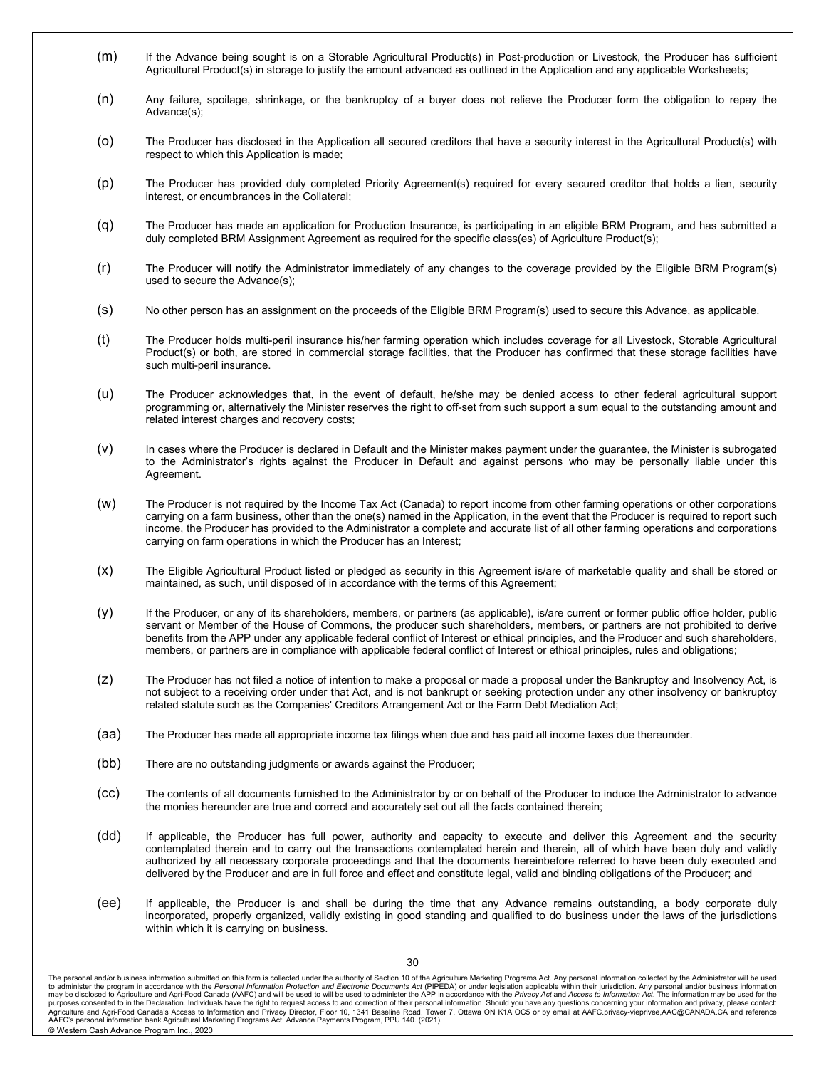(m) If the Advance being sought is on a Storable Agricultural Product(s) in Post-production or Livestock, the Producer has sufficient Agricultural Product(s) in storage to justify the amount advanced as outlined in the Application and any applicable Worksheets;

(n) Any failure, spoilage, shrinkage, or the bankruptcy of a buyer does not relieve the Producer form the obligation to repay the Advance(s);

(o) The Producer has disclosed in the Application all secured creditors that have a security interest in the Agricultural Product(s) with respect to which this Application is made;

(p) The Producer has provided duly completed Priority Agreement(s) required for every secured creditor that holds a lien, security interest, or encumbrances in the Collateral;

(q) The Producer has made an application for Production Insurance, is participating in an eligible BRM Program, and has submitted a duly completed BRM Assignment Agreement as required for the specific class(es) of Agriculture Product(s);

(r) The Producer will notify the Administrator immediately of any changes to the coverage provided by the Eligible BRM Program(s) used to secure the Advance(s);

(s) No other person has an assignment on the proceeds of the Eligible BRM Program(s) used to secure this Advance, as applicable.

(t) The Producer holds multi-peril insurance his/her farming operation which includes coverage for all Livestock, Storable Agricultural Product(s) or both, are stored in commercial storage facilities, that the Producer has confirmed that these storage facilities have such multi-peril insurance.

(u) The Producer acknowledges that, in the event of default, he/she may be denied access to other federal agricultural support programming or, alternatively the Minister reserves the right to off-set from such support a sum equal to the outstanding amount and related interest charges and recovery costs;

(v) In cases where the Producer is declared in Default and the Minister makes payment under the guarantee, the Minister is subrogated to the Administrator's rights against the Producer in Default and against persons who may be personally liable under this Agreement.

(w) The Producer is not required by the Income Tax Act (Canada) to report income from other farming operations or other corporations carrying on a farm business, other than the one(s) named in the Application, in the event that the Producer is required to report such income, the Producer has provided to the Administrator a complete and accurate list of all other farming operations and corporations carrying on farm operations in which the Producer has an Interest;

(x) The Eligible Agricultural Product listed or pledged as security in this Agreement is/are of marketable quality and shall be stored or maintained, as such, until disposed of in accordance with the terms of this Agreement;

(y) If the Producer, or any of its shareholders, members, or partners (as applicable), is/are current or former public office holder, public servant or Member of the House of Commons, the producer such shareholders, members, or partners are not prohibited to derive benefits from the APP under any applicable federal conflict of Interest or ethical principles, and the Producer and such shareholders, members, or partners are in compliance with applicable federal conflict of Interest or ethical principles, rules and obligations;

(z) The Producer has not filed a notice of intention to make a proposal or made a proposal under the Bankruptcy and Insolvency Act, is not subject to a receiving order under that Act, and is not bankrupt or seeking protection under any other insolvency or bankruptcy related statute such as the Companies' Creditors Arrangement Act or the Farm Debt Mediation Act;

(aa) The Producer has made all appropriate income tax filings when due and has paid all income taxes due thereunder.

(bb) There are no outstanding judgments or awards against the Producer;

(cc) The contents of all documents furnished to the Administrator by or on behalf of the Producer to induce the Administrator to advance the monies hereunder are true and correct and accurately set out all the facts contained therein;

(dd) If applicable, the Producer has full power, authority and capacity to execute and deliver this Agreement and the security contemplated therein and to carry out the transactions contemplated herein and therein, all of which have been duly and validly authorized by all necessary corporate proceedings and that the documents hereinbefore referred to have been duly executed and delivered by the Producer and are in full force and effect and constitute legal, valid and binding obligations of the Producer; and

(ee) If applicable, the Producer is and shall be during the time that any Advance remains outstanding, a body corporate duly incorporated, properly organized, validly existing in good standing and qualified to do business under the laws of the jurisdictions within which it is carrying on business.

The personal and/or business information submitted on this form is collected under the authority of Section 10 of the Agriculture Marketing Programs Act. Any personal information collected by the Administrator will be used to administer the program in accordance with the *Personal Information Protection and Electronic Documents Act* (PIPEDA) or under legislation applicable within their jurisdiction. Any personal and/or business information may be disclosed to Agriculture and Agri-Food Canada (AAFC) and will be used to will be used to administer the APP in accordance with the *Privacy Act* and *Access to Information Act*. The information may be used for the purposes consented to in the Declaration. Individuals have the right to request access to and correction of their personal information. Should you have any questions concerning your information and privacy, please contact: Agriculture and Agri-Food Canada's Access to Information and Privacy Director, Floor 10, 1341 Baseline Road, Tower 7, Ottawa ON K1A OC5 or by email at AAFC.privacy-vieprivee,AAC@CANADA.CA and reference AAFC's personal information bank Agricultural Marketing Programs Act: Advance Payments Program, PPU 140. (2021).

© Western Cash Advance Program Inc., 2020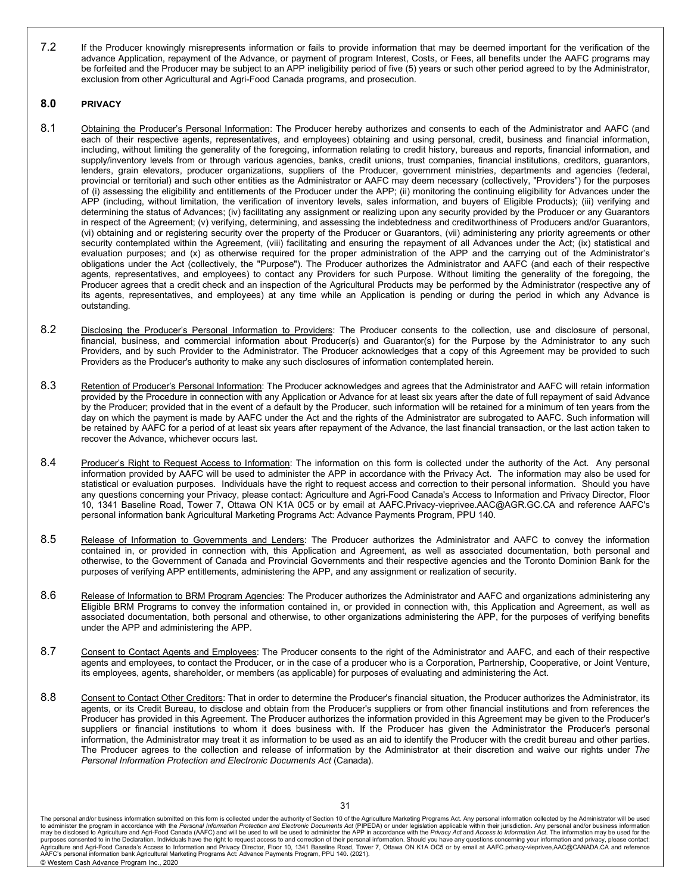7.2 If the Producer knowingly misrepresents information or fails to provide information that may be deemed important for the verification of the advance Application, repayment of the Advance, or payment of program Interest, Costs, or Fees, all benefits under the AAFC programs may be forfeited and the Producer may be subject to an APP ineligibility period of five (5) years or such other period agreed to by the Administrator, exclusion from other Agricultural and Agri-Food Canada programs, and prosecution.

## 8.0 PRIVACY

8.1 Obtaining the Producer's Personal Information: The Producer hereby authorizes and consents to each of the Administrator and AAFC (and each of their respective agents, representatives, and employees) obtaining and using personal, credit, business and financial information, including, without limiting the generality of the foregoing, information relating to credit history, bureaus and reports, financial information, and supply/inventory levels from or through various agencies, banks, credit unions, trust companies, financial institutions, creditors, guarantors, lenders, grain elevators, producer organizations, suppliers of the Producer, government ministries, departments and agencies (federal, provincial or territorial) and such other entities as the Administrator or AAFC may deem necessary (collectively, "Providers") for the purposes of (i) assessing the eligibility and entitlements of the Producer under the APP; (ii) monitoring the continuing eligibility for Advances under the APP (including, without limitation, the verification of inventory levels, sales information, and buyers of Eligible Products); (iii) verifying and determining the status of Advances; (iv) facilitating any assignment or realizing upon any security provided by the Producer or any Guarantors in respect of the Agreement; (v) verifying, determining, and assessing the indebtedness and creditworthiness of Producers and/or Guarantors, (vi) obtaining and or registering security over the property of the Producer or Guarantors, (vii) administering any priority agreements or other security contemplated within the Agreement, (viii) facilitating and ensuring the repayment of all Advances under the Act; (ix) statistical and evaluation purposes; and (x) as otherwise required for the proper administration of the APP and the carrying out of the Administrator's obligations under the Act (collectively, the "Purpose"). The Producer authorizes the Administrator and AAFC (and each of their respective agents, representatives, and employees) to contact any Providers for such Purpose. Without limiting the generality of the foregoing, the Producer agrees that a credit check and an inspection of the Agricultural Products may be performed by the Administrator (respective any of its agents, representatives, and employees) at any time while an Application is pending or during the period in which any Advance is outstanding.

8.2 Disclosing the Producer's Personal Information to Providers: The Producer consents to the collection, use and disclosure of personal, financial, business, and commercial information about Producer(s) and Guarantor(s) for the Purpose by the Administrator to any such Providers, and by such Provider to the Administrator. The Producer acknowledges that a copy of this Agreement may be provided to such Providers as the Producer's authority to make any such disclosures of information contemplated herein.

8.3 Retention of Producer's Personal Information: The Producer acknowledges and agrees that the Administrator and AAFC will retain information provided by the Procedure in connection with any Application or Advance for at least six years after the date of full repayment of said Advance by the Producer; provided that in the event of a default by the Producer, such information will be retained for a minimum of ten years from the day on which the payment is made by AAFC under the Act and the rights of the Administrator are subrogated to AAFC. Such information will be retained by AAFC for a period of at least six years after repayment of the Advance, the last financial transaction, or the last action taken to recover the Advance, whichever occurs last.

8.4 Producer's Right to Request Access to Information: The information on this form is collected under the authority of the Act. Any personal information provided by AAFC will be used to administer the APP in accordance with the Privacy Act. The information may also be used for statistical or evaluation purposes. Individuals have the right to request access and correction to their personal information. Should you have any questions concerning your Privacy, please contact: Agriculture and Agri-Food Canada's Access to Information and Privacy Director, Floor 10, 1341 Baseline Road, Tower 7, Ottawa ON K1A 0C5 or by email at AAFC.Privacy-vieprivee.AAC@AGR.GC.CA and reference AAFC's personal information bank Agricultural Marketing Programs Act: Advance Payments Program, PPU 140.

8.5 Release of Information to Governments and Lenders: The Producer authorizes the Administrator and AAFC to convey the information contained in, or provided in connection with, this Application and Agreement, as well as associated documentation, both personal and otherwise, to the Government of Canada and Provincial Governments and their respective agencies and the Toronto Dominion Bank for the purposes of verifying APP entitlements, administering the APP, and any assignment or realization of security.

8.6 Release of Information to BRM Program Agencies: The Producer authorizes the Administrator and AAFC and organizations administering any Eligible BRM Programs to convey the information contained in, or provided in connection with, this Application and Agreement, as well as associated documentation, both personal and otherwise, to other organizations administering the APP, for the purposes of verifying benefits under the APP and administering the APP.

8.7 Consent to Contact Agents and Employees: The Producer consents to the right of the Administrator and AAFC, and each of their respective agents and employees, to contact the Producer, or in the case of a producer who is a Corporation, Partnership, Cooperative, or Joint Venture, its employees, agents, shareholder, or members (as applicable) for purposes of evaluating and administering the Act.

8.8 Consent to Contact Other Creditors: That in order to determine the Producer's financial situation, the Producer authorizes the Administrator, its agents, or its Credit Bureau, to disclose and obtain from the Producer's suppliers or from other financial institutions and from references the Producer has provided in this Agreement. The Producer authorizes the information provided in this Agreement may be given to the Producer's suppliers or financial institutions to whom it does business with. If the Producer has given the Administrator the Producer's personal information, the Administrator may treat it as information to be used as an aid to identify the Producer with the credit bureau and other parties. The Producer agrees to the collection and release of information by the Administrator at their discretion and waive our rights under *The Personal Information Protection and Electronic Documents Act* (Canada).

The personal and/or business information submitted on this form is collected under the authority of Section 10 of the Agriculture Marketing Programs Act. Any personal information collected by the Administrator will be used to administer the program in accordance with the *Personal Information Protection and Electronic Documents Act* (PIPEDA) or under legislation applicable within their jurisdiction. Any personal and/or business information may be disclosed to Agriculture and Agri-Food Canada (AAFC) and will be used to will be used to administer the APP in accordance with the *Privacy Act* and *Access to Information Act*. The information may be used for the purposes consented to in the Declaration. Individuals have the right to request access to and correction of their personal information. Should you have any questions concerning your information and privacy, please contact: Agriculture and Agri-Food Canada's Access to Information and Privacy Director, Floor 10, 1341 Baseline Road, Tower 7, Ottawa ON K1A OC5 or by email at AAFC.privacy-vieprivee,AAC@CANADA.CA and reference AAFC's personal information bank Agricultural Marketing Programs Act: Advance Payments Program, PPU 140. (2021).

© Western Cash Advance Program Inc., 2020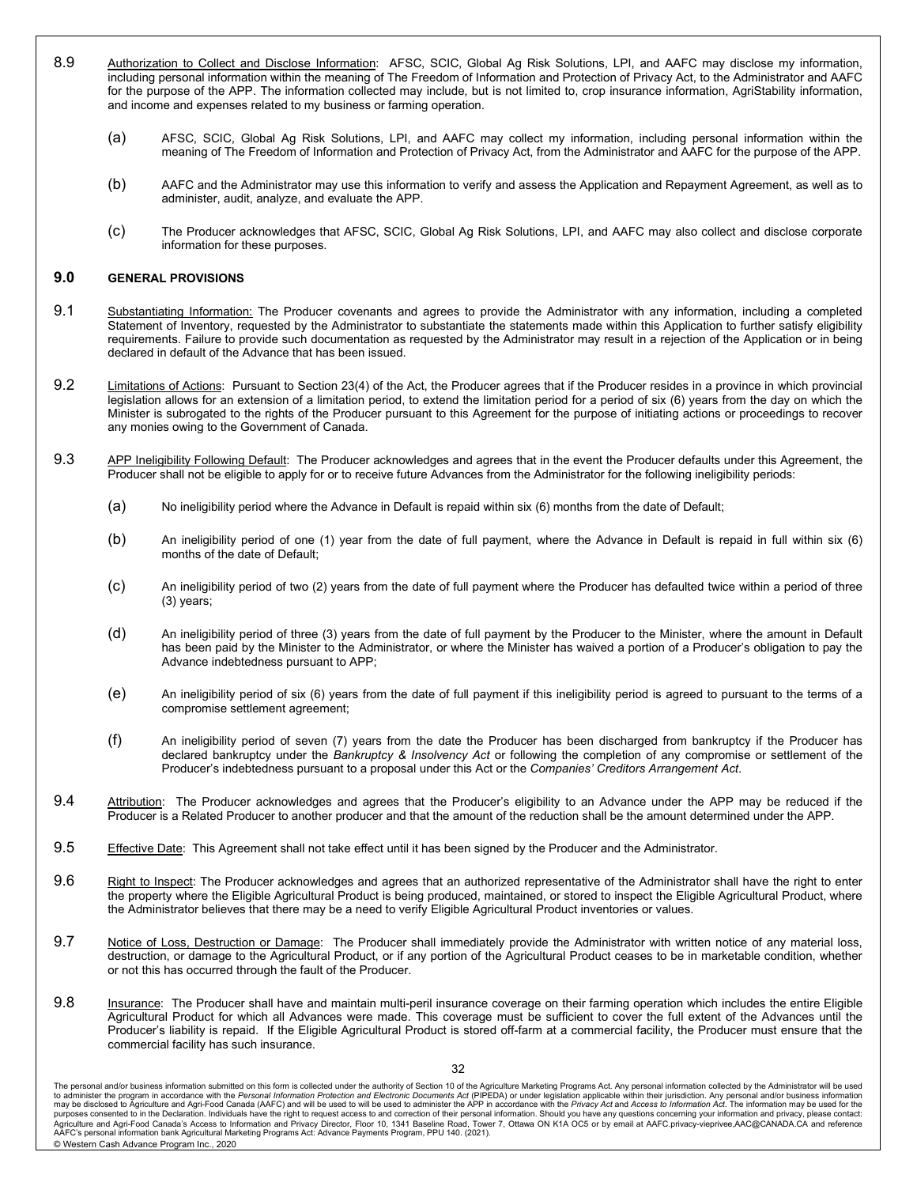8.9 Authorization to Collect and Disclose Information: AFSC, SCIC, Global Ag Risk Solutions, LPI, and AAFC may disclose my information, including personal information within the meaning of The Freedom of Information and Protection of Privacy Act, to the Administrator and AAFC for the purpose of the APP. The information collected may include, but is not limited to, crop insurance information, AgriStability information, and income and expenses related to my business or farming operation.

(a) AFSC, SCIC, Global Ag Risk Solutions, LPI, and AAFC may collect my information, including personal information within the meaning of The Freedom of Information and Protection of Privacy Act, from the Administrator and AAFC for the purpose of the APP.

(b) AAFC and the Administrator may use this information to verify and assess the Application and Repayment Agreement, as well as to administer, audit, analyze, and evaluate the APP.

(c) The Producer acknowledges that AFSC, SCIC, Global Ag Risk Solutions, LPI, and AAFC may also collect and disclose corporate information for these purposes.

## 9.0 GENERAL PROVISIONS

9.1 Substantiating Information: The Producer covenants and agrees to provide the Administrator with any information, including a completed Statement of Inventory, requested by the Administrator to substantiate the statements made within this Application to further satisfy eligibility requirements. Failure to provide such documentation as requested by the Administrator may result in a rejection of the Application or in being declared in default of the Advance that has been issued.

9.2 Limitations of Actions: Pursuant to Section 23(4) of the Act, the Producer agrees that if the Producer resides in a province in which provincial legislation allows for an extension of a limitation period, to extend the limitation period for a period of six (6) years from the day on which the Minister is subrogated to the rights of the Producer pursuant to this Agreement for the purpose of initiating actions or proceedings to recover any monies owing to the Government of Canada.

9.3 APP Ineligibility Following Default: The Producer acknowledges and agrees that in the event the Producer defaults under this Agreement, the Producer shall not be eligible to apply for or to receive future Advances from the Administrator for the following ineligibility periods:

(a) No ineligibility period where the Advance in Default is repaid within six (6) months from the date of Default;

(b) An ineligibility period of one (1) year from the date of full payment, where the Advance in Default is repaid in full within six (6) months of the date of Default;

(c) An ineligibility period of two (2) years from the date of full payment where the Producer has defaulted twice within a period of three (3) years;

(d) An ineligibility period of three (3) years from the date of full payment by the Producer to the Minister, where the amount in Default has been paid by the Minister to the Administrator, or where the Minister has waived a portion of a Producer's obligation to pay the Advance indebtedness pursuant to APP;

(e) An ineligibility period of six (6) years from the date of full payment if this ineligibility period is agreed to pursuant to the terms of a compromise settlement agreement;

(f) An ineligibility period of seven (7) years from the date the Producer has been discharged from bankruptcy if the Producer has declared bankruptcy under the *Bankruptcy & Insolvency Act* or following the completion of any compromise or settlement of the Producer's indebtedness pursuant to a proposal under this Act or the *Companies' Creditors Arrangement Act*.

9.4 Attribution: The Producer acknowledges and agrees that the Producer's eligibility to an Advance under the APP may be reduced if the Producer is a Related Producer to another producer and that the amount of the reduction shall be the amount determined under the APP.

9.5 Effective Date: This Agreement shall not take effect until it has been signed by the Producer and the Administrator.

9.6 Right to Inspect: The Producer acknowledges and agrees that an authorized representative of the Administrator shall have the right to enter the property where the Eligible Agricultural Product is being produced, maintained, or stored to inspect the Eligible Agricultural Product, where the Administrator believes that there may be a need to verify Eligible Agricultural Product inventories or values.

9.7 Notice of Loss, Destruction or Damage: The Producer shall immediately provide the Administrator with written notice of any material loss, destruction, or damage to the Agricultural Product, or if any portion of the Agricultural Product ceases to be in marketable condition, whether or not this has occurred through the fault of the Producer.

9.8 Insurance: The Producer shall have and maintain multi-peril insurance coverage on their farming operation which includes the entire Eligible Agricultural Product for which all Advances were made. This coverage must be sufficient to cover the full extent of the Advances until the Producer's liability is repaid. If the Eligible Agricultural Product is stored off-farm at a commercial facility, the Producer must ensure that the commercial facility has such insurance.

The personal and/or business information submitted on this form is collected under the authority of Section 10 of the Agriculture Marketing Programs Act. Any personal information collected by the Administrator will be used to administer the program in accordance with the *Personal Information Protection and Electronic Documents Act* (PIPEDA) or under legislation applicable within their jurisdiction. Any personal and/or business information may be disclosed to Agriculture and Agri-Food Canada (AAFC) and will be used to will be used to administer the APP in accordance with the *Privacy Act* and *Access to Information Act*. The information may be used for the purposes consented to in the Declaration. Individuals have the right to request access to and correction of their personal information. Should you have any questions concerning your information and privacy, please contact: Agriculture and Agri-Food Canada's Access to Information and Privacy Director, Floor 10, 1341 Baseline Road, Tower 7, Ottawa ON K1A OC5 or by email at AAFC.privacy-vieprivee.AAC@CANADA.CA and reference AAFC's personal information bank Agricultural Marketing Programs Act: Advance Payments Program, PPU 140. (2021).

© Western Cash Advance Program Inc., 2020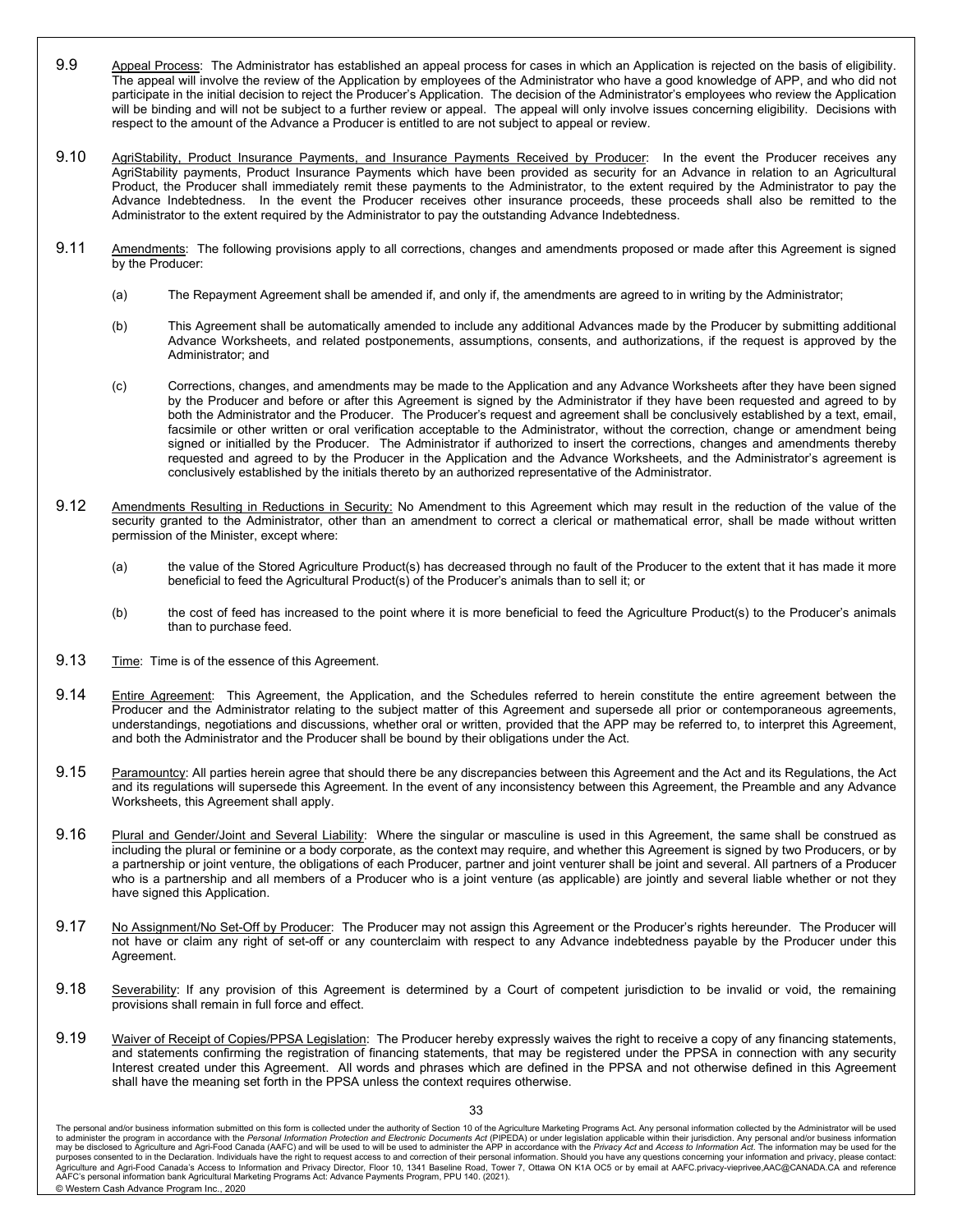9.9 Appeal Process: The Administrator has established an appeal process for cases in which an Application is rejected on the basis of eligibility. The appeal will involve the review of the Application by employees of the Administrator who have a good knowledge of APP, and who did not participate in the initial decision to reject the Producer's Application. The decision of the Administrator's employees who review the Application will be binding and will not be subject to a further review or appeal. The appeal will only involve issues concerning eligibility. Decisions with respect to the amount of the Advance a Producer is entitled to are not subject to appeal or review.

9.10 AgriStability, Product Insurance Payments, and Insurance Payments Received by Producer: In the event the Producer receives any AgriStability payments, Product Insurance Payments which have been provided as security for an Advance in relation to an Agricultural Product, the Producer shall immediately remit these payments to the Administrator, to the extent required by the Administrator to pay the Advance Indebtedness. In the event the Producer receives other insurance proceeds, these proceeds shall also be remitted to the Administrator to the extent required by the Administrator to pay the outstanding Advance Indebtedness.

9.11 Amendments: The following provisions apply to all corrections, changes and amendments proposed or made after this Agreement is signed by the Producer:

(a) The Repayment Agreement shall be amended if, and only if, the amendments are agreed to in writing by the Administrator;

(b) This Agreement shall be automatically amended to include any additional Advances made by the Producer by submitting additional Advance Worksheets, and related postponements, assumptions, consents, and authorizations, if the request is approved by the Administrator; and

(c) Corrections, changes, and amendments may be made to the Application and any Advance Worksheets after they have been signed by the Producer and before or after this Agreement is signed by the Administrator if they have been requested and agreed to by both the Administrator and the Producer. The Producer's request and agreement shall be conclusively established by a text, email, facsimile or other written or oral verification acceptable to the Administrator, without the correction, change or amendment being signed or initialled by the Producer. The Administrator if authorized to insert the corrections, changes and amendments thereby requested and agreed to by the Producer in the Application and the Advance Worksheets, and the Administrator's agreement is conclusively established by the initials thereto by an authorized representative of the Administrator.

9.12 Amendments Resulting in Reductions in Security: No Amendment to this Agreement which may result in the reduction of the value of the security granted to the Administrator, other than an amendment to correct a clerical or mathematical error, shall be made without written permission of the Minister, except where:

(a) the value of the Stored Agriculture Product(s) has decreased through no fault of the Producer to the extent that it has made it more beneficial to feed the Agricultural Product(s) of the Producer's animals than to sell it; or

(b) the cost of feed has increased to the point where it is more beneficial to feed the Agriculture Product(s) to the Producer's animals than to purchase feed.

9.13 Time: Time is of the essence of this Agreement.

9.14 Entire Agreement: This Agreement, the Application, and the Schedules referred to herein constitute the entire agreement between the Producer and the Administrator relating to the subject matter of this Agreement and supersede all prior or contemporaneous agreements, understandings, negotiations and discussions, whether oral or written, provided that the APP may be referred to, to interpret this Agreement, and both the Administrator and the Producer shall be bound by their obligations under the Act.

9.15 Paramountcy: All parties herein agree that should there be any discrepancies between this Agreement and the Act and its Regulations, the Act and its regulations will supersede this Agreement. In the event of any inconsistency between this Agreement, the Preamble and any Advance Worksheets, this Agreement shall apply.

9.16 Plural and Gender/Joint and Several Liability: Where the singular or masculine is used in this Agreement, the same shall be construed as including the plural or feminine or a body corporate, as the context may require, and whether this Agreement is signed by two Producers, or by a partnership or joint venture, the obligations of each Producer, partner and joint venturer shall be joint and several. All partners of a Producer who is a partnership and all members of a Producer who is a joint venture (as applicable) are jointly and several liable whether or not they have signed this Application.

9.17 No Assignment/No Set-Off by Producer: The Producer may not assign this Agreement or the Producer's rights hereunder. The Producer will not have or claim any right of set-off or any counterclaim with respect to any Advance indebtedness payable by the Producer under this Agreement.

9.18 Severability: If any provision of this Agreement is determined by a Court of competent jurisdiction to be invalid or void, the remaining provisions shall remain in full force and effect.

9.19 Waiver of Receipt of Copies/PPSA Legislation: The Producer hereby expressly waives the right to receive a copy of any financing statements, and statements confirming the registration of financing statements, that may be registered under the PPSA in connection with any security Interest created under this Agreement. All words and phrases which are defined in the PPSA and not otherwise defined in this Agreement shall have the meaning set forth in the PPSA unless the context requires otherwise.

The personal and/or business information submitted on this form is collected under the authority of Section 10 of the Agriculture Marketing Programs Act. Any personal information collected by the Administrator will be used to administer the program in accordance with the *Personal Information Protection and Electronic Documents Act* (PIPEDA) or under legislation applicable within their jurisdiction. Any personal and/or business information may be disclosed to Agriculture and Agri-Food Canada (AAFC) and will be used to will be used to administer the APP in accordance with the *Privacy Act* and *Access to Information Act*. The information may be used for the purposes consented to in the Declaration. Individuals have the right to request access to and correction of their personal information. Should you have any questions concerning your information and privacy, please contact: Agriculture and Agri-Food Canada's Access to Information and Privacy Director, Floor 10, 1341 Baseline Road, Tower 7, Ottawa ON K1A OC5 or by email at AAFC.privacy-vieprivee,AAC@CANADA.CA and reference AAFC's personal information bank Agricultural Marketing Programs Act: Advance Payments Program, PPU 140. (2021).

© Western Cash Advance Program Inc., 2020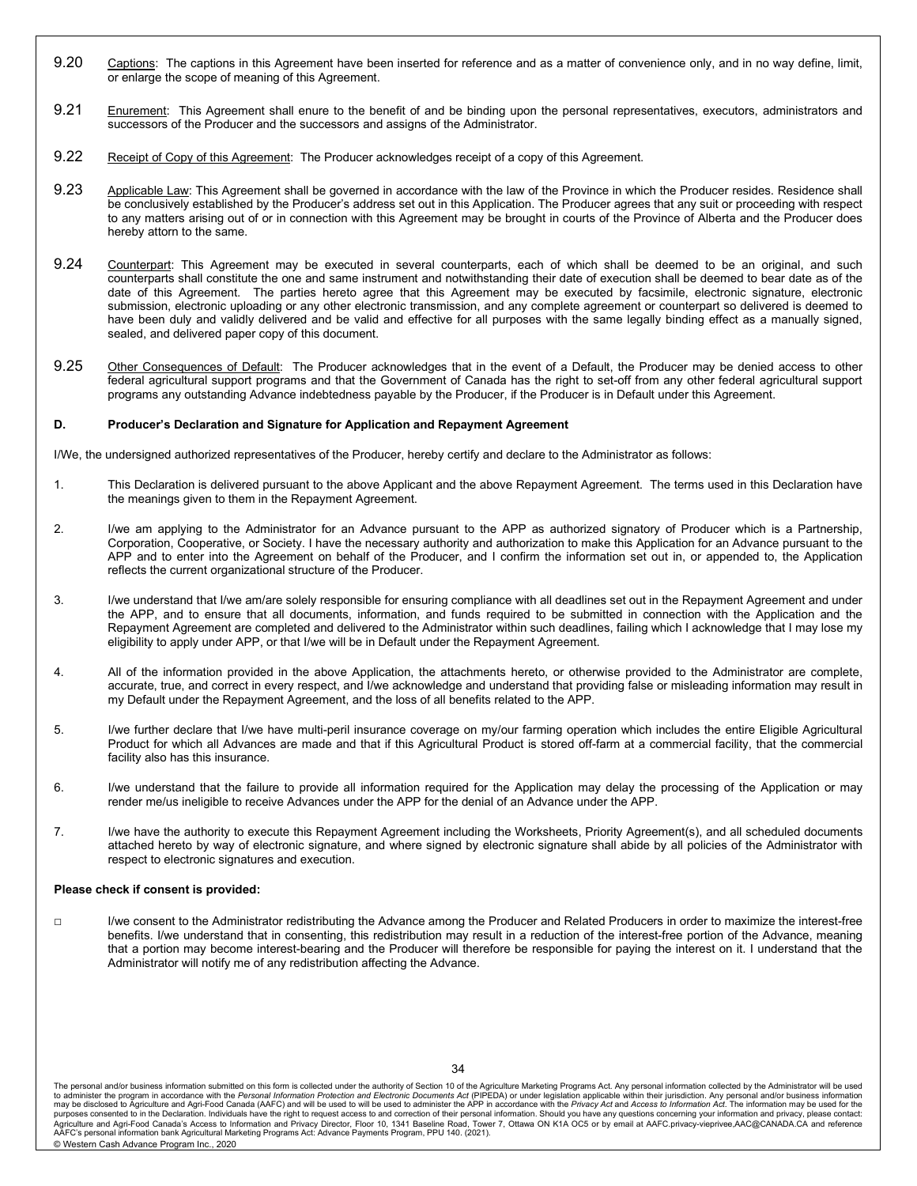9.20 Captions: The captions in this Agreement have been inserted for reference and as a matter of convenience only, and in no way define, limit, or enlarge the scope of meaning of this Agreement.

9.21 Enurement: This Agreement shall ensure to the benefit of and be binding upon the personal representatives, executors, administrators and successors of the Producer and the successors and assigns of the Administrator.

9.22 Receipt of Copy of this Agreement: The Producer acknowledges receipt of a copy of this Agreement.

9.23 Applicable Law: This Agreement shall be governed in accordance with the law of the Province in which the Producer resides. Residence shall be conclusively established by the Producer's address set out in this Application. The Producer agrees that any suit or proceeding with respect to any matters arising out of or in connection with this Agreement may be brought in courts of the Province of Alberta and the Producer does hereby attorn to the same.

9.24 Counterpart: This Agreement may be executed in several counterparts, each of which shall be deemed to be an original, and such counterparts shall constitute the one and same instrument and notwithstanding their date of execution shall be deemed to bear date as of the date of this Agreement. The parties hereto agree that this Agreement may be executed by facsimile, electronic signature, electronic submission, electronic uploading or any other electronic transmission, and any complete agreement or counterpart so delivered is deemed to have been duly and validly delivered and be valid and effective for all purposes with the same legally binding effect as a manually signed, sealed, and delivered paper copy of this document.

9.25 Other Consequences of Default: The Producer acknowledges that in the event of a Default, the Producer may be denied access to other federal agricultural support programs and that the Government of Canada has the right to set-off from any other federal agricultural support programs any outstanding Advance indebtedness payable by the Producer, if the Producer is in Default under this Agreement.

**D. Producer's Declaration and Signature for Application and Repayment Agreement**

I/We, the undersigned authorized representatives of the Producer, hereby certify and declare to the Administrator as follows:

1. This Declaration is delivered pursuant to the above Applicant and the above Repayment Agreement. The terms used in this Declaration have the meanings given to them in the Repayment Agreement.

2. I/we am applying to the Administrator for an Advance pursuant to the APP as authorized signatory of Producer which is a Partnership, Corporation, Cooperative, or Society. I have the necessary authority and authorization to make this Application for an Advance pursuant to the APP and to enter into the Agreement on behalf of the Producer, and I confirm the information set out in, or appended to, the Application reflects the current organizational structure of the Producer.

3. I/we understand that I/we am/are solely responsible for ensuring compliance with all deadlines set out in the Repayment Agreement and under the APP, and to ensure that all documents, information, and funds required to be submitted in connection with the Application and the Repayment Agreement are completed and delivered to the Administrator within such deadlines, failing which I acknowledge that I may lose my eligibility to apply under APP, or that I/we will be in Default under the Repayment Agreement.

4. All of the information provided in the above Application, the attachments hereto, or otherwise provided to the Administrator are complete, accurate, true, and correct in every respect, and I/we acknowledge and understand that providing false or misleading information may result in my Default under the Repayment Agreement, and the loss of all benefits related to the APP.

5. I/we further declare that I/we have multi-peril insurance coverage on my/our farming operation which includes the entire Eligible Agricultural Product for which all Advances are made and that if this Agricultural Product is stored off-farm at a commercial facility, that the commercial facility also has this insurance.

6. I/we understand that the failure to provide all information required for the Application may delay the processing of the Application or may render me/us ineligible to receive Advances under the APP for the denial of an Advance under the APP.

7. I/we have the authority to execute this Repayment Agreement including the Worksheets, Priority Agreement(s), and all scheduled documents attached hereto by way of electronic signature, and where signed by electronic signature shall abide by all policies of the Administrator with respect to electronic signatures and execution.

**Please check if consent is provided:**

□ I/we consent to the Administrator redistributing the Advance among the Producer and Related Producers in order to maximize the interest-free benefits. I/we understand that in consenting, this redistribution may result in a reduction of the interest-free portion of the Advance, meaning that a portion may become interest-bearing and the Producer will therefore be responsible for paying the interest on it. I understand that the Administrator will notify me of any redistribution affecting the Advance.

The personal and/or business information submitted on this form is collected under the authority of Section 10 of the Agriculture Marketing Programs Act. Any personal information collected by the Administrator will be used to administer the program in accordance with the *Personal Information Protection and Electronic Documents Act* (PIPEDA) or under legislation applicable within their jurisdiction. Any personal and/or business information may be disclosed to Agriculture and Agri-Food Canada (AAFC) and will be used to will be used to administer the APP in accordance with the *Privacy Act* and *Access to Information Act*. The information may be used for the purposes consented to in the Declaration. Individuals have the right to request access to and correction of their personal information. Should you have any questions concerning your information and privacy, please contact: Agriculture and Agri-Food Canada's Access to Information and Privacy Director, Floor 10, 1341 Baseline Road, Tower 7, Ottawa ON K1A OC5 or by email at AAFC.privacy-vieprivee.AAC@CANADA.CA and reference AAFC's personal information bank Agricultural Marketing Programs Act: Advance Payments Program, PPU 140. (2021).

© Western Cash Advance Program Inc., 2020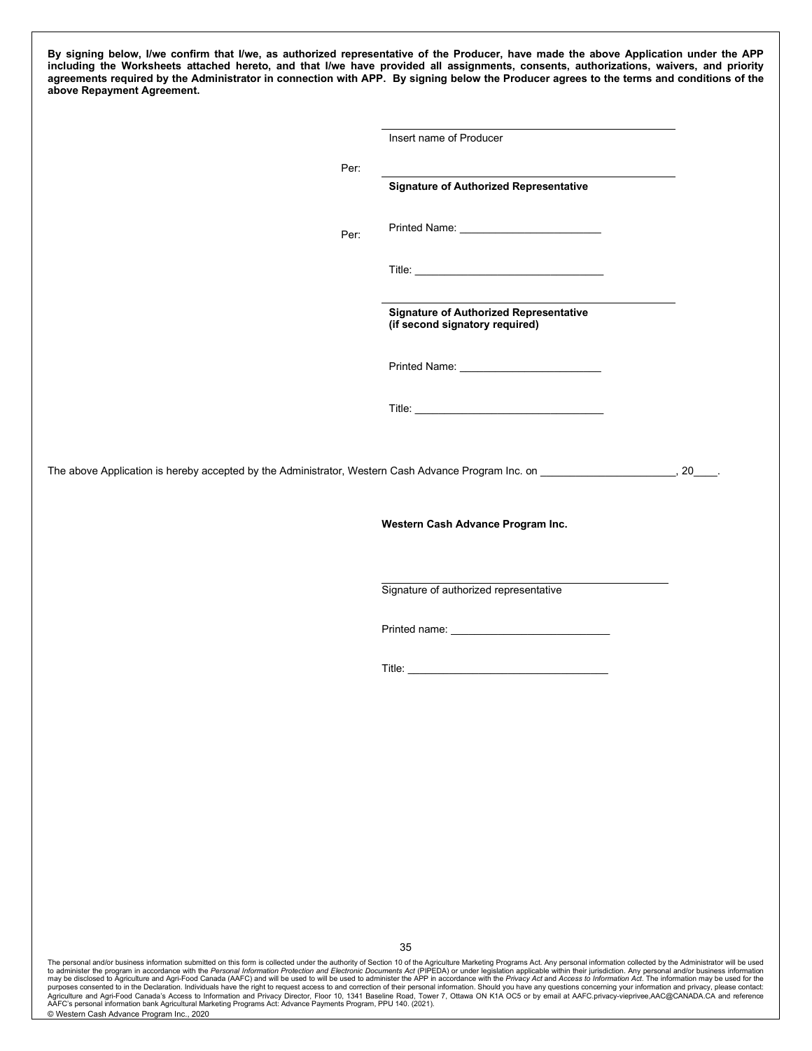**By signing below, I/we confirm that I/we, as authorized representative of the Producer, have made the above Application under the APP including the Worksheets attached hereto, and that I/we have provided all assignments, consents, authorizations, waivers, and priority agreements required by the Administrator in connection with APP. By signing below the Producer agrees to the terms and conditions of the above Repayment Agreement.**

\_\_\_\_\_\_\_\_\_\_\_\_\_\_\_\_\_\_\_\_\_\_\_\_\_\_\_\_\_\_\_\_\_\_\_\_\_\_\_\_\_\_\_\_
Insert name of Producer

Per: \_\_\_\_\_\_\_\_\_\_\_\_\_\_\_\_\_\_\_\_\_\_\_\_\_\_\_\_\_\_\_\_\_\_\_\_\_\_\_\_\_\_\_\_
**Signature of Authorized Representative**

Per: Printed Name: \_\_\_\_\_\_\_\_\_\_\_\_\_\_\_\_\_\_\_\_\_\_\_\_

Title: \_\_\_\_\_\_\_\_\_\_\_\_\_\_\_\_\_\_\_\_\_\_\_\_\_\_\_\_\_\_\_\_

\_\_\_\_\_\_\_\_\_\_\_\_\_\_\_\_\_\_\_\_\_\_\_\_\_\_\_\_\_\_\_\_\_\_\_\_\_\_\_\_\_\_\_\_
**Signature of Authorized Representative (if second signatory required)**

Printed Name: \_\_\_\_\_\_\_\_\_\_\_\_\_\_\_\_\_\_\_\_\_\_\_\_

Title: \_\_\_\_\_\_\_\_\_\_\_\_\_\_\_\_\_\_\_\_\_\_\_\_\_\_\_\_\_\_\_\_

The above Application is hereby accepted by the Administrator, Western Cash Advance Program Inc. on \_\_\_\_\_\_\_\_\_\_\_\_\_\_\_\_\_\_\_\_\_\_\_, 20\_\_\_\_.

**Western Cash Advance Program Inc.**

\_\_\_\_\_\_\_\_\_\_\_\_\_\_\_\_\_\_\_\_\_\_\_\_\_\_\_\_\_\_\_\_\_\_\_\_\_\_\_\_\_\_\_\_
Signature of authorized representative

Printed name: \_\_\_\_\_\_\_\_\_\_\_\_\_\_\_\_\_\_\_\_\_\_\_\_\_\_\_

Title: \_\_\_\_\_\_\_\_\_\_\_\_\_\_\_\_\_\_\_\_\_\_\_\_\_\_\_\_\_\_\_\_\_\_

The personal and/or business information submitted on this form is collected under the authority of Section 10 of the Agriculture Marketing Programs Act. Any personal information collected by the Administrator will be used to administer the program in accordance with the *Personal Information Protection and Electronic Documents Act* (PIPEDA) or under legislation applicable within their jurisdiction. Any personal and/or business information may be disclosed to Agriculture and Agri-Food Canada (AAFC) and will be used to will be used to administer the APP in accordance with the *Privacy Act* and *Access to Information Act*. The information may be used for the purposes consented to in the Declaration. Individuals have the right to request access to and correction of their personal information. Should you have any questions concerning your information and privacy, please contact: Agriculture and Agri-Food Canada's Access to Information and Privacy Director, Floor 10, 1341 Baseline Road, Tower 7, Ottawa ON K1A OC5 or by email at AAFC.privacy-vieprivee,AAC@CANADA.CA and reference AAFC's personal information bank Agricultural Marketing Programs Act: Advance Payments Program, PPU 140. (2021).

© Western Cash Advance Program Inc., 2020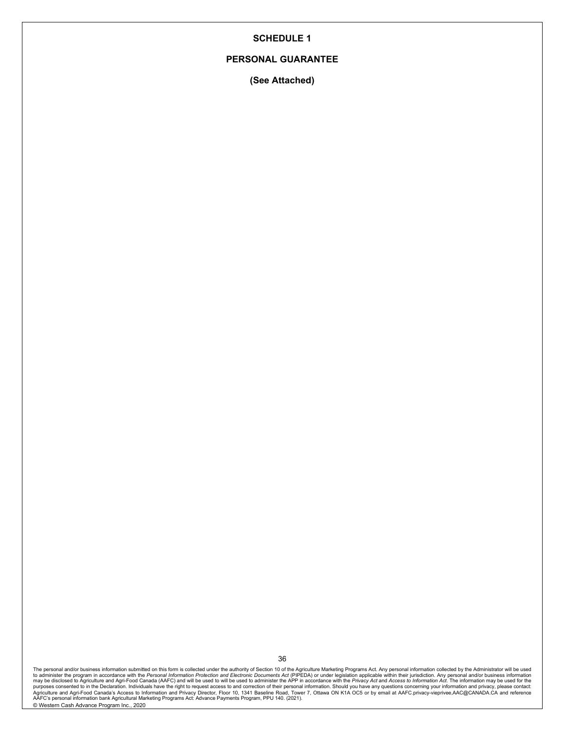# SCHEDULE 1

## PERSONAL GUARANTEE

**(See Attached)**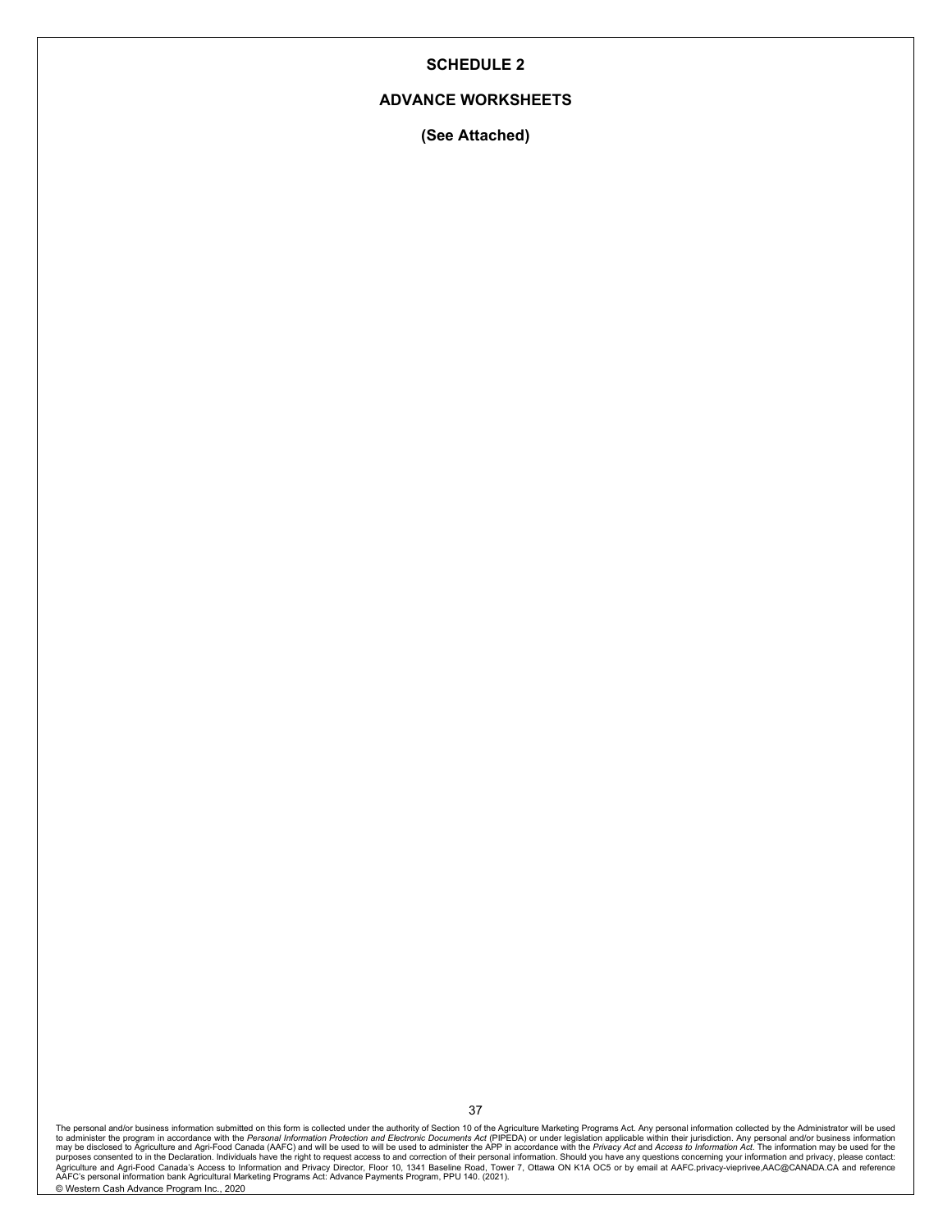# SCHEDULE 2

## ADVANCE WORKSHEETS

**(See Attached)**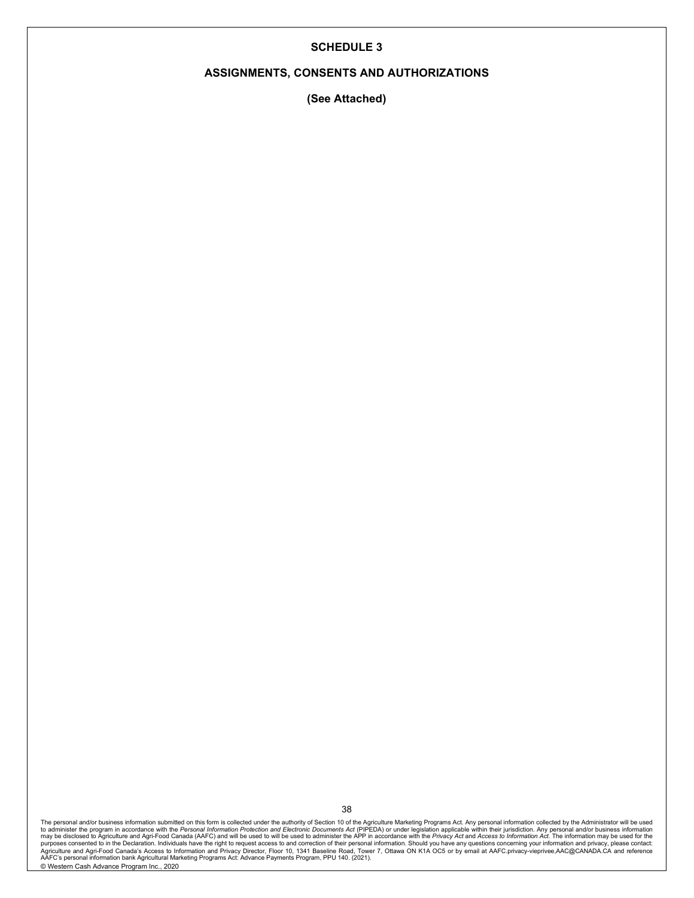# SCHEDULE 3

## ASSIGNMENTS, CONSENTS AND AUTHORIZATIONS

**(See Attached)**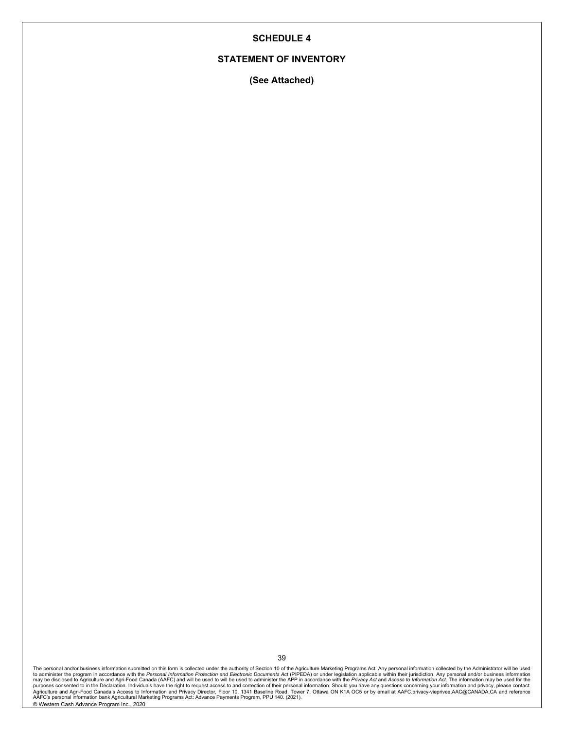# SCHEDULE 4

## STATEMENT OF INVENTORY

**(See Attached)**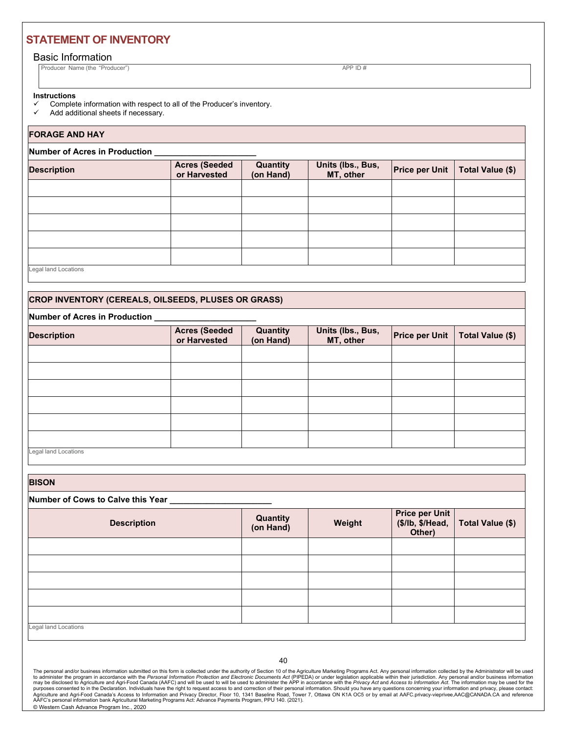## STATEMENT OF INVENTORY

### Basic Information

| Producer Name (the "Producer") | APP ID # |
|---|---|
| | |

**Instructions**
- ✓ Complete information with respect to all of the Producer's inventory.
- ✓ Add additional sheets if necessary.

**FORAGE AND HAY**

**Number of Acres in Production ____________________**

| Description | Acres (Seeded or Harvested | Quantity (on Hand) | Units (lbs., Bus, MT, other | Price per Unit | Total Value ($) |
|---|---|---|---|---|---|
| | | | | | |
| | | | | | |
| | | | | | |
| | | | | | |
| | | | | | |

Legal land Locations

**CROP INVENTORY (CEREALS, OILSEEDS, PLUSES OR GRASS)**

**Number of Acres in Production ____________________**

| Description | Acres (Seeded or Harvested | Quantity (on Hand) | Units (lbs., Bus, MT, other | Price per Unit | Total Value ($) |
|---|---|---|---|---|---|
| | | | | | |
| | | | | | |
| | | | | | |
| | | | | | |
| | | | | | |
| | | | | | |

Legal land Locations

**BISON**

**Number of Cows to Calve this Year ____________________**

| Description | Quantity (on Hand) | Weight | Price per Unit ($/lb, $/Head, Other) | Total Value ($) |
|---|---|---|---|---|
| | | | | |
| | | | | |
| | | | | |
| | | | | |
| | | | | |

Legal land Locations

The personal and/or business information submitted on this form is collected under the authority of Section 10 of the Agriculture Marketing Programs Act. Any personal information collected by the Administrator will be used to administer the program in accordance with the *Personal Information Protection and Electronic Documents Act* (PIPEDA) or under legislation applicable within their jurisdiction. Any personal and/or business information may be disclosed to Agriculture and Agri-Food Canada (AAFC) and will be used to will be used to administer the APP in accordance with the *Privacy Act* and *Access to Information Act*. The information may be used for the purposes consented to in the Declaration. Individuals have the right to request access to and correction of their personal information. Should you have any questions concerning your information and privacy, please contact: Agriculture and Agri-Food Canada's Access to Information and Privacy Director, Floor 10, 1341 Baseline Road, Tower 7, Ottawa ON K1A OC5 or by email at AAFC.privacy-vieprivee,AAC@CANADA.CA and reference AAFC's personal information bank Agricultural Marketing Programs Act: Advance Payments Program, PPU 140. (2021).

© Western Cash Advance Program Inc., 2020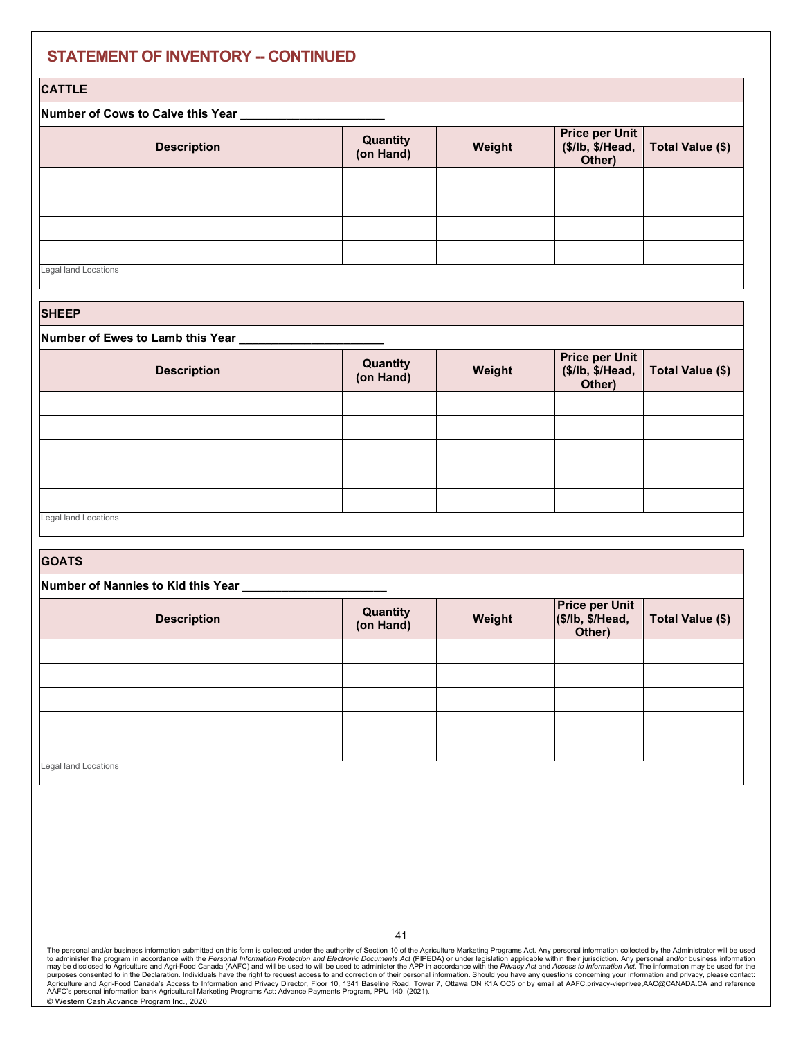## STATEMENT OF INVENTORY -- CONTINUED

### CATTLE

**Number of Cows to Calve this Year ______________________**

| Description | Quantity (on Hand) | Weight | Price per Unit ($/lb, $/Head, Other) | Total Value ($) |
|---|---|---|---|---|
| | | | | |
| | | | | |
| | | | | |
| | | | | |

Legal land Locations

### SHEEP

**Number of Ewes to Lamb this Year ______________________**

| Description | Quantity (on Hand) | Weight | Price per Unit ($/lb, $/Head, Other) | Total Value ($) |
|---|---|---|---|---|
| | | | | |
| | | | | |
| | | | | |
| | | | | |
| | | | | |

Legal land Locations

### GOATS

**Number of Nannies to Kid this Year ______________________**

| Description | Quantity (on Hand) | Weight | Price per Unit ($/lb, $/Head, Other) | Total Value ($) |
|---|---|---|---|---|
| | | | | |
| | | | | |
| | | | | |
| | | | | |
| | | | | |

Legal land Locations

The personal and/or business information submitted on this form is collected under the authority of Section 10 of the Agriculture Marketing Programs Act. Any personal information collected by the Administrator will be used to administer the program in accordance with the *Personal Information Protection and Electronic Documents Act* (PIPEDA) or under legislation applicable within their jurisdiction. Any personal and/or business information may be disclosed to Agriculture and Agri-Food Canada (AAFC) and will be used to will be used to administer the APP in accordance with the *Privacy Act* and *Access to Information Act*. The information may be used for the purposes consented to in the Declaration. Individuals have the right to request access to and correction of their personal information. Should you have any questions concerning your information and privacy, please contact: Agriculture and Agri-Food Canada's Access to Information and Privacy Director, Floor 10, 1341 Baseline Road, Tower 7, Ottawa ON K1A OC5 or by email at AAFC.privacy-vieprivee.AAC@CANADA.CA and reference AAFC's personal information bank Agricultural Marketing Programs Act: Advance Payments Program, PPU 140. (2021).

© Western Cash Advance Program Inc., 2020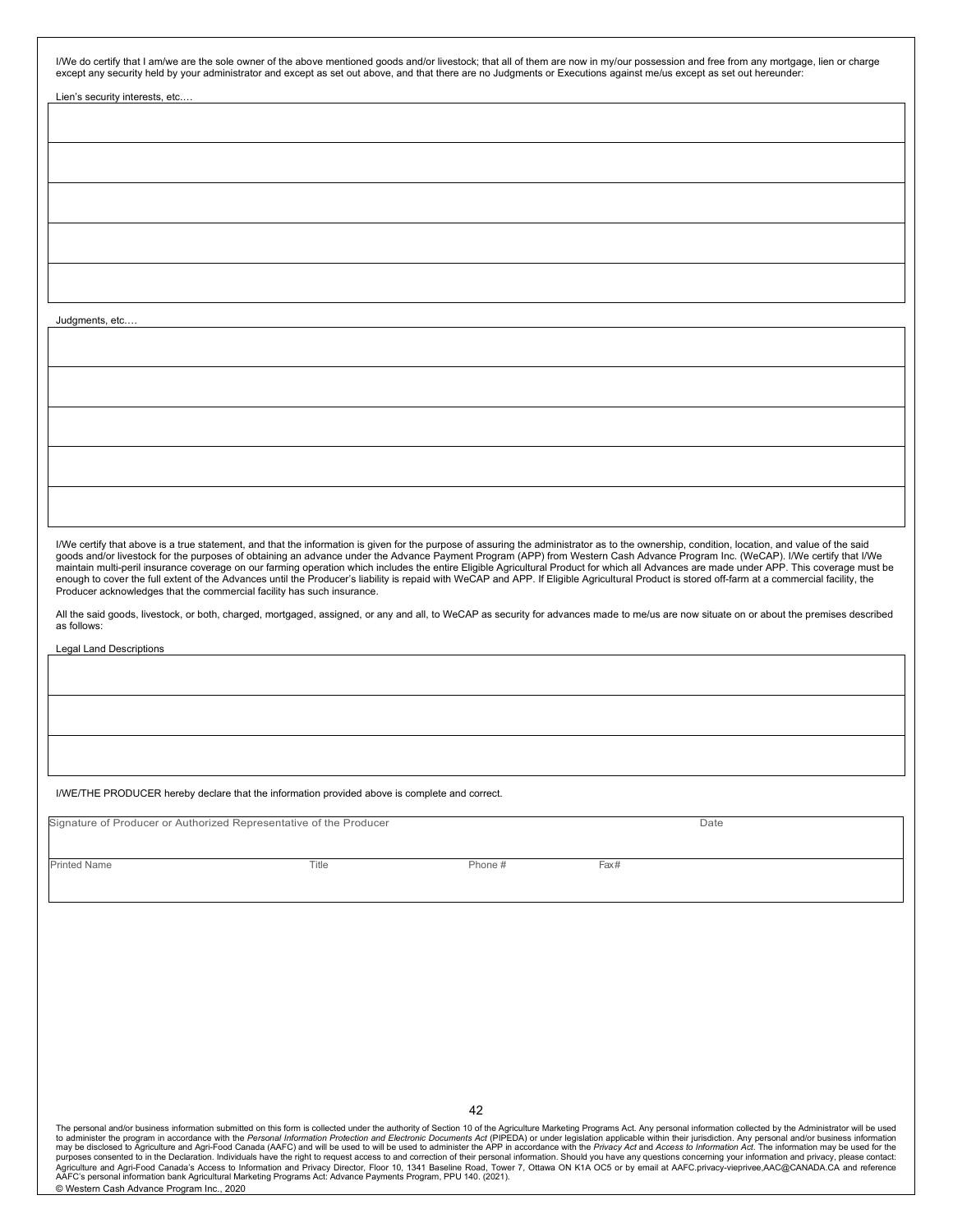I/We do certify that I am/we are the sole owner of the above mentioned goods and/or livestock; that all of them are now in my/our possession and free from any mortgage, lien or charge except any security held by your administrator and except as set out above, and that there are no Judgments or Executions against me/us except as set out hereunder:

Lien's security interests, etc.…

| |
|---|
| |
| |
| |
| |
| |

Judgments, etc.…

| |
|---|
| |
| |
| |
| |
| |

I/We certify that above is a true statement, and that the information is given for the purpose of assuring the administrator as to the ownership, condition, location, and value of the said goods and/or livestock for the purposes of obtaining an advance under the Advance Payment Program (APP) from Western Cash Advance Program Inc. (WeCAP). I/We certify that I/We maintain multi-peril insurance coverage on our farming operation which includes the entire Eligible Agricultural Product for which all Advances are made under APP. This coverage must be enough to cover the full extent of the Advances until the Producer's liability is repaid with WeCAP and APP. If Eligible Agricultural Product is stored off-farm at a commercial facility, the Producer acknowledges that the commercial facility has such insurance.

All the said goods, livestock, or both, charged, mortgaged, assigned, or any and all, to WeCAP as security for advances made to me/us are now situate on or about the premises described as follows:

Legal Land Descriptions

| |
|---|
| |
| |
| |

I/WE/THE PRODUCER hereby declare that the information provided above is complete and correct.

| Signature of Producer or Authorized Representative of the Producer | | | Date |
|---|---|---|---|
| Printed Name | Title | Phone # | Fax# |

The personal and/or business information submitted on this form is collected under the authority of Section 10 of the Agriculture Marketing Programs Act. Any personal information collected by the Administrator will be used to administer the program in accordance with the *Personal Information Protection and Electronic Documents Act* (PIPEDA) or under legislation applicable within their jurisdiction. Any personal and/or business information may be disclosed to Agriculture and Agri-Food Canada (AAFC) and will be used to will be used to administer the APP in accordance with the *Privacy Act* and *Access to Information Act*. The information may be used for the purposes consented to in the Declaration. Individuals have the right to request access to and correction of their personal information. Should you have any questions concerning your information and privacy, please contact: Agriculture and Agri-Food Canada's Access to Information and Privacy Director, Floor 10, 1341 Baseline Road, Tower 7, Ottawa ON K1A OC5 or by email at AAFC.privacy-vieprivee,AAC@CANADA.CA and reference AAFC's personal information bank Agricultural Marketing Programs Act: Advance Payments Program, PPU 140. (2021).

© Western Cash Advance Program Inc., 2020